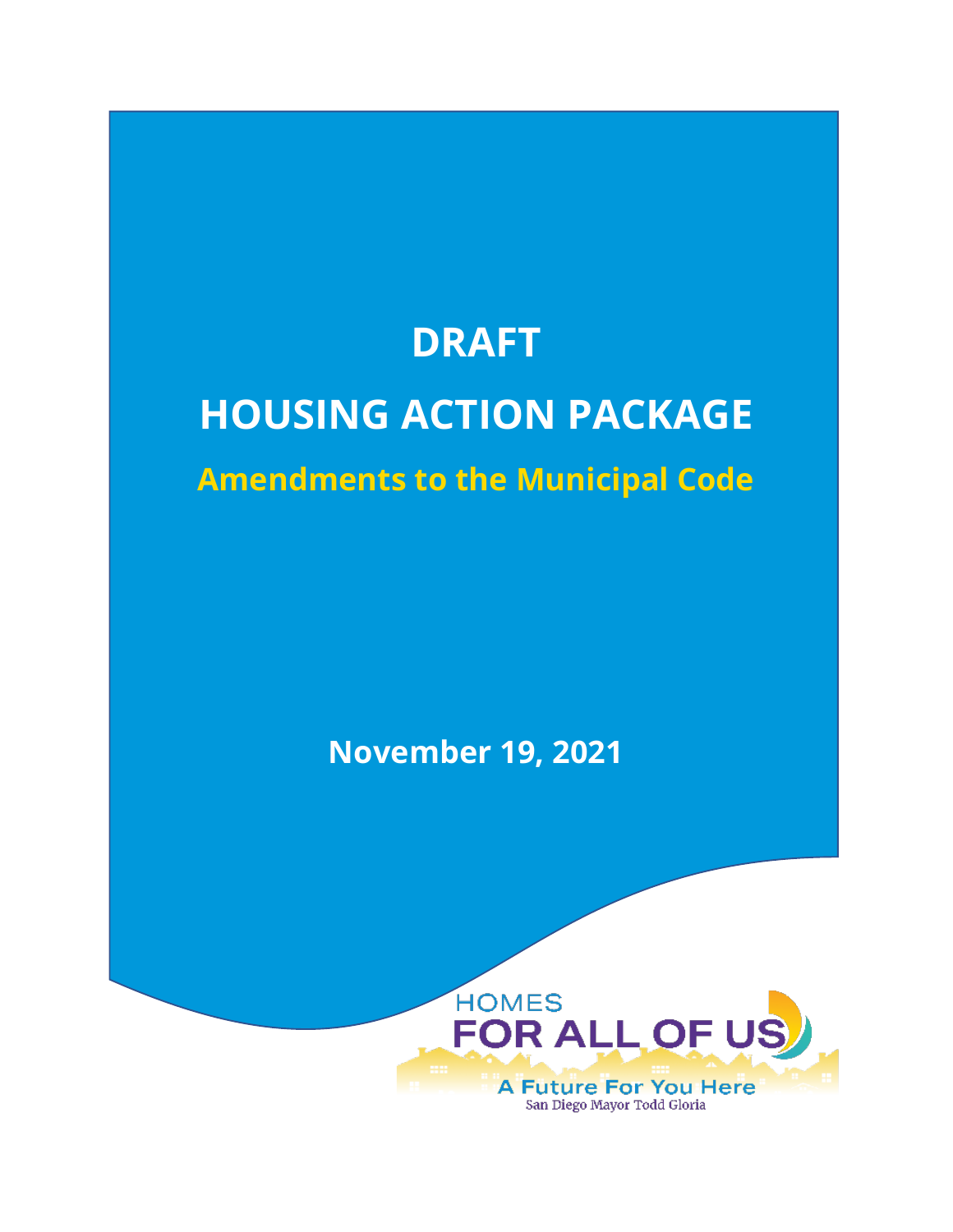# DRAFT

# HOUSING ACTION PACKAGE

## Amendments to the Municipal Code

**November 19, 2021**

HOMES
FOR ALL OF US
A Future For You Here
San Diego Mayor Todd Gloria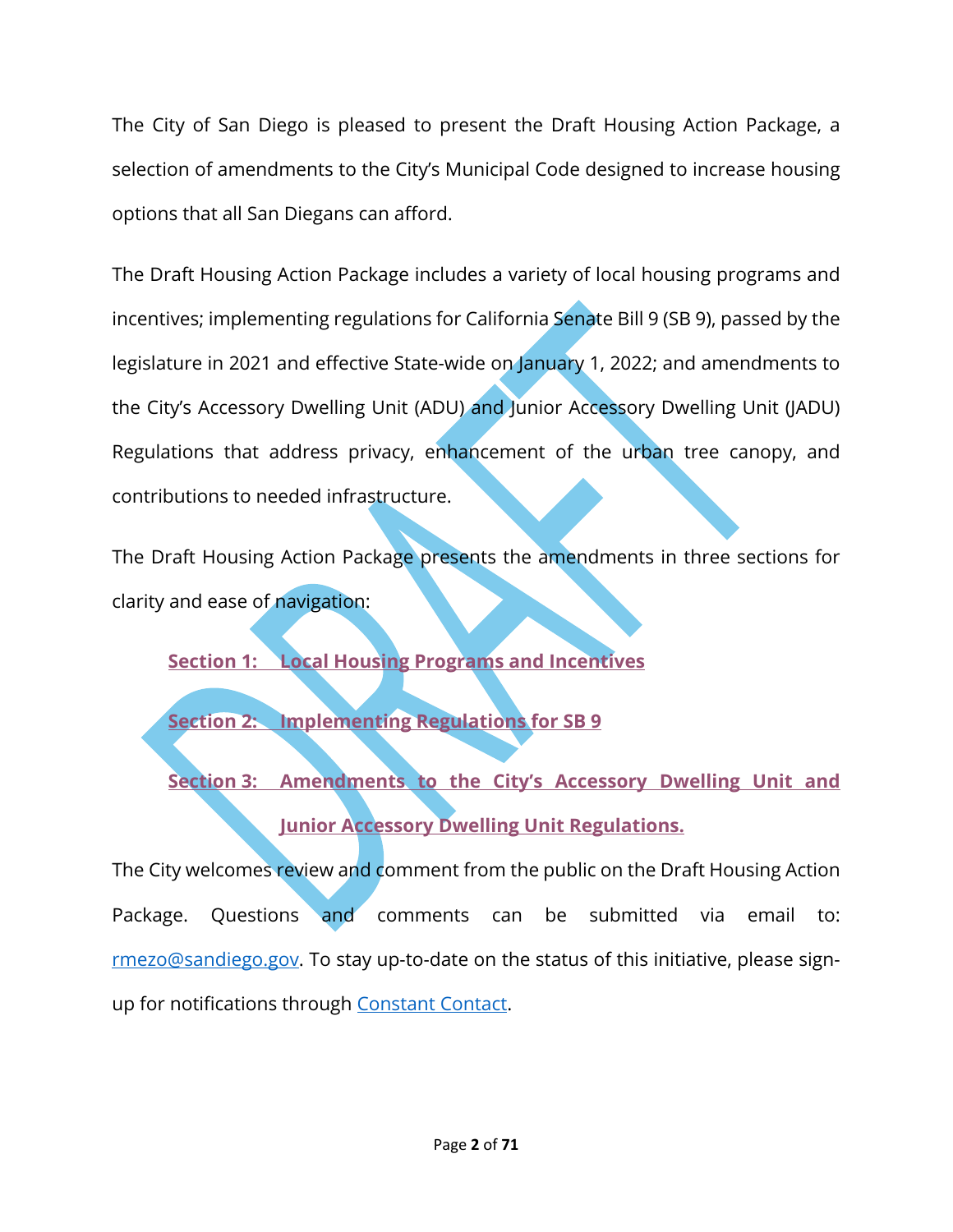The City of San Diego is pleased to present the Draft Housing Action Package, a selection of amendments to the City's Municipal Code designed to increase housing options that all San Diegans can afford.

The Draft Housing Action Package includes a variety of local housing programs and incentives; implementing regulations for California Senate Bill 9 (SB 9), passed by the legislature in 2021 and effective State-wide on January 1, 2022; and amendments to the City's Accessory Dwelling Unit (ADU) and Junior Accessory Dwelling Unit (JADU) Regulations that address privacy, enhancement of the urban tree canopy, and contributions to needed infrastructure.

The Draft Housing Action Package presents the amendments in three sections for clarity and ease of navigation:

**Section 1: Local Housing Programs and Incentives**

**Section 2: Implementing Regulations for SB 9**

**Section 3: Amendments to the City's Accessory Dwelling Unit and Junior Accessory Dwelling Unit Regulations.**

The City welcomes review and comment from the public on the Draft Housing Action Package. Questions and comments can be submitted via email to: rmezo@sandiego.gov. To stay up-to-date on the status of this initiative, please sign-up for notifications through Constant Contact.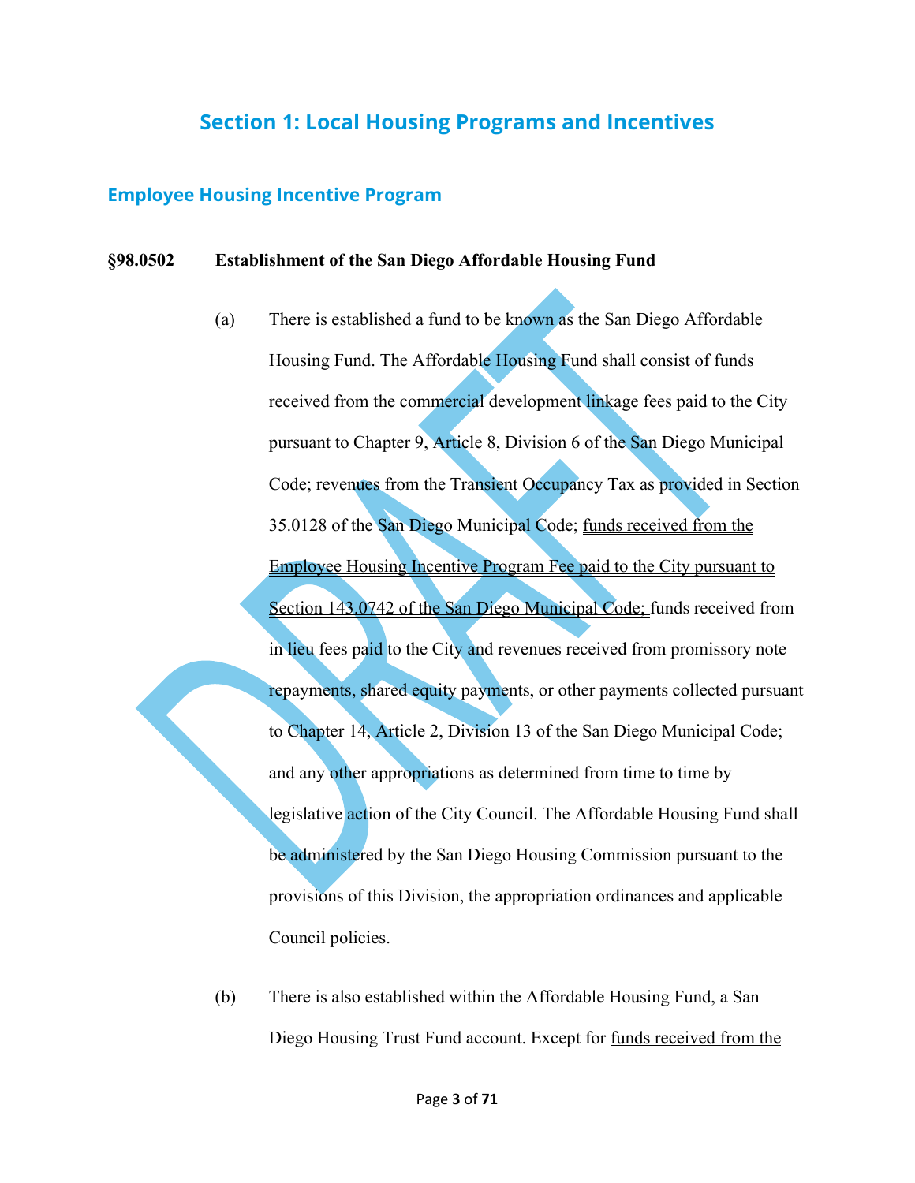## Section 1: Local Housing Programs and Incentives

### Employee Housing Incentive Program

**§98.0502 Establishment of the San Diego Affordable Housing Fund**

(a) There is established a fund to be known as the San Diego Affordable Housing Fund. The Affordable Housing Fund shall consist of funds received from the commercial development linkage fees paid to the City pursuant to Chapter 9, Article 8, Division 6 of the San Diego Municipal Code; revenues from the Transient Occupancy Tax as provided in Section 35.0128 of the San Diego Municipal Code; <u>funds received from the Employee Housing Incentive Program Fee paid to the City pursuant to Section 143.0742 of the San Diego Municipal Code;</u> funds received from in lieu fees paid to the City and revenues received from promissory note repayments, shared equity payments, or other payments collected pursuant to Chapter 14, Article 2, Division 13 of the San Diego Municipal Code; and any other appropriations as determined from time to time by legislative action of the City Council. The Affordable Housing Fund shall be administered by the San Diego Housing Commission pursuant to the provisions of this Division, the appropriation ordinances and applicable Council policies.

(b) There is also established within the Affordable Housing Fund, a San Diego Housing Trust Fund account. Except for <u>funds received from the</u>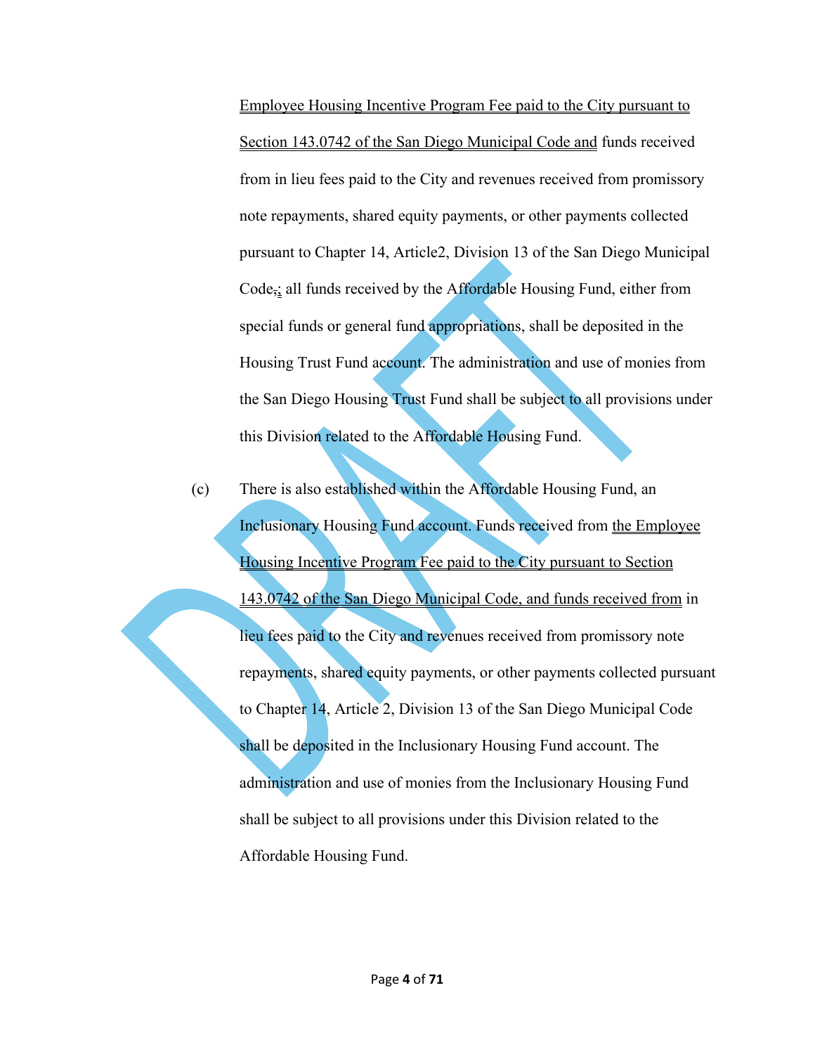Employee Housing Incentive Program Fee paid to the City pursuant to Section 143.0742 of the San Diego Municipal Code and funds received from in lieu fees paid to the City and revenues received from promissory note repayments, shared equity payments, or other payments collected pursuant to Chapter 14, Article2, Division 13 of the San Diego Municipal Code,; all funds received by the Affordable Housing Fund, either from special funds or general fund appropriations, shall be deposited in the Housing Trust Fund account. The administration and use of monies from the San Diego Housing Trust Fund shall be subject to all provisions under this Division related to the Affordable Housing Fund.

(c) There is also established within the Affordable Housing Fund, an Inclusionary Housing Fund account. Funds received from the Employee Housing Incentive Program Fee paid to the City pursuant to Section 143.0742 of the San Diego Municipal Code, and funds received from in lieu fees paid to the City and revenues received from promissory note repayments, shared equity payments, or other payments collected pursuant to Chapter 14, Article 2, Division 13 of the San Diego Municipal Code shall be deposited in the Inclusionary Housing Fund account. The administration and use of monies from the Inclusionary Housing Fund shall be subject to all provisions under this Division related to the Affordable Housing Fund.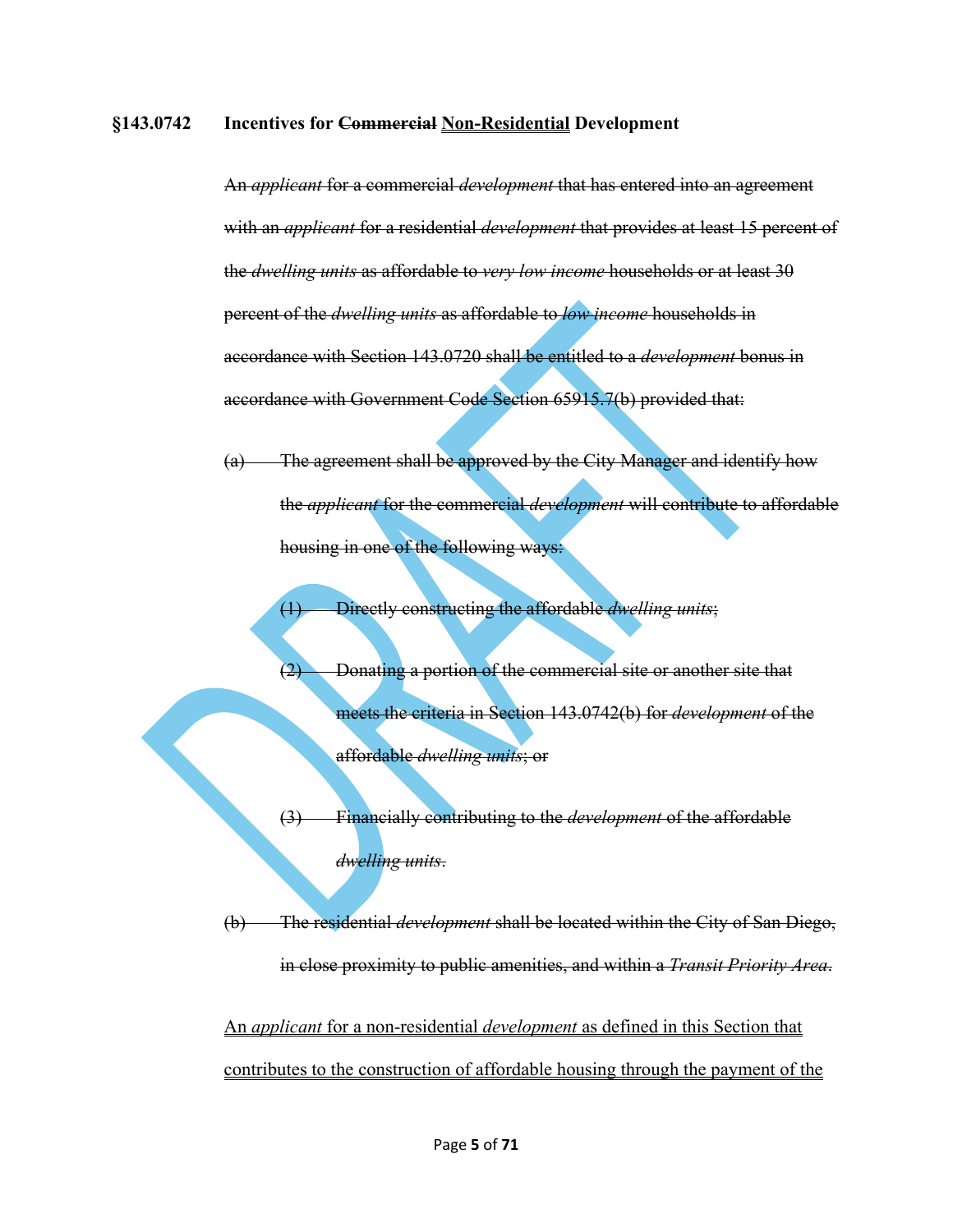**§143.0742 Incentives for ~~Commercial~~ <u>Non-Residential</u> Development**

~~An *applicant* for a commercial *development* that has entered into an agreement with an *applicant* for a residential *development* that provides at least 15 percent of the *dwelling units* as affordable to *very low income* households or at least 30 percent of the *dwelling units* as affordable to *low income* households in accordance with Section 143.0720 shall be entitled to a *development* bonus in accordance with Government Code Section 65915.7(b) provided that:~~

~~(a) The agreement shall be approved by the City Manager and identify how the *applicant* for the commercial *development* will contribute to affordable housing in one of the following ways:~~

~~(1) Directly constructing the affordable *dwelling units*;~~

~~(2) Donating a portion of the commercial site or another site that meets the criteria in Section 143.0742(b) for *development* of the affordable *dwelling units*; or~~

~~(3) Financially contributing to the *development* of the affordable *dwelling units*.~~

~~(b) The residential *development* shall be located within the City of San Diego, in close proximity to public amenities, and within a *Transit Priority Area*.~~

<u>An *applicant* for a non-residential *development* as defined in this Section that contributes to the construction of affordable housing through the payment of the</u>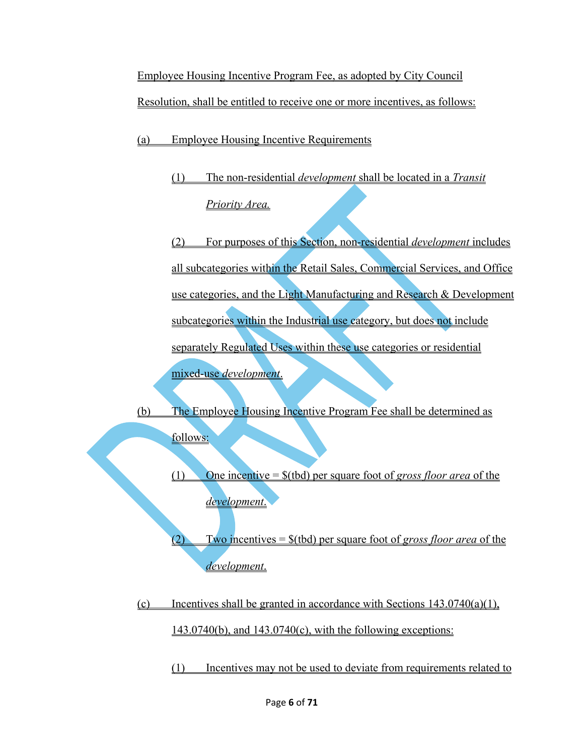Employee Housing Incentive Program Fee, as adopted by City Council Resolution, shall be entitled to receive one or more incentives, as follows:

(a) Employee Housing Incentive Requirements

(1) The non-residential *development* shall be located in a *Transit Priority Area.*

(2) For purposes of this Section, non-residential *development* includes all subcategories within the Retail Sales, Commercial Services, and Office use categories, and the Light Manufacturing and Research & Development subcategories within the Industrial use category, but does not include separately Regulated Uses within these use categories or residential mixed-use *development*.

(b) The Employee Housing Incentive Program Fee shall be determined as follows:

(1) One incentive = $(tbd) per square foot of *gross floor area* of the *development*.

(2) Two incentives = $(tbd) per square foot of *gross floor area* of the *development*.

(c) Incentives shall be granted in accordance with Sections 143.0740(a)(1), 143.0740(b), and 143.0740(c), with the following exceptions:

(1) Incentives may not be used to deviate from requirements related to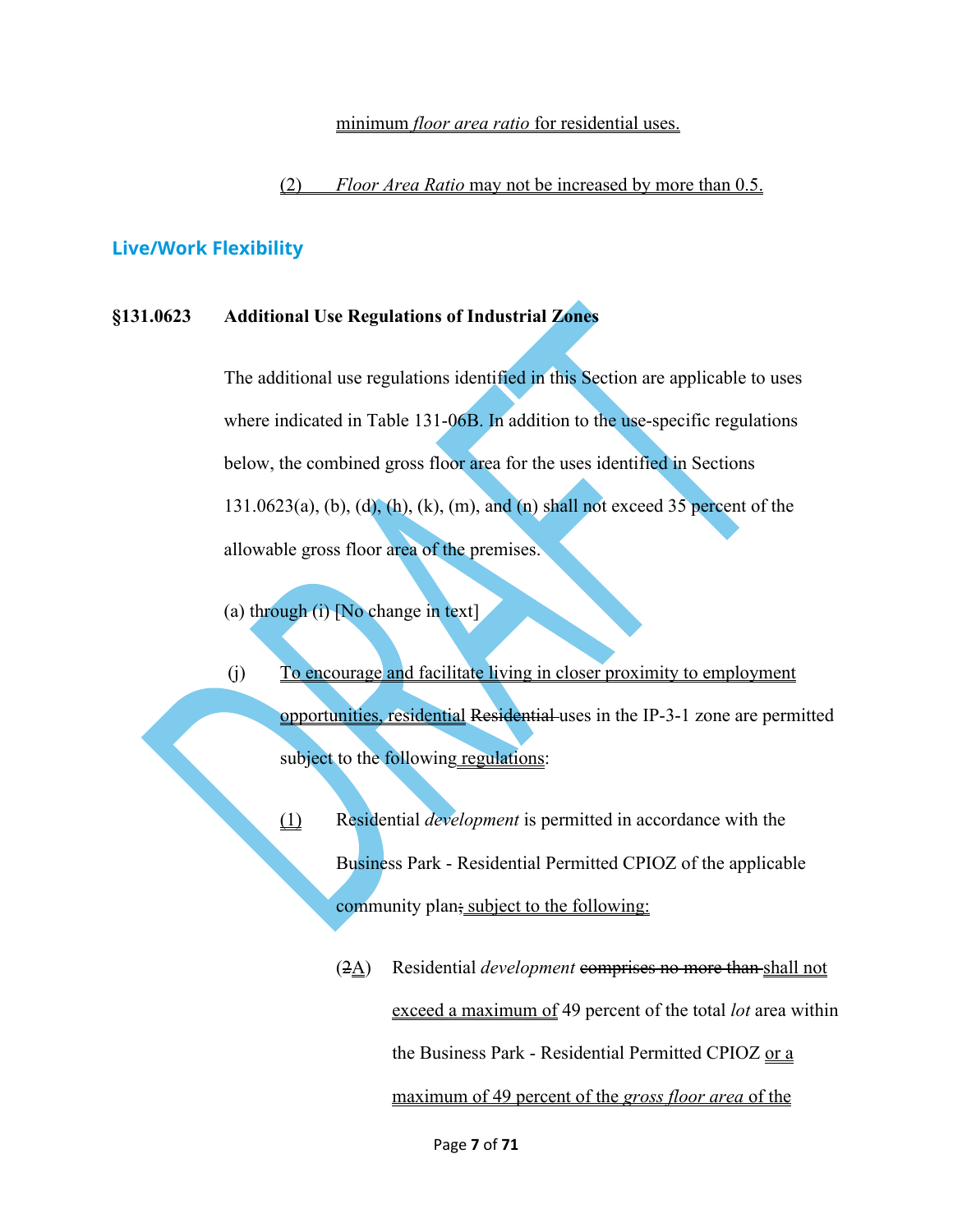minimum *floor area ratio* for residential uses.

(2) *Floor Area Ratio* may not be increased by more than 0.5.

## Live/Work Flexibility

**§131.0623 Additional Use Regulations of Industrial Zones**

The additional use regulations identified in this Section are applicable to uses where indicated in Table 131-06B. In addition to the use-specific regulations below, the combined gross floor area for the uses identified in Sections 131.0623(a), (b), (d), (h), (k), (m), and (n) shall not exceed 35 percent of the allowable gross floor area of the premises.

(a) through (i) [No change in text]

(j) To encourage and facilitate living in closer proximity to employment opportunities, residential ~~Residential~~ uses in the IP-3-1 zone are permitted subject to the following regulations:

(1) Residential *development* is permitted in accordance with the Business Park - Residential Permitted CPIOZ of the applicable community plan~~;~~ subject to the following:

(~~2~~A) Residential *development* ~~comprises no more than~~ shall not exceed a maximum of 49 percent of the total *lot* area within the Business Park - Residential Permitted CPIOZ or a maximum of 49 percent of the *gross floor area* of the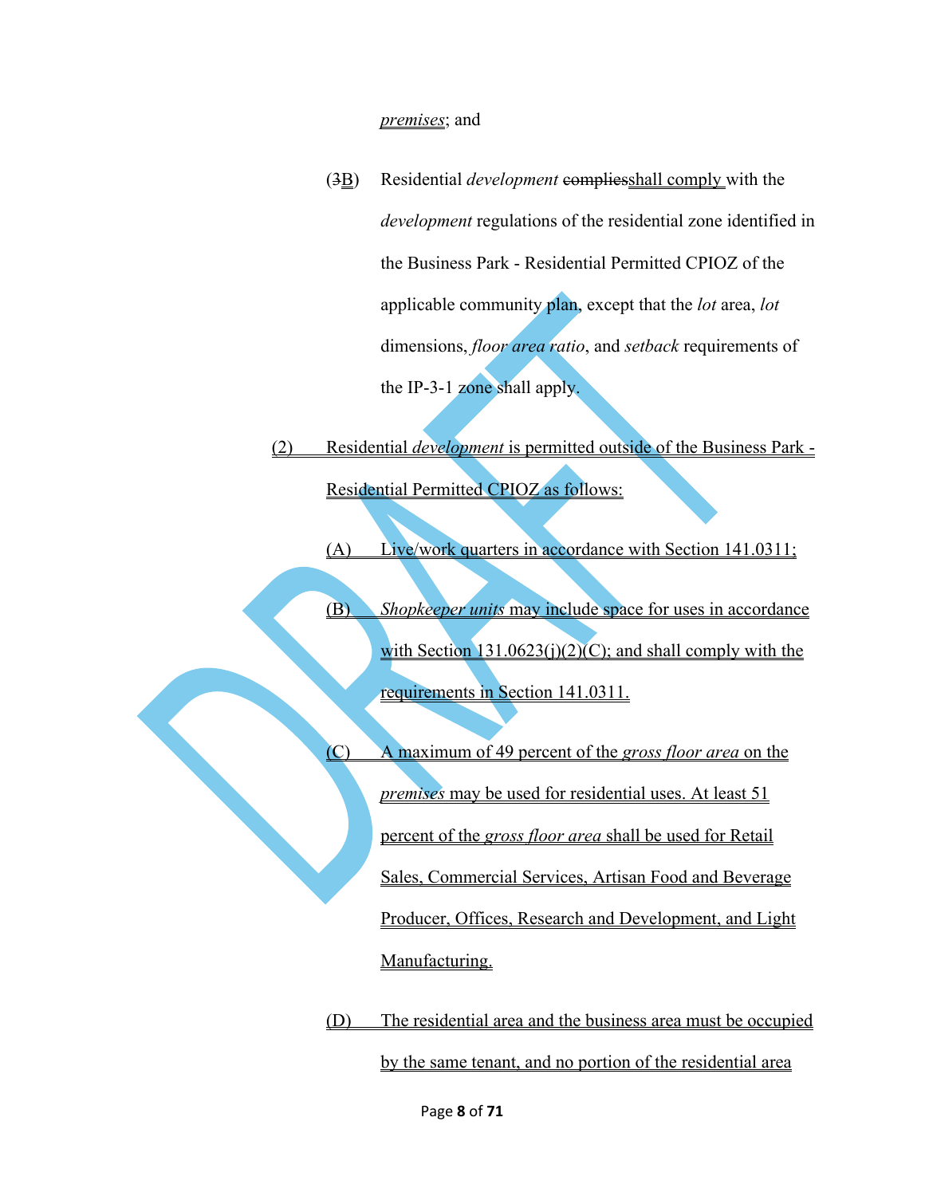*premises*; and

(~~3~~B) Residential *development* ~~complies~~shall comply with the *development* regulations of the residential zone identified in the Business Park - Residential Permitted CPIOZ of the applicable community plan, except that the *lot* area, *lot* dimensions, *floor area ratio*, and *setback* requirements of the IP-3-1 zone shall apply.

(2) Residential *development* is permitted outside of the Business Park - Residential Permitted CPIOZ as follows:

(A) Live/work quarters in accordance with Section 141.0311;

(B) *Shopkeeper units* may include space for uses in accordance with Section 131.0623(j)(2)(C); and shall comply with the requirements in Section 141.0311.

(C) A maximum of 49 percent of the *gross floor area* on the *premises* may be used for residential uses. At least 51 percent of the *gross floor area* shall be used for Retail Sales, Commercial Services, Artisan Food and Beverage Producer, Offices, Research and Development, and Light Manufacturing.

(D) The residential area and the business area must be occupied by the same tenant, and no portion of the residential area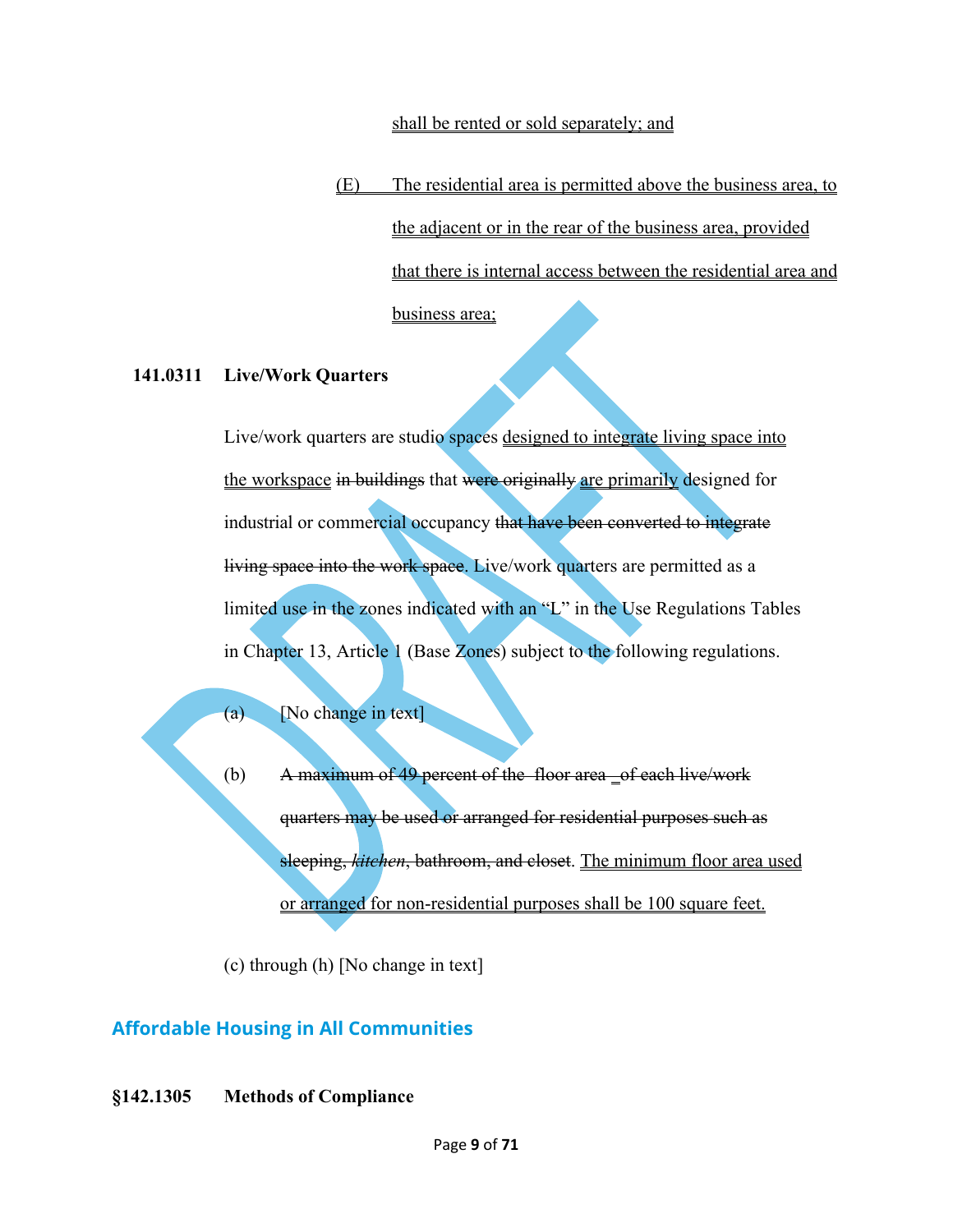shall be rented or sold separately; and

(E) The residential area is permitted above the business area, to the adjacent or in the rear of the business area, provided that there is internal access between the residential area and business area;

**141.0311 Live/Work Quarters**

Live/work quarters are studio spaces designed to integrate living space into the workspace ~~in buildings~~ that ~~were originally~~ are primarily designed for industrial or commercial occupancy ~~that have been converted to integrate living space into the work space~~. Live/work quarters are permitted as a limited use in the zones indicated with an "L" in the Use Regulations Tables in Chapter 13, Article 1 (Base Zones) subject to the following regulations.

(a) [No change in text]

(b) ~~A maximum of 49 percent of the floor area of each live/work quarters may be used or arranged for residential purposes such as sleeping, *kitchen*, bathroom, and closet~~. The minimum floor area used or arranged for non-residential purposes shall be 100 square feet.

(c) through (h) [No change in text]

## Affordable Housing in All Communities

**§142.1305 Methods of Compliance**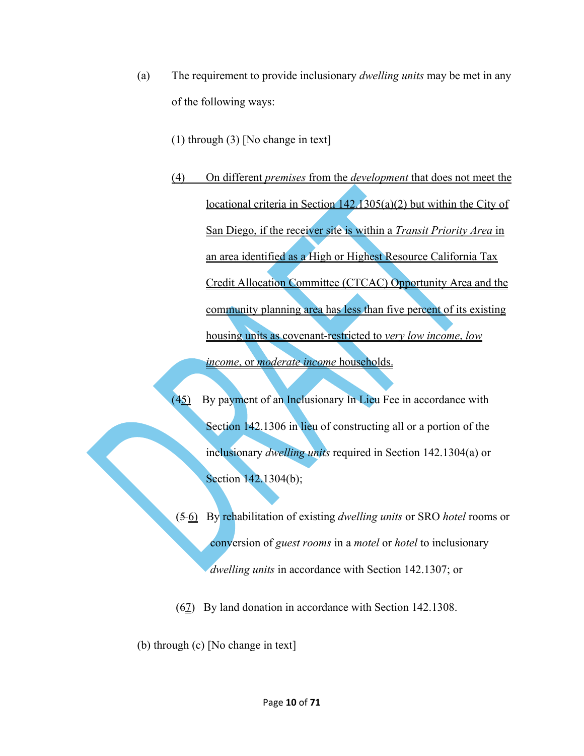(a) The requirement to provide inclusionary *dwelling units* may be met in any of the following ways:

(1) through (3) [No change in text]

<u>(4) On different *premises* from the *development* that does not meet the locational criteria in Section 142.1305(a)(2) but within the City of San Diego, if the receiver site is within a *Transit Priority Area* in an area identified as a High or Highest Resource California Tax Credit Allocation Committee (CTCAC) Opportunity Area and the community planning area has less than five percent of its existing housing units as covenant-restricted to *very low income*, *low income*, or *moderate income* households.</u>

(~~4~~<u>5</u>) By payment of an Inclusionary In Lieu Fee in accordance with Section 142.1306 in lieu of constructing all or a portion of the inclusionary *dwelling units* required in Section 142.1304(a) or Section 142.1304(b);

(~~5~~ <u>6</u>) By rehabilitation of existing *dwelling units* or SRO *hotel* rooms or conversion of *guest rooms* in a *motel* or *hotel* to inclusionary *dwelling units* in accordance with Section 142.1307; or

(~~6~~<u>7</u>) By land donation in accordance with Section 142.1308.

(b) through (c) [No change in text]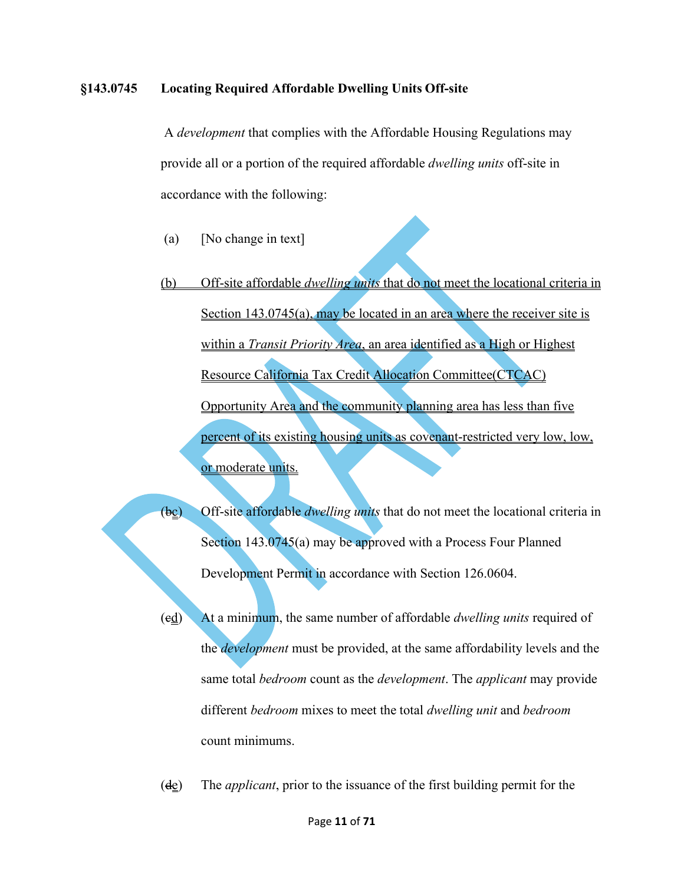**§143.0745 Locating Required Affordable Dwelling Units Off-site**

A *development* that complies with the Affordable Housing Regulations may provide all or a portion of the required affordable *dwelling units* off-site in accordance with the following:

(a) [No change in text]

<u>(b) Off-site affordable *dwelling units* that do not meet the locational criteria in Section 143.0745(a), may be located in an area where the receiver site is within a *Transit Priority Area*, an area identified as a High or Highest Resource California Tax Credit Allocation Committee(CTCAC) Opportunity Area and the community planning area has less than five percent of its existing housing units as covenant-restricted very low, low, or moderate units.</u>

(~~b~~<u>c</u>) Off-site affordable *dwelling units* that do not meet the locational criteria in Section 143.0745(a) may be approved with a Process Four Planned Development Permit in accordance with Section 126.0604.

(~~c~~<u>d</u>) At a minimum, the same number of affordable *dwelling units* required of the *development* must be provided, at the same affordability levels and the same total *bedroom* count as the *development*. The *applicant* may provide different *bedroom* mixes to meet the total *dwelling unit* and *bedroom* count minimums.

(~~d~~<u>e</u>) The *applicant*, prior to the issuance of the first building permit for the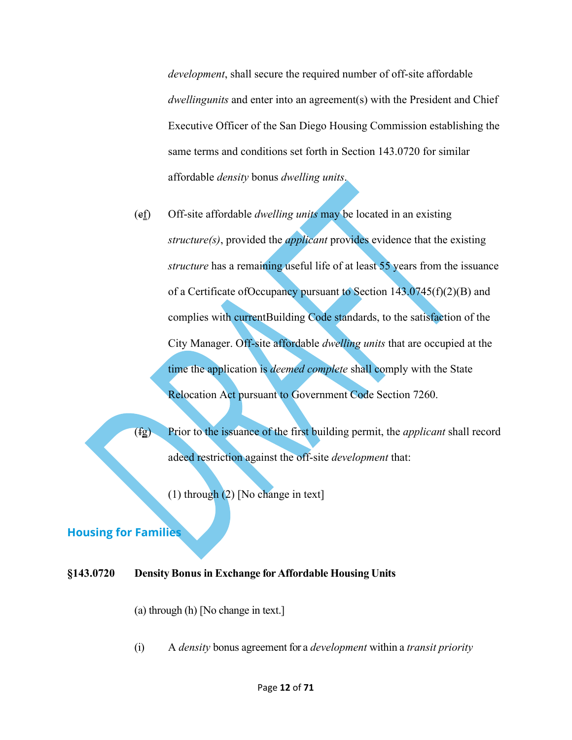*development*, shall secure the required number of off-site affordable *dwellingunits* and enter into an agreement(s) with the President and Chief Executive Officer of the San Diego Housing Commission establishing the same terms and conditions set forth in Section 143.0720 for similar affordable *density* bonus *dwelling units*.

(~~e~~f) Off-site affordable *dwelling units* may be located in an existing *structure(s)*, provided the *applicant* provides evidence that the existing *structure* has a remaining useful life of at least 55 years from the issuance of a Certificate ofOccupancy pursuant to Section 143.0745(f)(2)(B) and complies with currentBuilding Code standards, to the satisfaction of the City Manager. Off-site affordable *dwelling units* that are occupied at the time the application is *deemed complete* shall comply with the State Relocation Act pursuant to Government Code Section 7260.

(~~f~~g) Prior to the issuance of the first building permit, the *applicant* shall record adeed restriction against the off-site *development* that:

(1) through (2) [No change in text]

## Housing for Families

**§143.0720 Density Bonus in Exchange for Affordable Housing Units**

(a) through (h) [No change in text.]

(i) A *density* bonus agreement for a *development* within a *transit priority*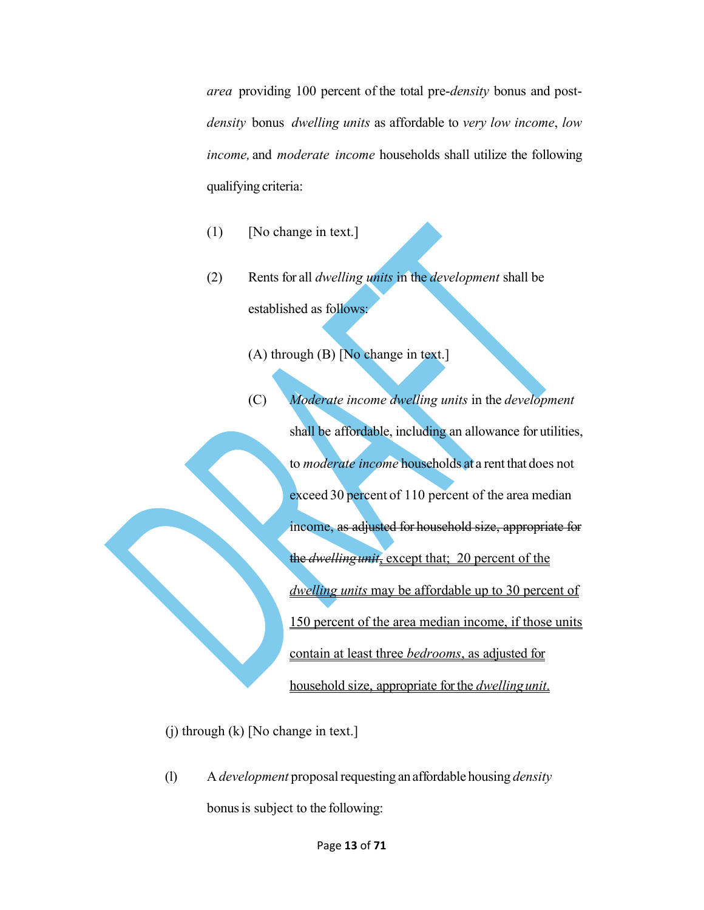*area* providing 100 percent of the total pre-*density* bonus and post-*density* bonus *dwelling units* as affordable to *very low income*, *low income,* and *moderate income* households shall utilize the following qualifying criteria:

(1) [No change in text.]

(2) Rents for all *dwelling units* in the *development* shall be established as follows:

(A) through (B) [No change in text.]

(C) *Moderate income dwelling units* in the *development* shall be affordable, including an allowance for utilities, to *moderate income* households at a rent that does not exceed 30 percent of 110 percent of the area median income, ~~as adjusted for household size, appropriate for the *dwelling unit*~~<u>, except that; 20 percent of the *dwelling units* may be affordable up to 30 percent of 150 percent of the area median income, if those units contain at least three *bedrooms*, as adjusted for household size, appropriate for the *dwelling unit*.</u>

(j) through (k) [No change in text.]

(l) A *development* proposal requesting an affordable housing *density* bonus is subject to the following: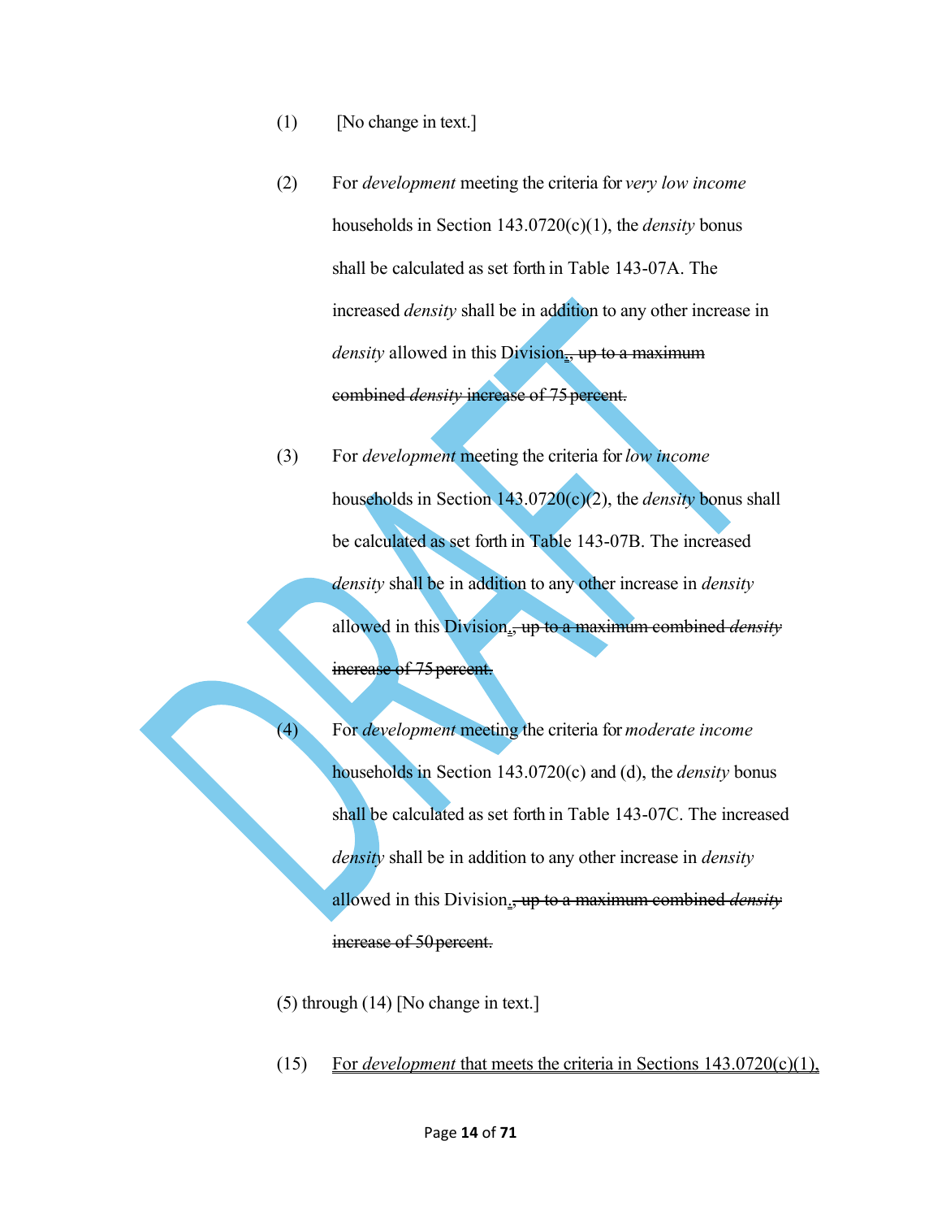(1) [No change in text.]

(2) For *development* meeting the criteria for *very low income* households in Section 143.0720(c)(1), the *density* bonus shall be calculated as set forth in Table 143-07A. The increased *density* shall be in addition to any other increase in *density* allowed in this Division<ins>.</ins><del>, up to a maximum combined *density* increase of 75 percent.</del>

(3) For *development* meeting the criteria for *low income* households in Section 143.0720(c)(2), the *density* bonus shall be calculated as set forth in Table 143-07B. The increased *density* shall be in addition to any other increase in *density* allowed in this Division<ins>.</ins><del>, up to a maximum combined *density* increase of 75 percent.</del>

(4) For *development* meeting the criteria for *moderate income* households in Section 143.0720(c) and (d), the *density* bonus shall be calculated as set forth in Table 143-07C. The increased *density* shall be in addition to any other increase in *density* allowed in this Division<ins>.</ins><del>, up to a maximum combined *density* increase of 50 percent.</del>

(5) through (14) [No change in text.]

(15) <ins>For *development* that meets the criteria in Sections 143.0720(c)(1),</ins>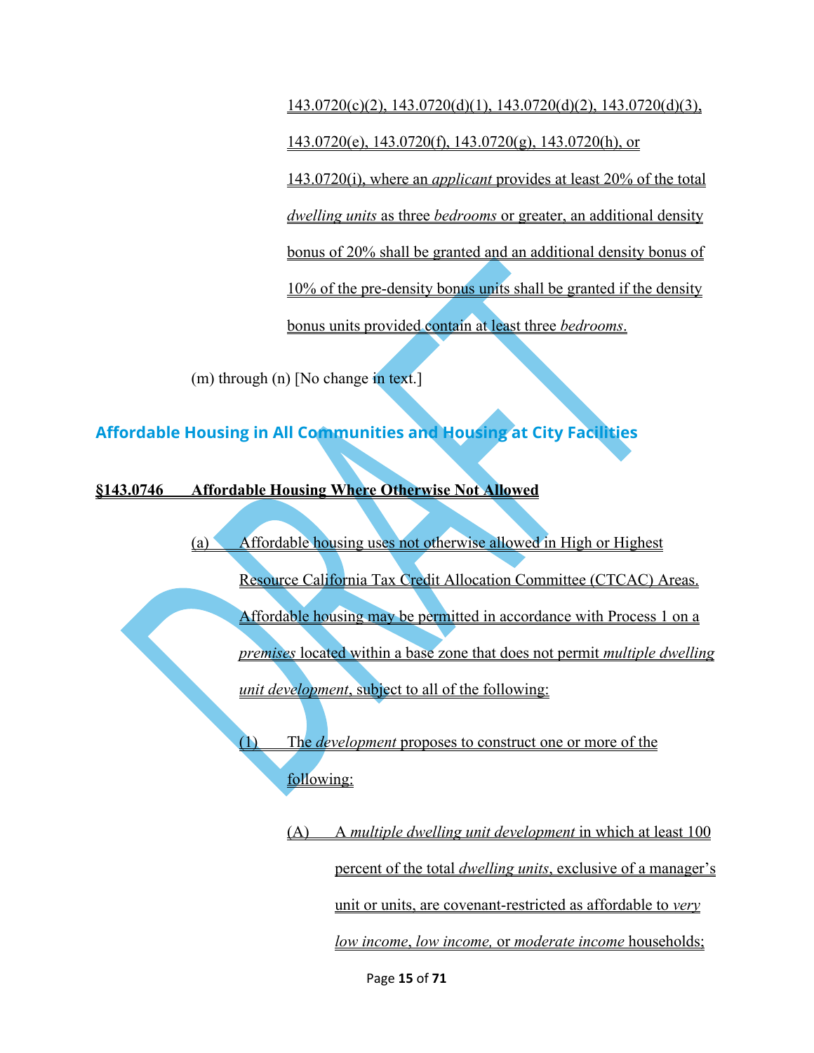143.0720(c)(2), 143.0720(d)(1), 143.0720(d)(2), 143.0720(d)(3), 143.0720(e), 143.0720(f), 143.0720(g), 143.0720(h), or 143.0720(i), where an *applicant* provides at least 20% of the total *dwelling units* as three *bedrooms* or greater, an additional density bonus of 20% shall be granted and an additional density bonus of 10% of the pre-density bonus units shall be granted if the density bonus units provided contain at least three *bedrooms*.

(m) through (n) [No change in text.]

## Affordable Housing in All Communities and Housing at City Facilities

**§143.0746 Affordable Housing Where Otherwise Not Allowed**

(a) Affordable housing uses not otherwise allowed in High or Highest Resource California Tax Credit Allocation Committee (CTCAC) Areas. Affordable housing may be permitted in accordance with Process 1 on a *premises* located within a base zone that does not permit *multiple dwelling unit development*, subject to all of the following:

(1) The *development* proposes to construct one or more of the following:

(A) A *multiple dwelling unit development* in which at least 100 percent of the total *dwelling units*, exclusive of a manager's unit or units, are covenant-restricted as affordable to *very low income*, *low income,* or *moderate income* households;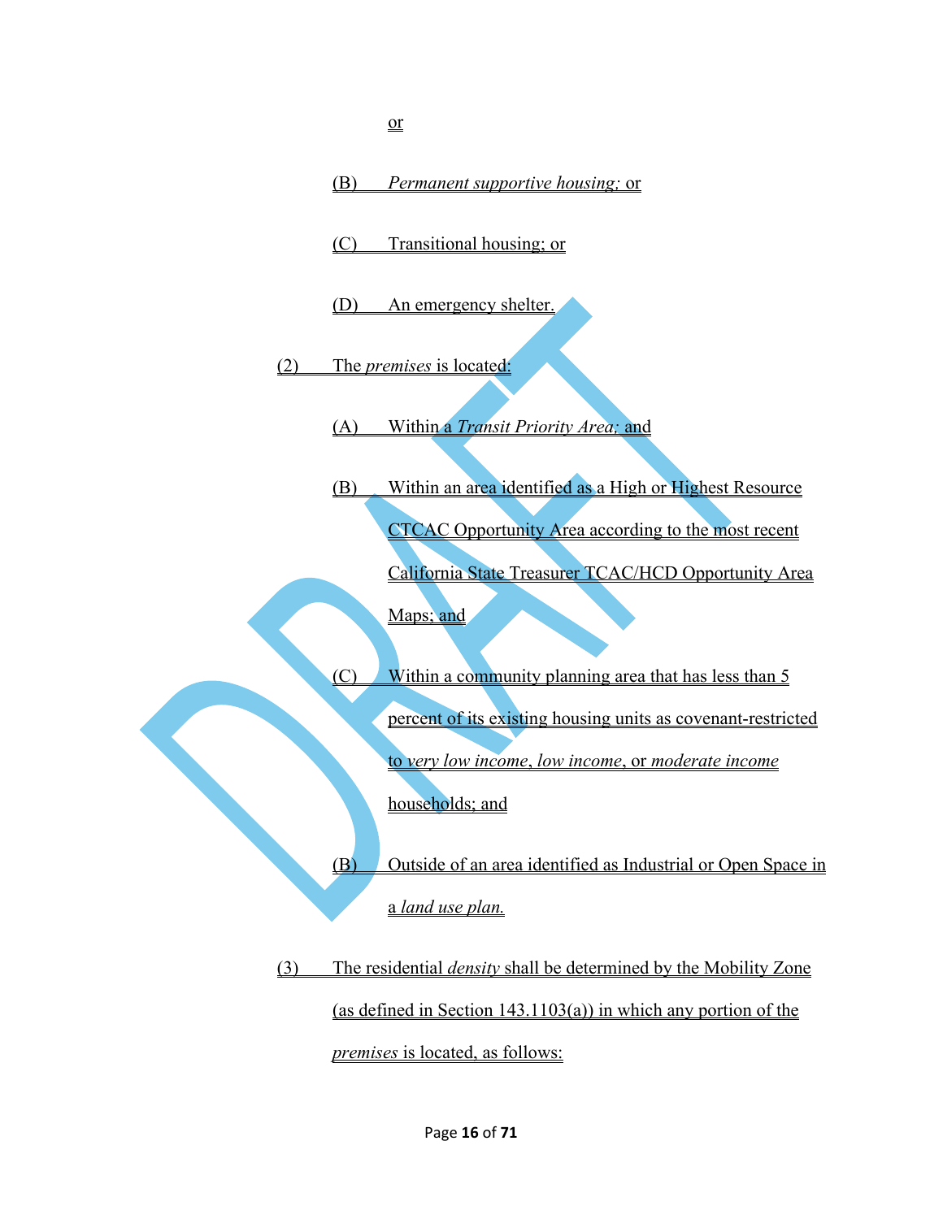or

(B) *Permanent supportive housing;* or

(C) Transitional housing; or

(D) An emergency shelter.

(2) The *premises* is located:

(A) Within a *Transit Priority Area;* and

(B) Within an area identified as a High or Highest Resource CTCAC Opportunity Area according to the most recent California State Treasurer TCAC/HCD Opportunity Area Maps; and

(C) Within a community planning area that has less than 5 percent of its existing housing units as covenant-restricted to *very low income*, *low income*, or *moderate income* households; and

(B) Outside of an area identified as Industrial or Open Space in a *land use plan.*

(3) The residential *density* shall be determined by the Mobility Zone (as defined in Section 143.1103(a)) in which any portion of the *premises* is located, as follows: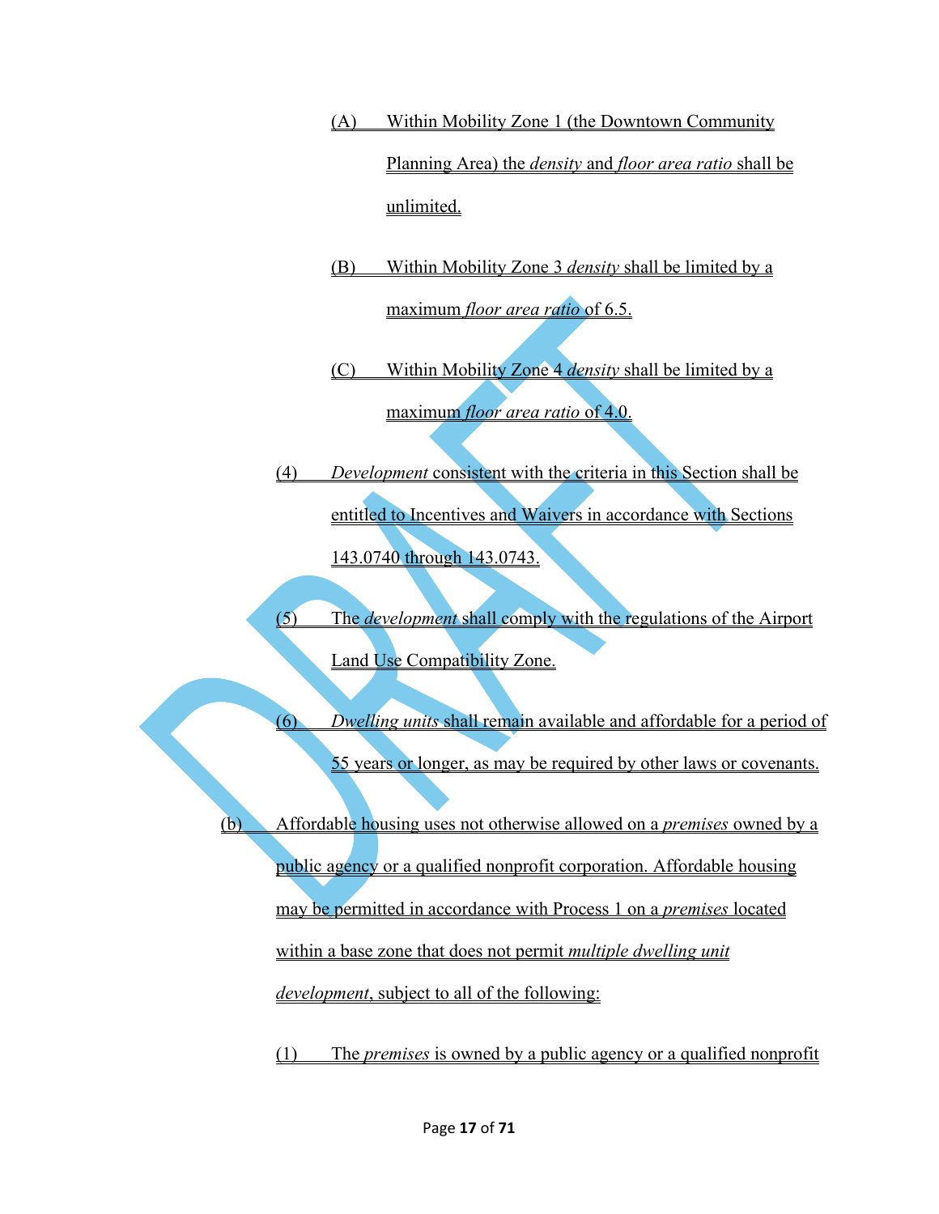(A) Within Mobility Zone 1 (the Downtown Community Planning Area) the *density* and *floor area ratio* shall be unlimited.

(B) Within Mobility Zone 3 *density* shall be limited by a maximum *floor area ratio* of 6.5.

(C) Within Mobility Zone 4 *density* shall be limited by a maximum *floor area ratio* of 4.0.

(4) *Development* consistent with the criteria in this Section shall be entitled to Incentives and Waivers in accordance with Sections 143.0740 through 143.0743.

(5) The *development* shall comply with the regulations of the Airport Land Use Compatibility Zone.

(6) *Dwelling units* shall remain available and affordable for a period of 55 years or longer, as may be required by other laws or covenants.

(b) Affordable housing uses not otherwise allowed on a *premises* owned by a public agency or a qualified nonprofit corporation. Affordable housing may be permitted in accordance with Process 1 on a *premises* located within a base zone that does not permit *multiple dwelling unit development*, subject to all of the following:

(1) The *premises* is owned by a public agency or a qualified nonprofit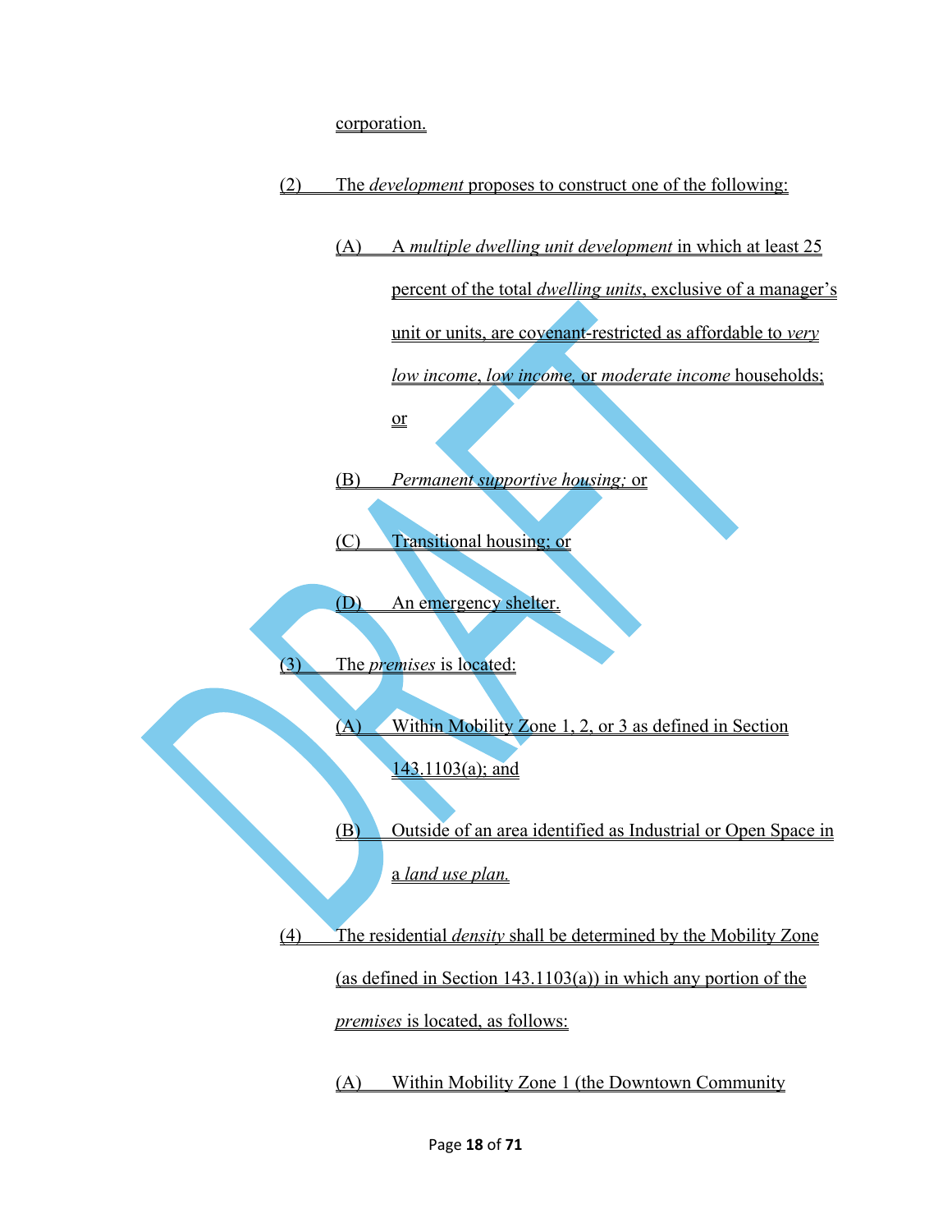corporation.

(2) The *development* proposes to construct one of the following:

(A) A *multiple dwelling unit development* in which at least 25 percent of the total *dwelling units*, exclusive of a manager's unit or units, are covenant-restricted as affordable to *very low income*, *low income*, or *moderate income* households; or

(B) *Permanent supportive housing;* or

(C) Transitional housing; or

(D) An emergency shelter.

(3) The *premises* is located:

(A) Within Mobility Zone 1, 2, or 3 as defined in Section 143.1103(a); and

(B) Outside of an area identified as Industrial or Open Space in a *land use plan.*

(4) The residential *density* shall be determined by the Mobility Zone (as defined in Section 143.1103(a)) in which any portion of the *premises* is located, as follows:

(A) Within Mobility Zone 1 (the Downtown Community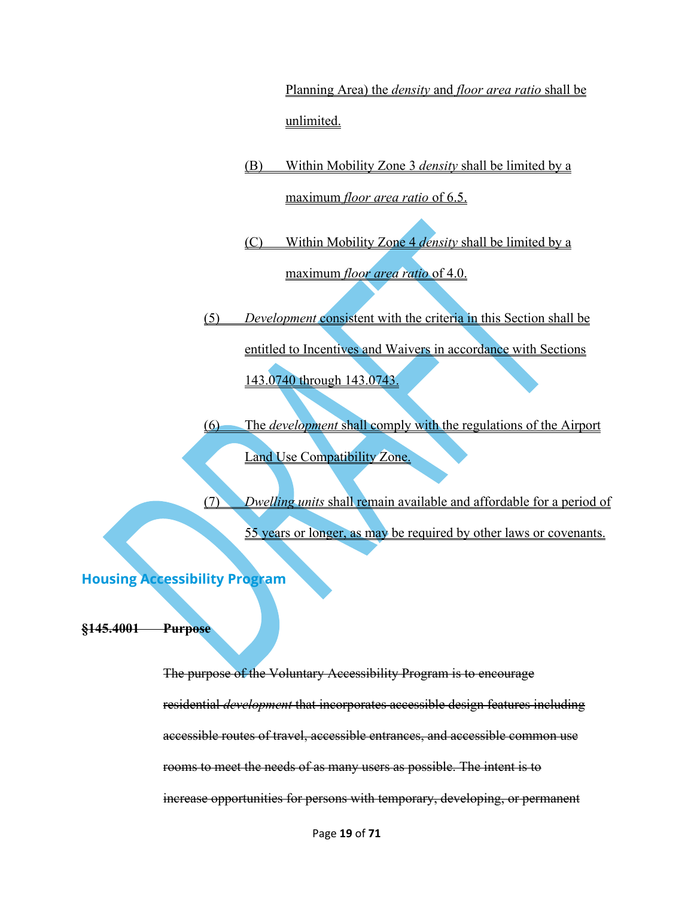Planning Area) the *density* and *floor area ratio* shall be unlimited.

(B) Within Mobility Zone 3 *density* shall be limited by a maximum *floor area ratio* of 6.5.

(C) Within Mobility Zone 4 *density* shall be limited by a maximum *floor area ratio* of 4.0.

(5) *Development* consistent with the criteria in this Section shall be entitled to Incentives and Waivers in accordance with Sections 143.0740 through 143.0743.

(6) The *development* shall comply with the regulations of the Airport Land Use Compatibility Zone.

(7) *Dwelling units* shall remain available and affordable for a period of 55 years or longer, as may be required by other laws or covenants.

## Housing Accessibility Program

**~~§145.4001 Purpose~~**

~~The purpose of the Voluntary Accessibility Program is to encourage residential *development* that incorporates accessible design features including accessible routes of travel, accessible entrances, and accessible common use rooms to meet the needs of as many users as possible. The intent is to increase opportunities for persons with temporary, developing, or permanent~~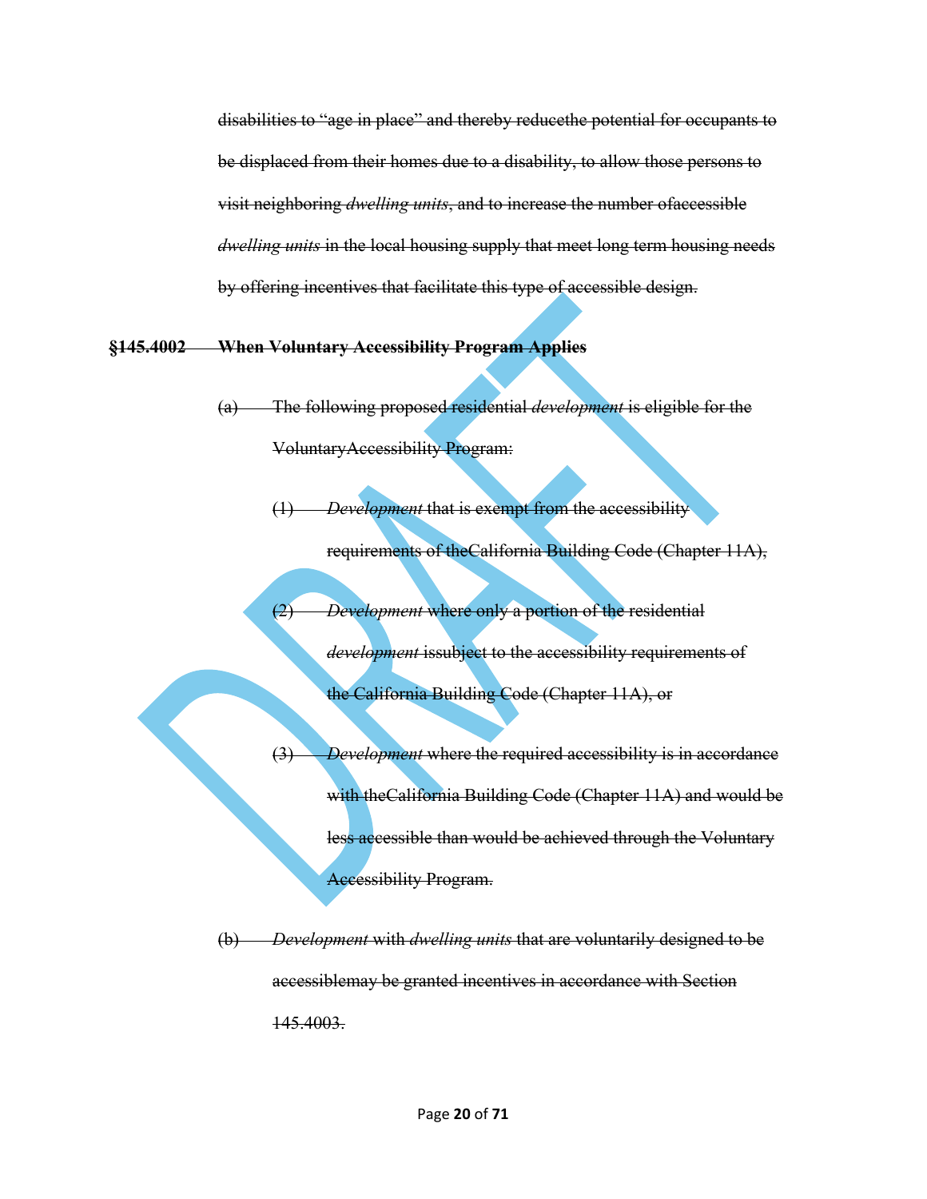~~disabilities to "age in place" and thereby reducethe potential for occupants to be displaced from their homes due to a disability, to allow those persons to visit neighboring *dwelling units*, and to increase the number ofaccessible *dwelling units* in the local housing supply that meet long term housing needs by offering incentives that facilitate this type of accessible design.~~

~~**§145.4002 When Voluntary Accessibility Program Applies**~~

~~(a) The following proposed residential *development* is eligible for the VoluntaryAccessibility Program:~~

~~(1) *Development* that is exempt from the accessibility requirements of theCalifornia Building Code (Chapter 11A),~~

~~(2) *Development* where only a portion of the residential *development* issubject to the accessibility requirements of the California Building Code (Chapter 11A), or~~

~~(3) *Development* where the required accessibility is in accordance with theCalifornia Building Code (Chapter 11A) and would be less accessible than would be achieved through the Voluntary Accessibility Program.~~

~~(b) *Development* with *dwelling units* that are voluntarily designed to be accessiblemay be granted incentives in accordance with Section 145.4003.~~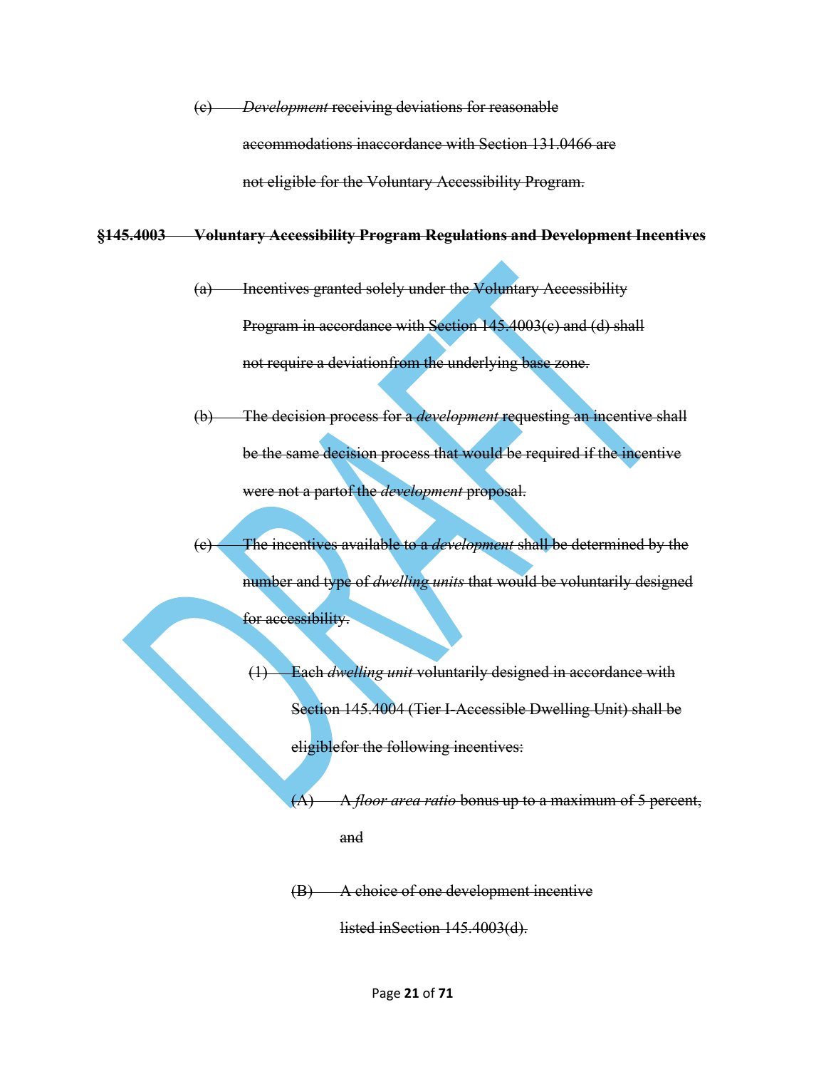~~(c) *Development* receiving deviations for reasonable accommodations inaccordance with Section 131.0466 are not eligible for the Voluntary Accessibility Program.~~

~~**§145.4003 Voluntary Accessibility Program Regulations and Development Incentives**~~

~~(a) Incentives granted solely under the Voluntary Accessibility Program in accordance with Section 145.4003(c) and (d) shall not require a deviationfrom the underlying base zone.~~

~~(b) The decision process for a *development* requesting an incentive shall be the same decision process that would be required if the incentive were not a partof the *development* proposal.~~

~~(c) The incentives available to a *development* shall be determined by the number and type of *dwelling units* that would be voluntarily designed for accessibility.~~

~~(1) Each *dwelling unit* voluntarily designed in accordance with Section 145.4004 (Tier I-Accessible Dwelling Unit) shall be eligiblefor the following incentives:~~

~~(A) A *floor area ratio* bonus up to a maximum of 5 percent, and~~

~~(B) A choice of one development incentive listed inSection 145.4003(d).~~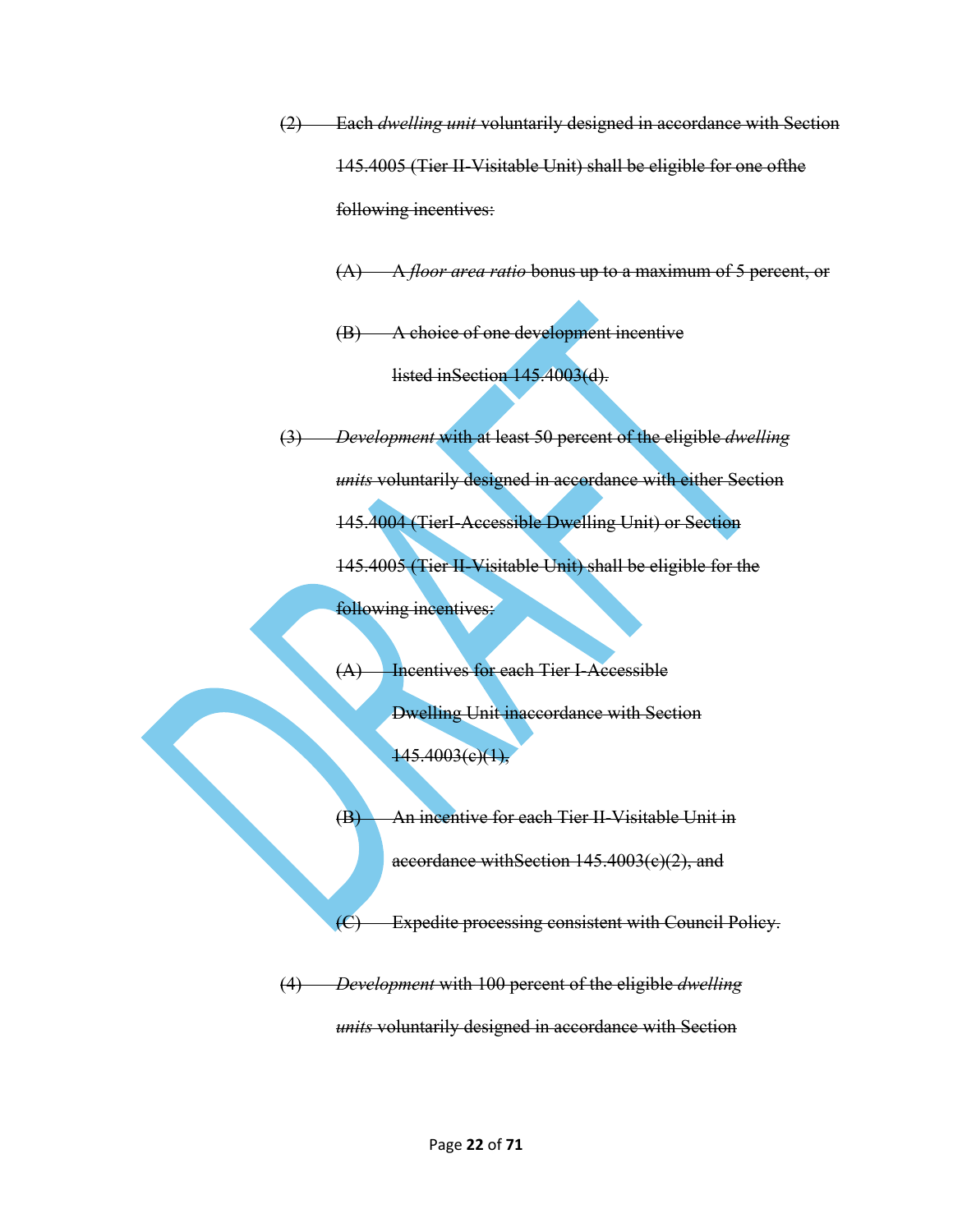~~(2) Each *dwelling unit* voluntarily designed in accordance with Section 145.4005 (Tier II-Visitable Unit) shall be eligible for one ofthe following incentives:~~

~~(A) A *floor area ratio* bonus up to a maximum of 5 percent, or~~

~~(B) A choice of one development incentive listed inSection 145.4003(d).~~

~~(3) *Development* with at least 50 percent of the eligible *dwelling units* voluntarily designed in accordance with either Section 145.4004 (TierI-Accessible Dwelling Unit) or Section 145.4005 (Tier II-Visitable Unit) shall be eligible for the following incentives:~~

~~(A) Incentives for each Tier I-Accessible Dwelling Unit inaccordance with Section 145.4003(c)(1),~~

~~(B) An incentive for each Tier II-Visitable Unit in accordance withSection 145.4003(c)(2), and~~

~~(C) Expedite processing consistent with Council Policy.~~

~~(4) *Development* with 100 percent of the eligible *dwelling units* voluntarily designed in accordance with Section~~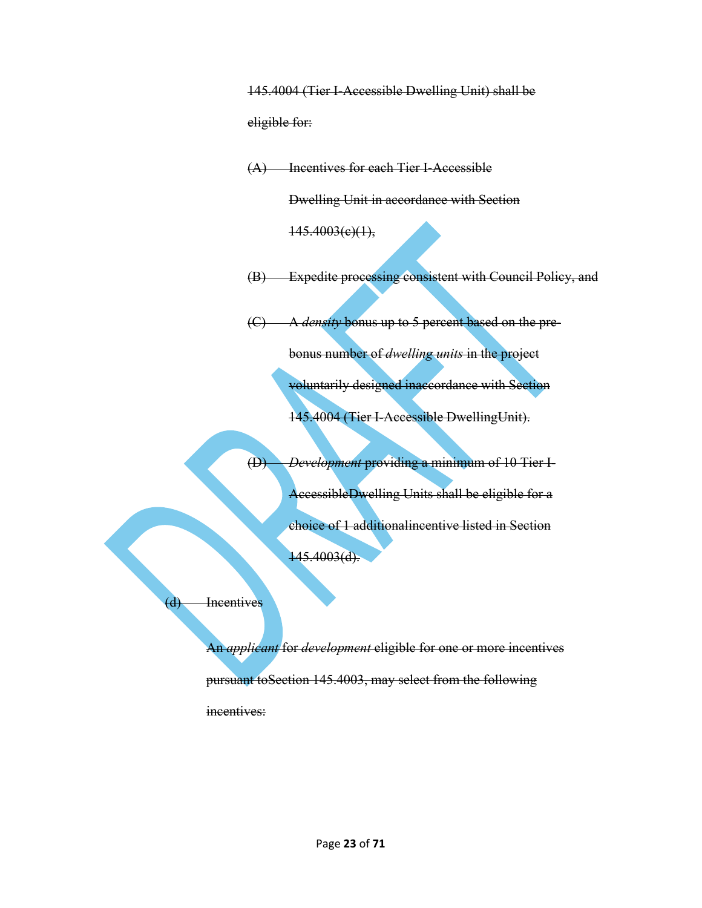~~145.4004 (Tier I-Accessible Dwelling Unit) shall be eligible for:~~

~~(A) Incentives for each Tier I-Accessible Dwelling Unit in accordance with Section 145.4003(c)(1),~~

~~(B) Expedite processing consistent with Council Policy, and~~

~~(C) A *density* bonus up to 5 percent based on the pre-bonus number of *dwelling units* in the project voluntarily designed inaccordance with Section 145.4004 (Tier I-Accessible DwellingUnit).~~

~~(D) *Development* providing a minimum of 10 Tier I-AccessibleDwelling Units shall be eligible for a choice of 1 additionalincentive listed in Section 145.4003(d).~~

~~(d) Incentives~~

~~An *applicant* for *development* eligible for one or more incentives pursuant toSection 145.4003, may select from the following incentives:~~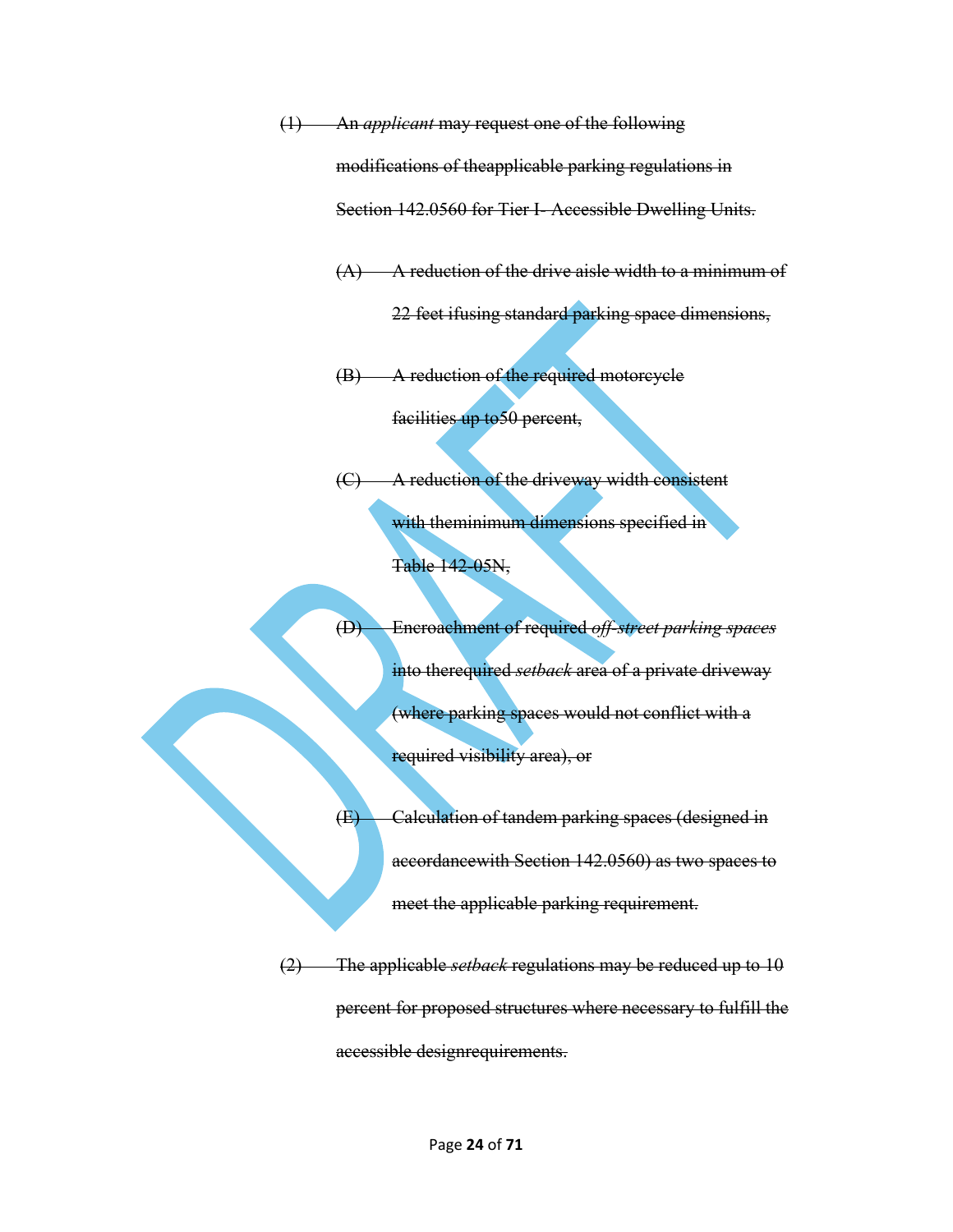~~(1) An *applicant* may request one of the following modifications of theapplicable parking regulations in Section 142.0560 for Tier I- Accessible Dwelling Units.~~

~~(A) A reduction of the drive aisle width to a minimum of 22 feet ifusing standard parking space dimensions,~~

~~(B) A reduction of the required motorcycle facilities up to50 percent,~~

~~(C) A reduction of the driveway width consistent with theminimum dimensions specified in Table 142-05N,~~

~~(D) Encroachment of required *off-street parking spaces* into therequired *setback* area of a private driveway (where parking spaces would not conflict with a required visibility area), or~~

~~(E) Calculation of tandem parking spaces (designed in accordancewith Section 142.0560) as two spaces to meet the applicable parking requirement.~~

~~(2) The applicable *setback* regulations may be reduced up to 10 percent for proposed structures where necessary to fulfill the accessible designrequirements.~~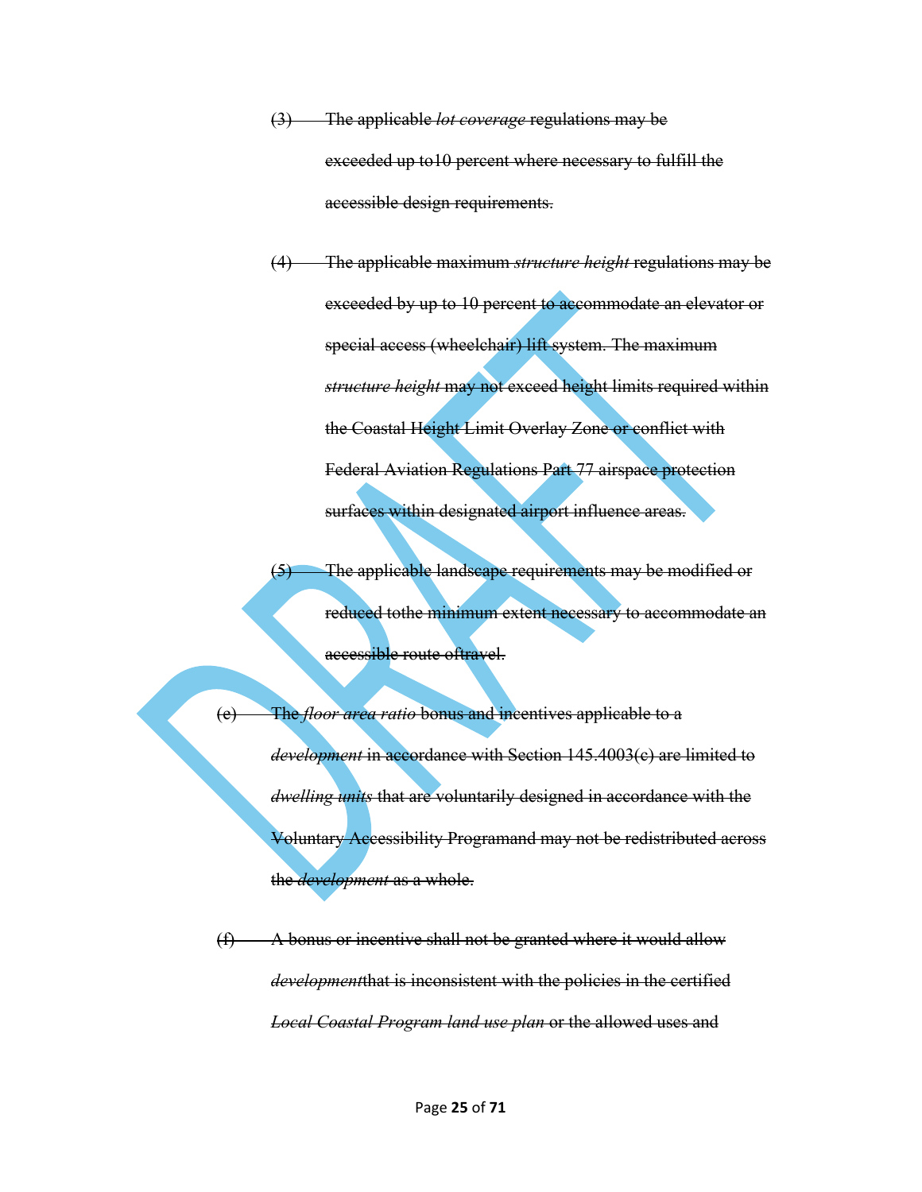~~(3) The applicable *lot coverage* regulations may be exceeded up to10 percent where necessary to fulfill the accessible design requirements.~~

~~(4) The applicable maximum *structure height* regulations may be exceeded by up to 10 percent to accommodate an elevator or special access (wheelchair) lift system. The maximum *structure height* may not exceed height limits required within the Coastal Height Limit Overlay Zone or conflict with Federal Aviation Regulations Part 77 airspace protection surfaces within designated airport influence areas.~~

~~(5) The applicable landscape requirements may be modified or reduced tothe minimum extent necessary to accommodate an accessible route oftravel.~~

~~(e) The *floor area ratio* bonus and incentives applicable to a *development* in accordance with Section 145.4003(c) are limited to *dwelling units* that are voluntarily designed in accordance with the Voluntary Accessibility Programand may not be redistributed across the *development* as a whole.~~

~~(f) A bonus or incentive shall not be granted where it would allow *development*that is inconsistent with the policies in the certified *Local Coastal Program land use plan* or the allowed uses and~~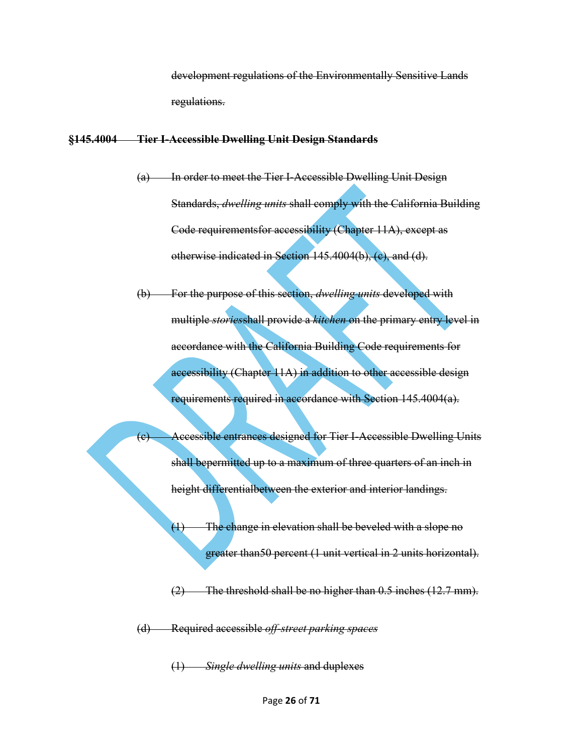~~development regulations of the Environmentally Sensitive Lands regulations.~~

~~**§145.4004 Tier I-Accessible Dwelling Unit Design Standards**~~

~~(a) In order to meet the Tier I-Accessible Dwelling Unit Design Standards, *dwelling units* shall comply with the California Building Code requirementsfor accessibility (Chapter 11A), except as otherwise indicated in Section 145.4004(b), (c), and (d).~~

~~(b) For the purpose of this section, *dwelling units* developed with multiple *stories*shall provide a *kitchen* on the primary entry level in accordance with the California Building Code requirements for accessibility (Chapter 11A) in addition to other accessible design requirements required in accordance with Section 145.4004(a).~~

~~(c) Accessible entrances designed for Tier I-Accessible Dwelling Units shall bepermitted up to a maximum of three quarters of an inch in height differentialbetween the exterior and interior landings.~~

~~(1) The change in elevation shall be beveled with a slope no greater than50 percent (1 unit vertical in 2 units horizontal).~~

~~(2) The threshold shall be no higher than 0.5 inches (12.7 mm).~~

~~(d) Required accessible *off-street parking spaces*~~

~~(1) *Single dwelling units* and duplexes~~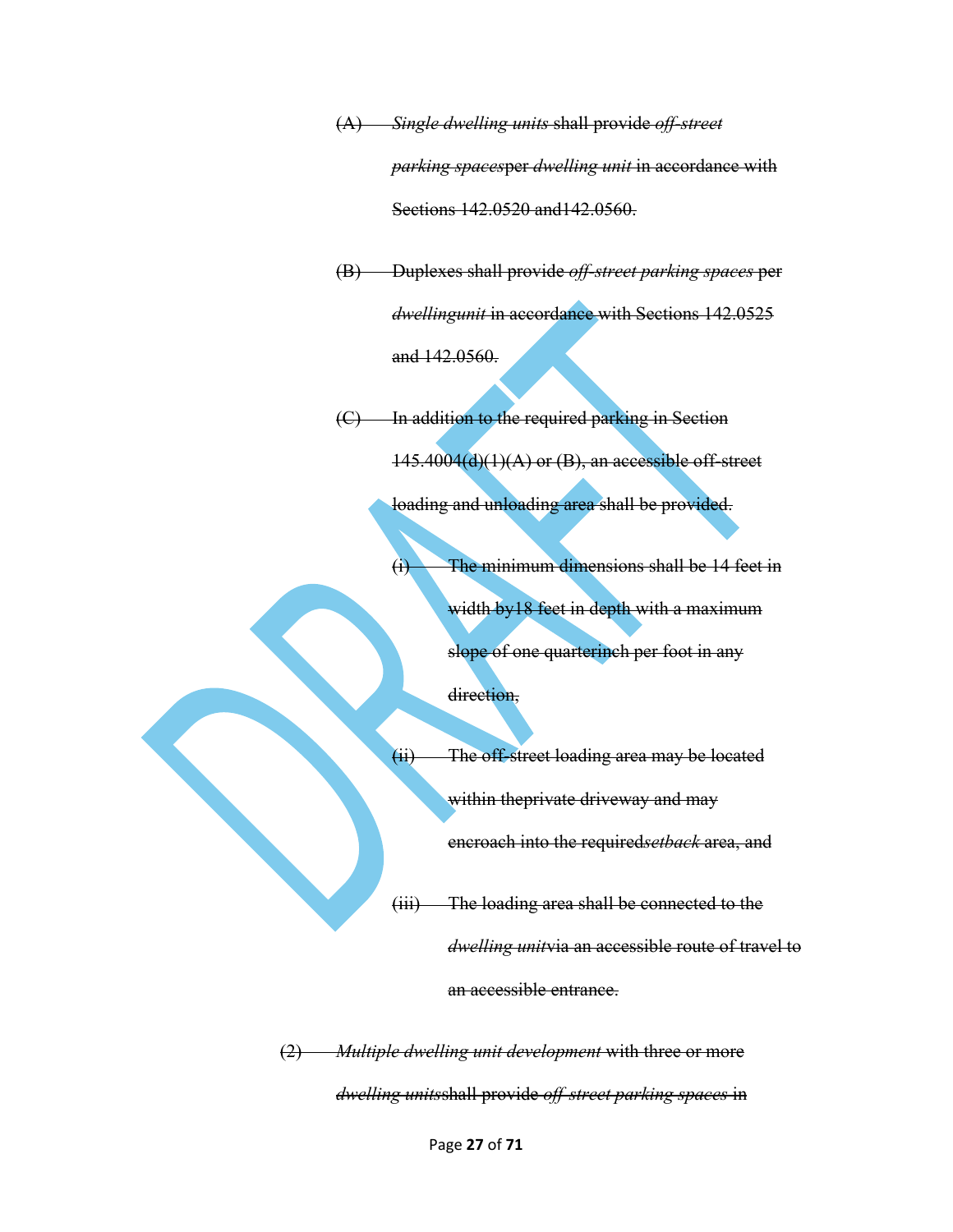~~(A) *Single dwelling units* shall provide *off-street parking spaces*per *dwelling unit* in accordance with Sections 142.0520 and142.0560.~~

~~(B) Duplexes shall provide *off-street parking spaces* per *dwellingunit* in accordance with Sections 142.0525 and 142.0560.~~

~~(C) In addition to the required parking in Section 145.4004(d)(1)(A) or (B), an accessible off-street loading and unloading area shall be provided.~~

~~(i) The minimum dimensions shall be 14 feet in width by18 feet in depth with a maximum slope of one quarterinch per foot in any direction,~~

~~(ii) The off-street loading area may be located within theprivate driveway and may encroach into the required*setback* area, and~~

~~(iii) The loading area shall be connected to the *dwelling unit*via an accessible route of travel to an accessible entrance.~~

~~(2) *Multiple dwelling unit development* with three or more *dwelling units*shall provide *off-street parking spaces* in~~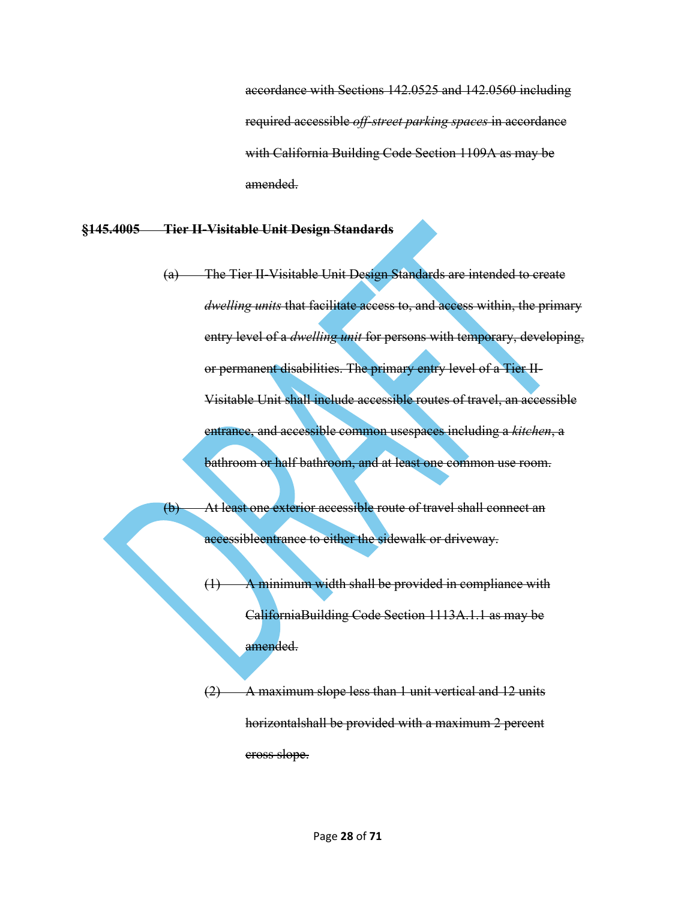~~accordance with Sections 142.0525 and 142.0560 including required accessible *off-street parking spaces* in accordance with California Building Code Section 1109A as may be amended.~~

**~~§145.4005 Tier II-Visitable Unit Design Standards~~**

~~(a) The Tier II-Visitable Unit Design Standards are intended to create *dwelling units* that facilitate access to, and access within, the primary entry level of a *dwelling unit* for persons with temporary, developing, or permanent disabilities. The primary entry level of a Tier II-Visitable Unit shall include accessible routes of travel, an accessible entrance, and accessible common usespaces including a *kitchen*, a bathroom or half bathroom, and at least one common use room.~~

~~(b) At least one exterior accessible route of travel shall connect an accessibleentrance to either the sidewalk or driveway.~~

~~(1) A minimum width shall be provided in compliance with CaliforniaBuilding Code Section 1113A.1.1 as may be amended.~~

~~(2) A maximum slope less than 1 unit vertical and 12 units horizontalshall be provided with a maximum 2 percent cross slope.~~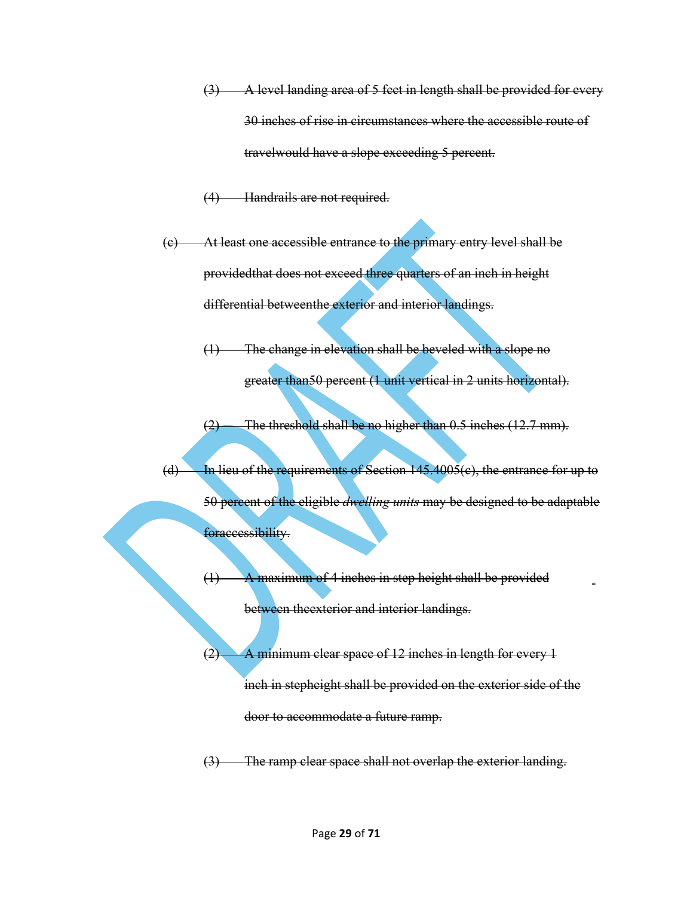~~(3) A level landing area of 5 feet in length shall be provided for every 30 inches of rise in circumstances where the accessible route of travelwould have a slope exceeding 5 percent.~~

~~(4) Handrails are not required.~~

~~(c) At least one accessible entrance to the primary entry level shall be providedthat does not exceed three quarters of an inch in height differential betweenthe exterior and interior landings.~~

~~(1) The change in elevation shall be beveled with a slope no greater than50 percent (1 unit vertical in 2 units horizontal).~~

~~(2) The threshold shall be no higher than 0.5 inches (12.7 mm).~~

~~(d) In lieu of the requirements of Section 145.4005(c), the entrance for up to 50 percent of the eligible *dwelling units* may be designed to be adaptable foraccessibility.~~

~~(1) A maximum of 4 inches in step height shall be provided between theexterior and interior landings.~~

~~(2) A minimum clear space of 12 inches in length for every 1 inch in stepheight shall be provided on the exterior side of the door to accommodate a future ramp.~~

~~(3) The ramp clear space shall not overlap the exterior landing.~~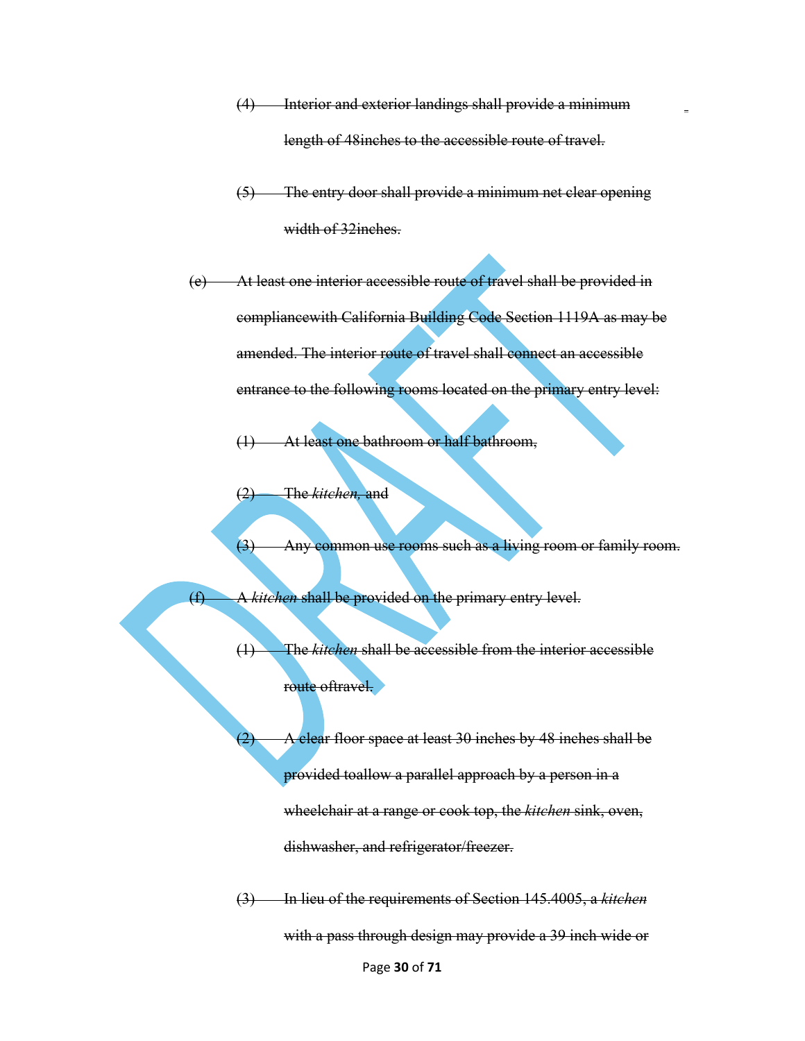~~(4) Interior and exterior landings shall provide a minimum length of 48inches to the accessible route of travel.~~

~~(5) The entry door shall provide a minimum net clear opening width of 32inches.~~

~~(e) At least one interior accessible route of travel shall be provided in compliancewith California Building Code Section 1119A as may be amended. The interior route of travel shall connect an accessible entrance to the following rooms located on the primary entry level:~~

~~(1) At least one bathroom or half bathroom,~~

~~(2) The *kitchen*, and~~

~~(3) Any common use rooms such as a living room or family room.~~

~~(f) A *kitchen* shall be provided on the primary entry level.~~

~~(1) The *kitchen* shall be accessible from the interior accessible route oftravel.~~

~~(2) A clear floor space at least 30 inches by 48 inches shall be provided toallow a parallel approach by a person in a wheelchair at a range or cook top, the *kitchen* sink, oven, dishwasher, and refrigerator/freezer.~~

~~(3) In lieu of the requirements of Section 145.4005, a *kitchen* with a pass through design may provide a 39 inch wide or~~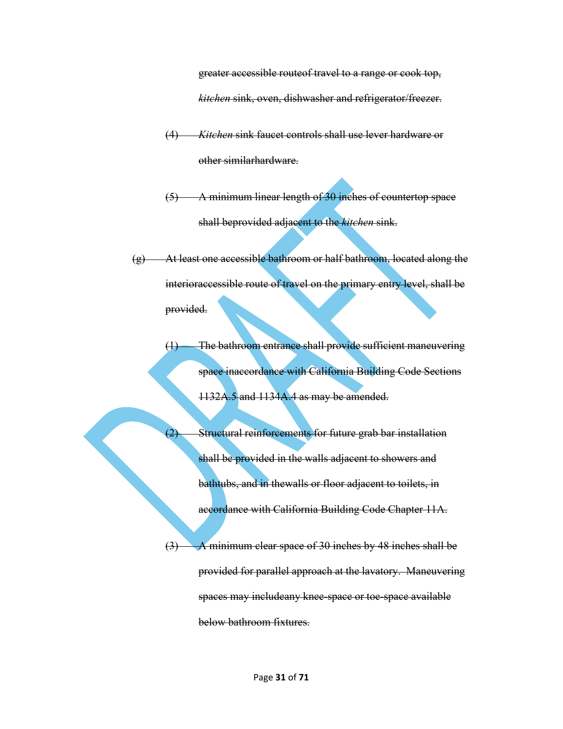~~greater accessible routeof travel to a range or cook top, *kitchen* sink, oven, dishwasher and refrigerator/freezer.~~

~~(4) *Kitchen* sink faucet controls shall use lever hardware or other similarhardware.~~

~~(5) A minimum linear length of 30 inches of countertop space shall beprovided adjacent to the *kitchen* sink.~~

~~(g) At least one accessible bathroom or half bathroom, located along the interioraccessible route of travel on the primary entry level, shall be provided.~~

~~(1) The bathroom entrance shall provide sufficient maneuvering space inaccordance with California Building Code Sections 1132A.5 and 1134A.4 as may be amended.~~

~~(2) Structural reinforcements for future grab bar installation shall be provided in the walls adjacent to showers and bathtubs, and in thewalls or floor adjacent to toilets, in accordance with California Building Code Chapter 11A.~~

~~(3) A minimum clear space of 30 inches by 48 inches shall be provided for parallel approach at the lavatory. Maneuvering spaces may includeany knee-space or toe-space available below bathroom fixtures.~~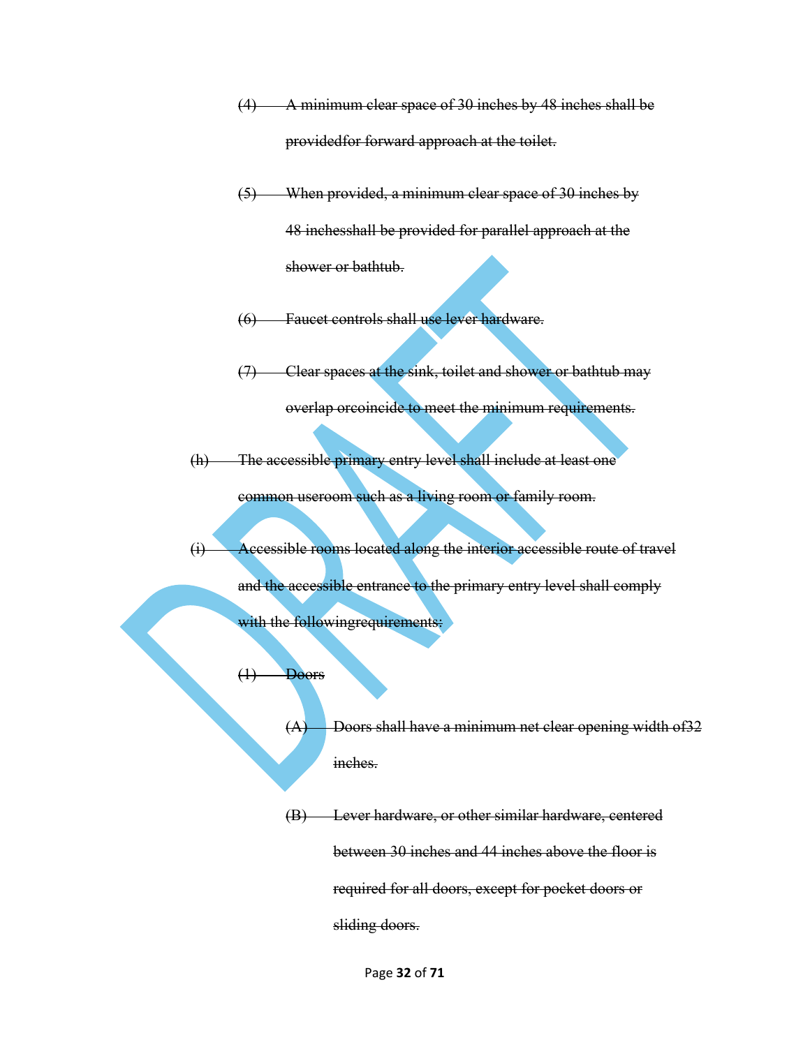~~(4) A minimum clear space of 30 inches by 48 inches shall be providedfor forward approach at the toilet.~~

~~(5) When provided, a minimum clear space of 30 inches by 48 inchesshall be provided for parallel approach at the shower or bathtub.~~

~~(6) Faucet controls shall use lever hardware.~~

~~(7) Clear spaces at the sink, toilet and shower or bathtub may overlap orcoincide to meet the minimum requirements.~~

~~(h) The accessible primary entry level shall include at least one common useroom such as a living room or family room.~~

~~(i) Accessible rooms located along the interior accessible route of travel and the accessible entrance to the primary entry level shall comply with the followingrequirements:~~

~~(1) Doors~~

~~(A) Doors shall have a minimum net clear opening width of32 inches.~~

~~(B) Lever hardware, or other similar hardware, centered between 30 inches and 44 inches above the floor is required for all doors, except for pocket doors or sliding doors.~~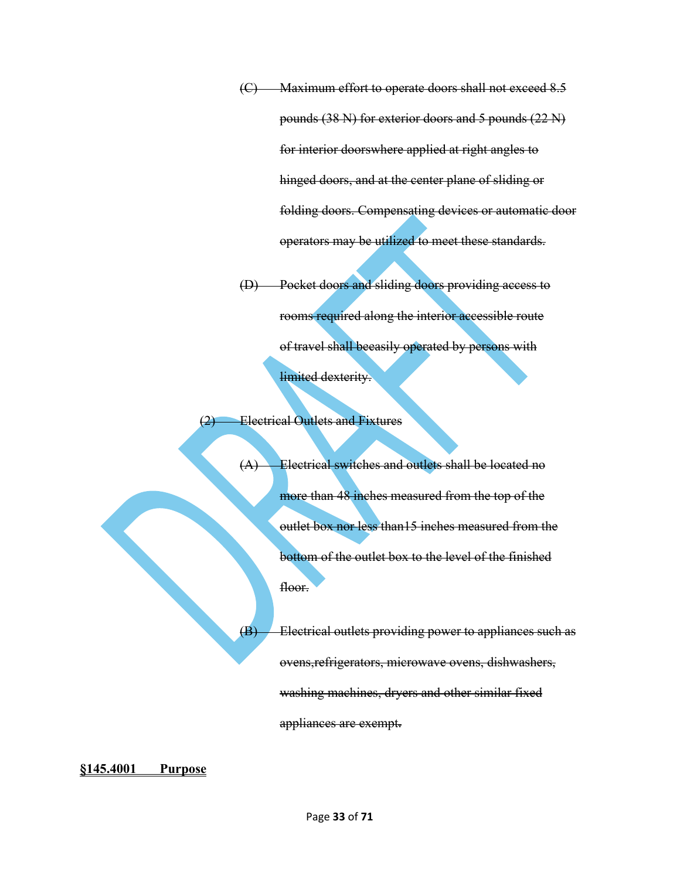~~(C) Maximum effort to operate doors shall not exceed 8.5 pounds (38 N) for exterior doors and 5 pounds (22 N) for interior doorswhere applied at right angles to hinged doors, and at the center plane of sliding or folding doors. Compensating devices or automatic door operators may be utilized to meet these standards.~~

~~(D) Pocket doors and sliding doors providing access to rooms required along the interior accessible route of travel shall beeasily operated by persons with limited dexterity.~~

~~(2) Electrical Outlets and Fixtures~~

~~(A) Electrical switches and outlets shall be located no more than 48 inches measured from the top of the outlet box nor less than15 inches measured from the bottom of the outlet box to the level of the finished floor.~~

~~(B) Electrical outlets providing power to appliances such as ovens,refrigerators, microwave ovens, dishwashers, washing machines, dryers and other similar fixed appliances are exempt.~~

**<u>§145.4001 Purpose</u>**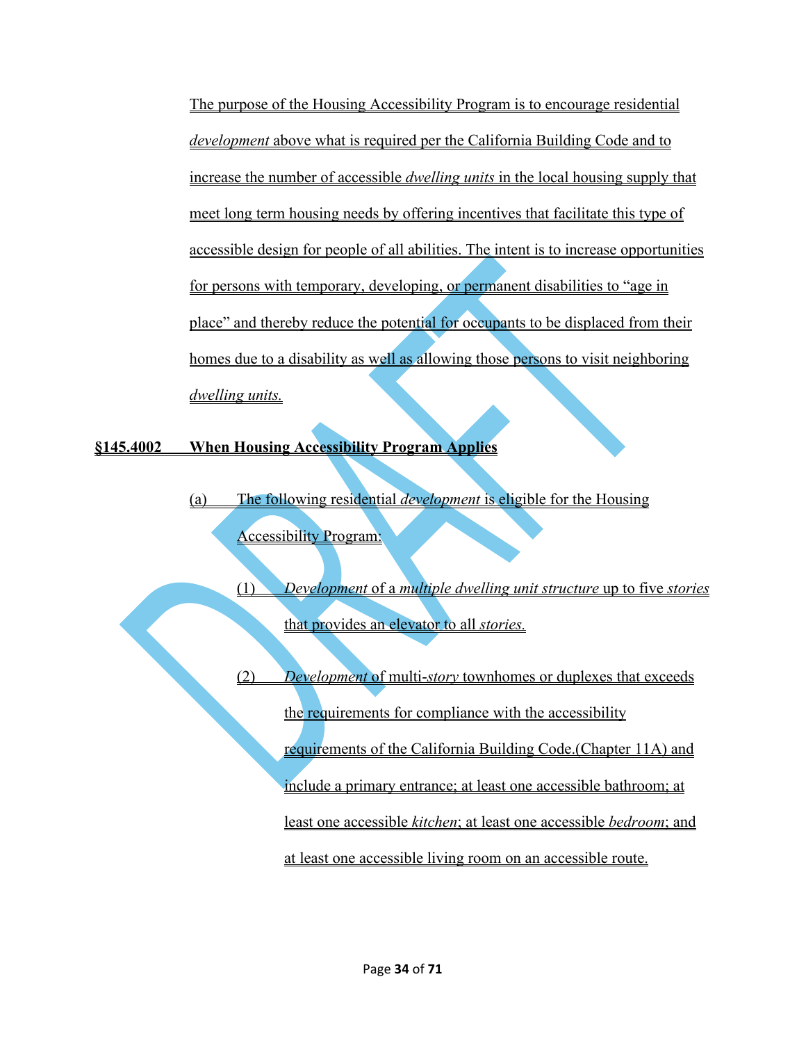The purpose of the Housing Accessibility Program is to encourage residential *development* above what is required per the California Building Code and to increase the number of accessible *dwelling units* in the local housing supply that meet long term housing needs by offering incentives that facilitate this type of accessible design for people of all abilities. The intent is to increase opportunities for persons with temporary, developing, or permanent disabilities to "age in place" and thereby reduce the potential for occupants to be displaced from their homes due to a disability as well as allowing those persons to visit neighboring *dwelling units.*

**§145.4002 When Housing Accessibility Program Applies**

(a) The following residential *development* is eligible for the Housing Accessibility Program:

(1) *Development* of a *multiple dwelling unit structure* up to five *stories* that provides an elevator to all *stories.*

(2) *Development* of multi-*story* townhomes or duplexes that exceeds the requirements for compliance with the accessibility requirements of the California Building Code.(Chapter 11A) and include a primary entrance; at least one accessible bathroom; at least one accessible *kitchen*; at least one accessible *bedroom*; and at least one accessible living room on an accessible route.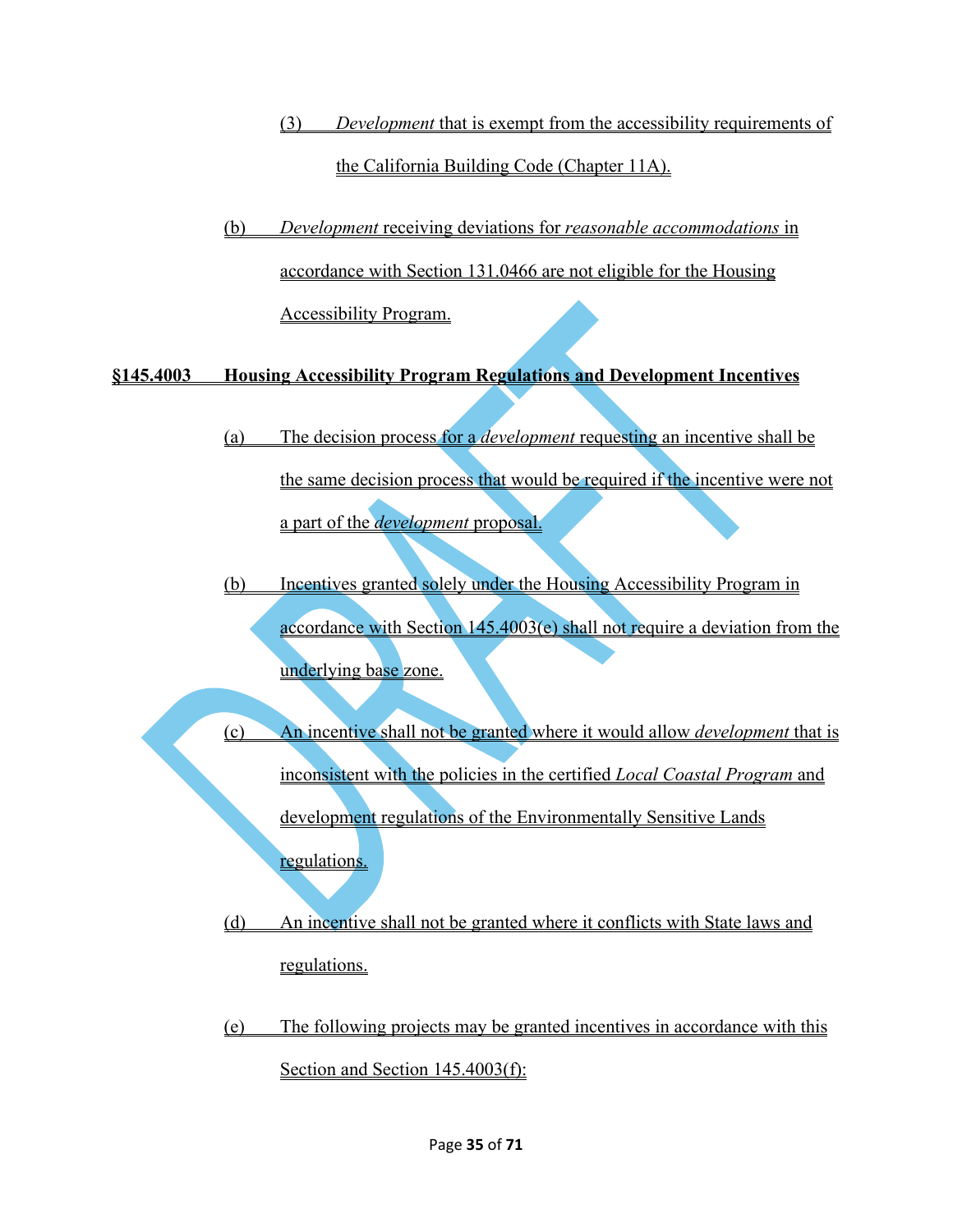(3) *Development* that is exempt from the accessibility requirements of the California Building Code (Chapter 11A).

(b) *Development* receiving deviations for *reasonable accommodations* in accordance with Section 131.0466 are not eligible for the Housing Accessibility Program.

**§145.4003 Housing Accessibility Program Regulations and Development Incentives**

(a) The decision process for a *development* requesting an incentive shall be the same decision process that would be required if the incentive were not a part of the *development* proposal.

(b) Incentives granted solely under the Housing Accessibility Program in accordance with Section 145.4003(e) shall not require a deviation from the underlying base zone.

(c) An incentive shall not be granted where it would allow *development* that is inconsistent with the policies in the certified *Local Coastal Program* and development regulations of the Environmentally Sensitive Lands regulations.

(d) An incentive shall not be granted where it conflicts with State laws and regulations.

(e) The following projects may be granted incentives in accordance with this Section and Section 145.4003(f):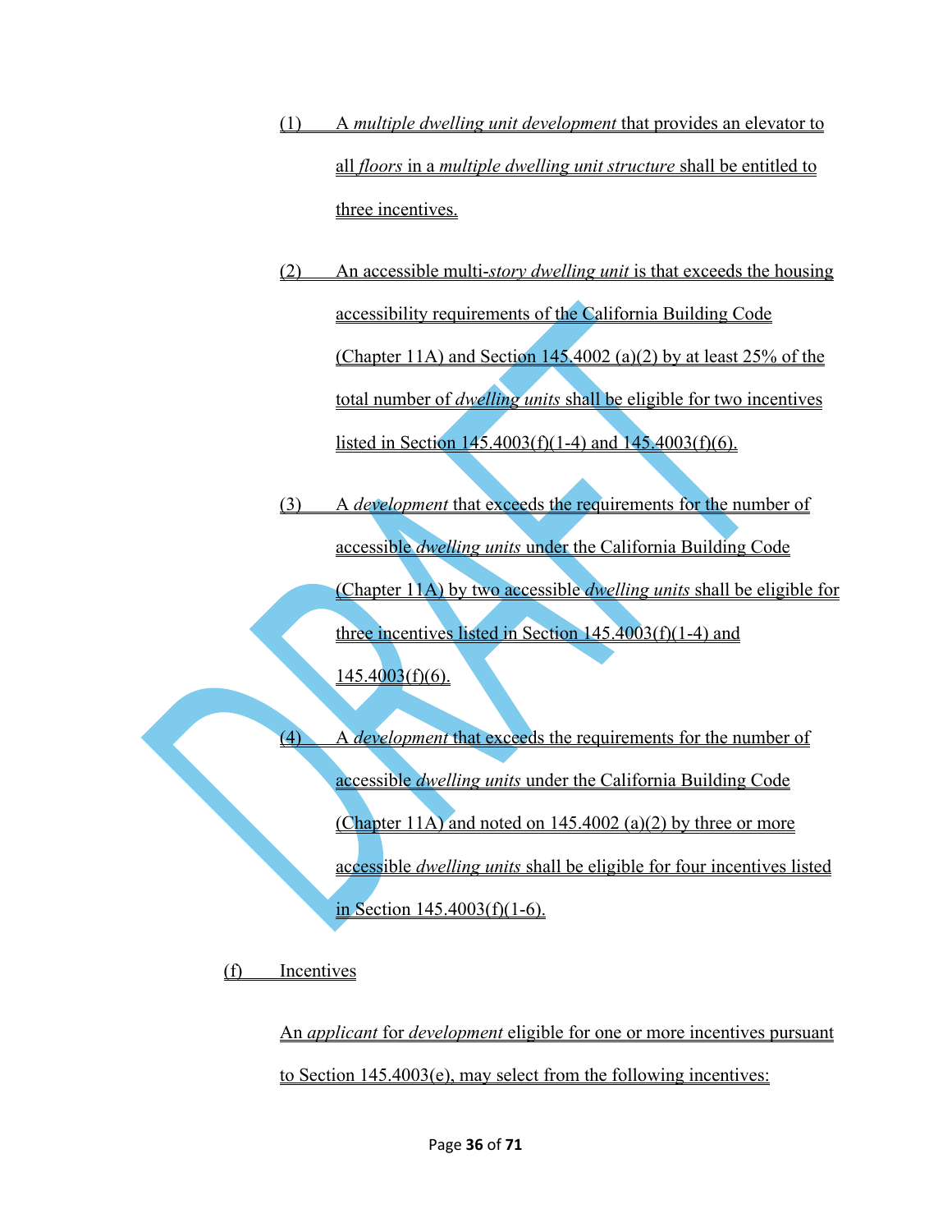(1) A *multiple dwelling unit development* that provides an elevator to all *floors* in a *multiple dwelling unit structure* shall be entitled to three incentives.

(2) An accessible multi-*story dwelling unit* is that exceeds the housing accessibility requirements of the California Building Code (Chapter 11A) and Section 145.4002 (a)(2) by at least 25% of the total number of *dwelling units* shall be eligible for two incentives listed in Section 145.4003(f)(1-4) and 145.4003(f)(6).

(3) A *development* that exceeds the requirements for the number of accessible *dwelling units* under the California Building Code (Chapter 11A) by two accessible *dwelling units* shall be eligible for three incentives listed in Section 145.4003(f)(1-4) and 145.4003(f)(6).

(4) A *development* that exceeds the requirements for the number of accessible *dwelling units* under the California Building Code (Chapter 11A) and noted on 145.4002 (a)(2) by three or more accessible *dwelling units* shall be eligible for four incentives listed in Section 145.4003(f)(1-6).

(f) Incentives

An *applicant* for *development* eligible for one or more incentives pursuant to Section 145.4003(e), may select from the following incentives: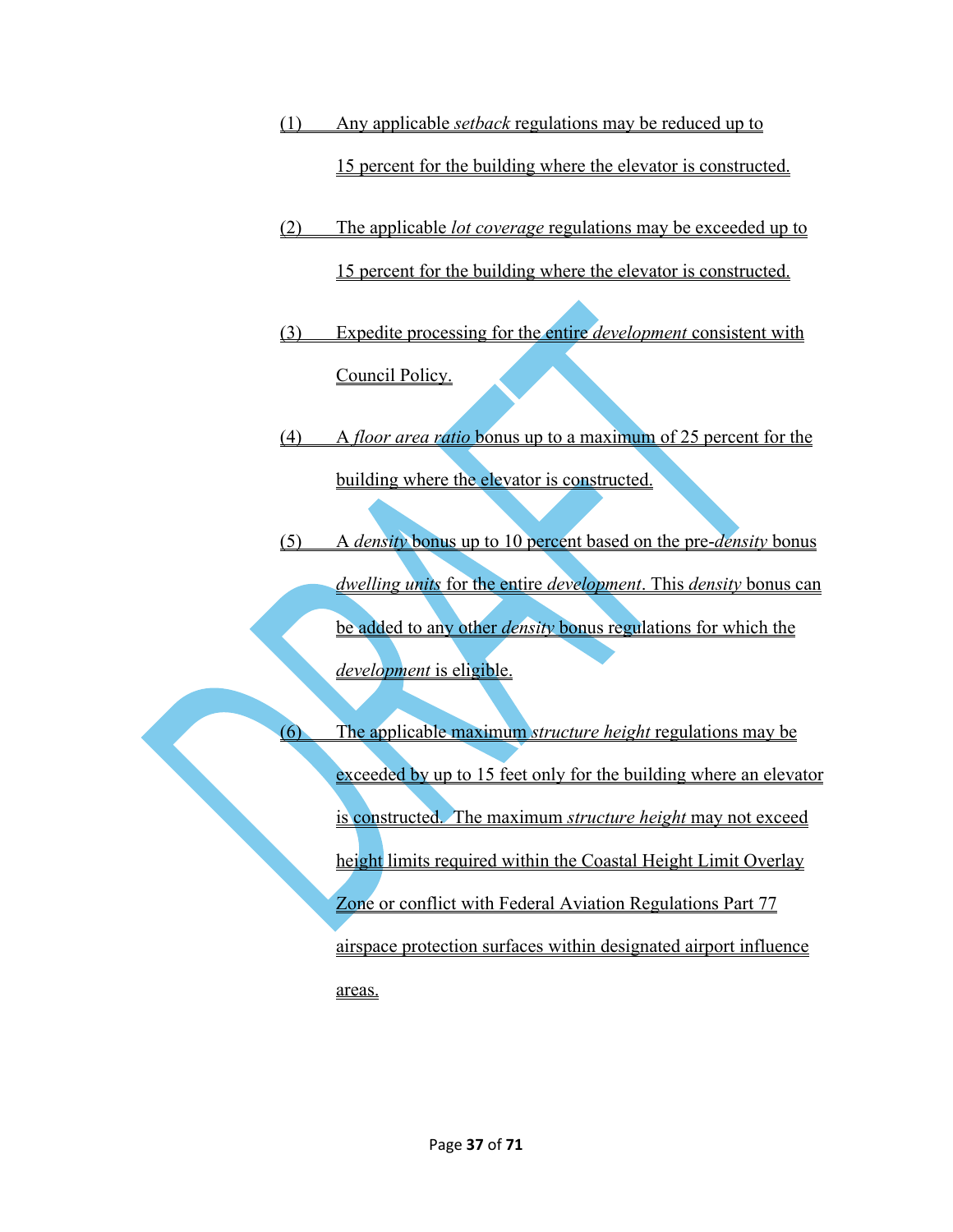(1) Any applicable *setback* regulations may be reduced up to 15 percent for the building where the elevator is constructed.

(2) The applicable *lot coverage* regulations may be exceeded up to 15 percent for the building where the elevator is constructed.

(3) Expedite processing for the entire *development* consistent with Council Policy.

(4) A *floor area ratio* bonus up to a maximum of 25 percent for the building where the elevator is constructed.

(5) A *density* bonus up to 10 percent based on the pre-*density* bonus *dwelling units* for the entire *development*. This *density* bonus can be added to any other *density* bonus regulations for which the *development* is eligible.

(6) The applicable maximum *structure height* regulations may be exceeded by up to 15 feet only for the building where an elevator is constructed. The maximum *structure height* may not exceed height limits required within the Coastal Height Limit Overlay Zone or conflict with Federal Aviation Regulations Part 77 airspace protection surfaces within designated airport influence areas.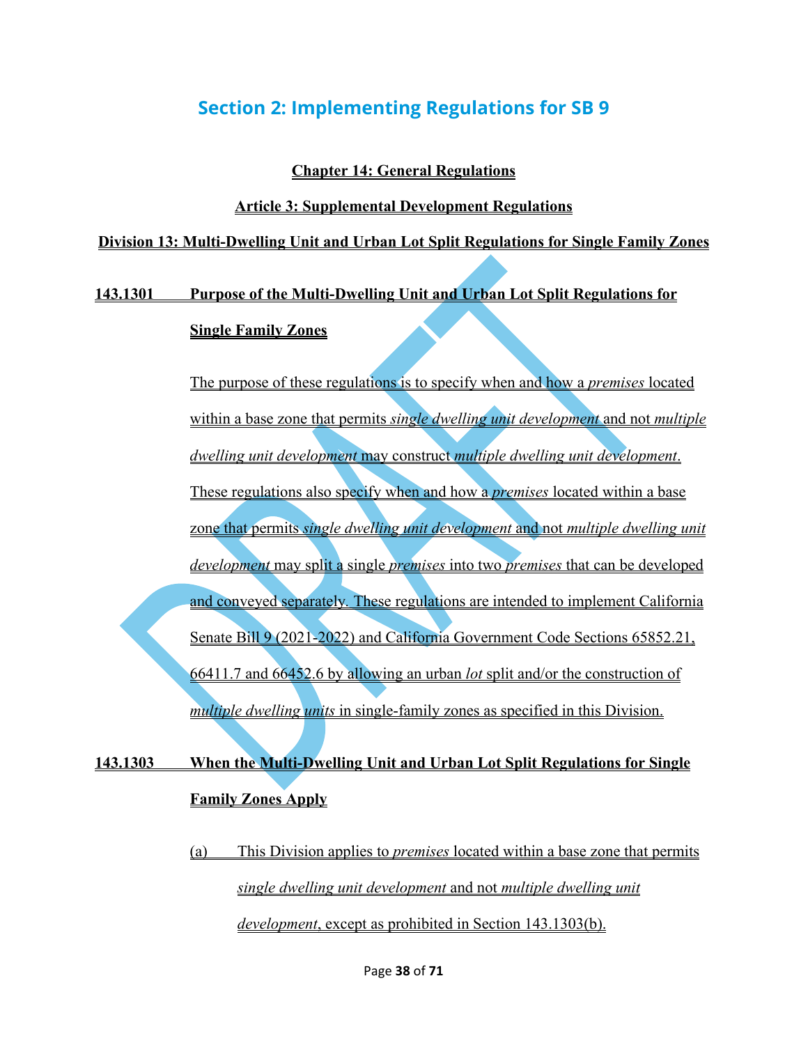## Section 2: Implementing Regulations for SB 9

**Chapter 14: General Regulations**

**Article 3: Supplemental Development Regulations**

**Division 13: Multi-Dwelling Unit and Urban Lot Split Regulations for Single Family Zones**

**143.1301 Purpose of the Multi-Dwelling Unit and Urban Lot Split Regulations for Single Family Zones**

The purpose of these regulations is to specify when and how a *premises* located within a base zone that permits *single dwelling unit development* and not *multiple dwelling unit development* may construct *multiple dwelling unit development*. These regulations also specify when and how a *premises* located within a base zone that permits *single dwelling unit development* and not *multiple dwelling unit development* may split a single *premises* into two *premises* that can be developed and conveyed separately. These regulations are intended to implement California Senate Bill 9 (2021-2022) and California Government Code Sections 65852.21, 66411.7 and 66452.6 by allowing an urban *lot* split and/or the construction of *multiple dwelling units* in single-family zones as specified in this Division.

**143.1303 When the Multi-Dwelling Unit and Urban Lot Split Regulations for Single Family Zones Apply**

(a) This Division applies to *premises* located within a base zone that permits *single dwelling unit development* and not *multiple dwelling unit development*, except as prohibited in Section 143.1303(b).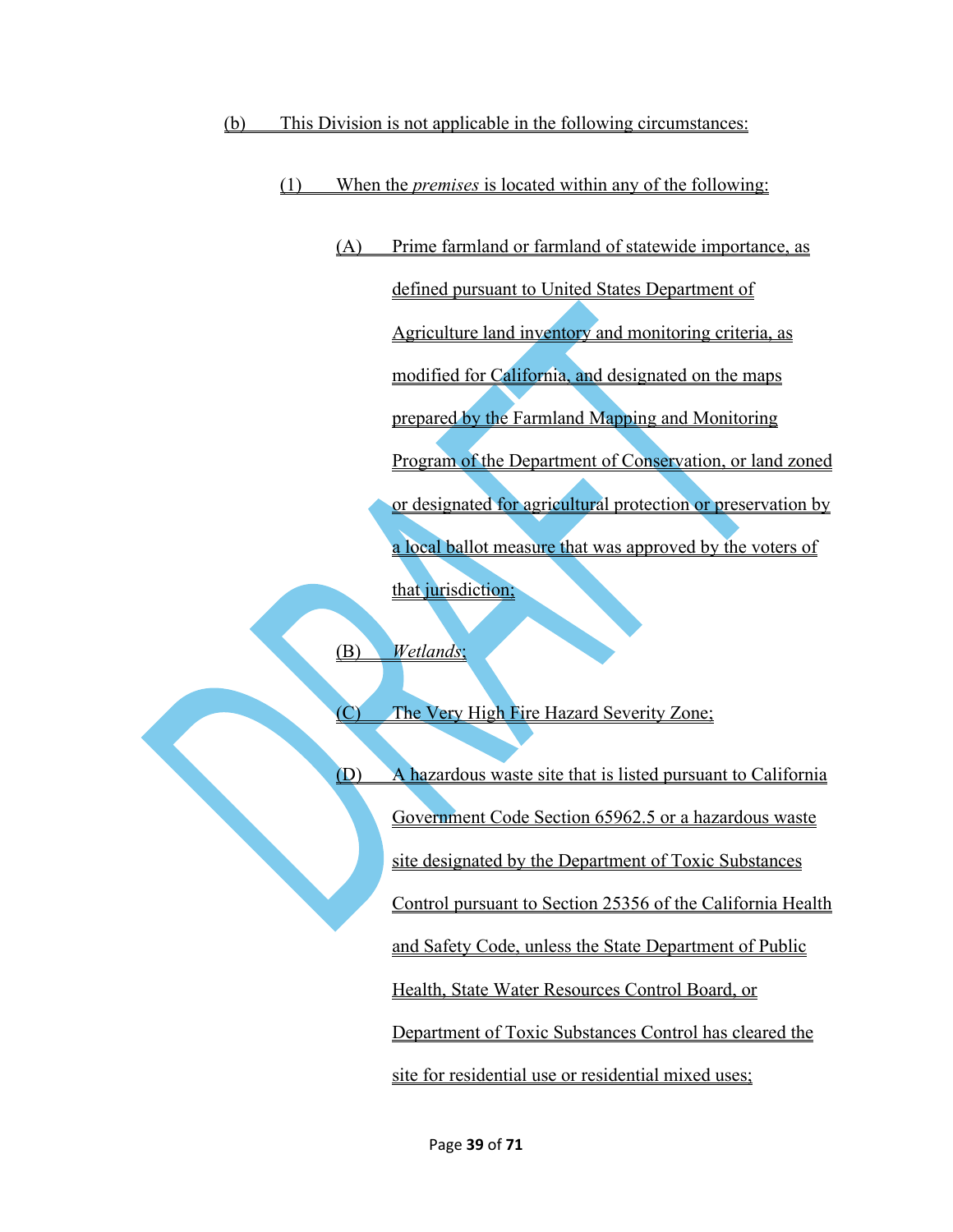(b) This Division is not applicable in the following circumstances:

(1) When the *premises* is located within any of the following:

(A) Prime farmland or farmland of statewide importance, as defined pursuant to United States Department of Agriculture land inventory and monitoring criteria, as modified for California, and designated on the maps prepared by the Farmland Mapping and Monitoring Program of the Department of Conservation, or land zoned or designated for agricultural protection or preservation by a local ballot measure that was approved by the voters of that jurisdiction;

(B) *Wetlands*;

(C) The Very High Fire Hazard Severity Zone;

(D) A hazardous waste site that is listed pursuant to California Government Code Section 65962.5 or a hazardous waste site designated by the Department of Toxic Substances Control pursuant to Section 25356 of the California Health and Safety Code, unless the State Department of Public Health, State Water Resources Control Board, or Department of Toxic Substances Control has cleared the site for residential use or residential mixed uses;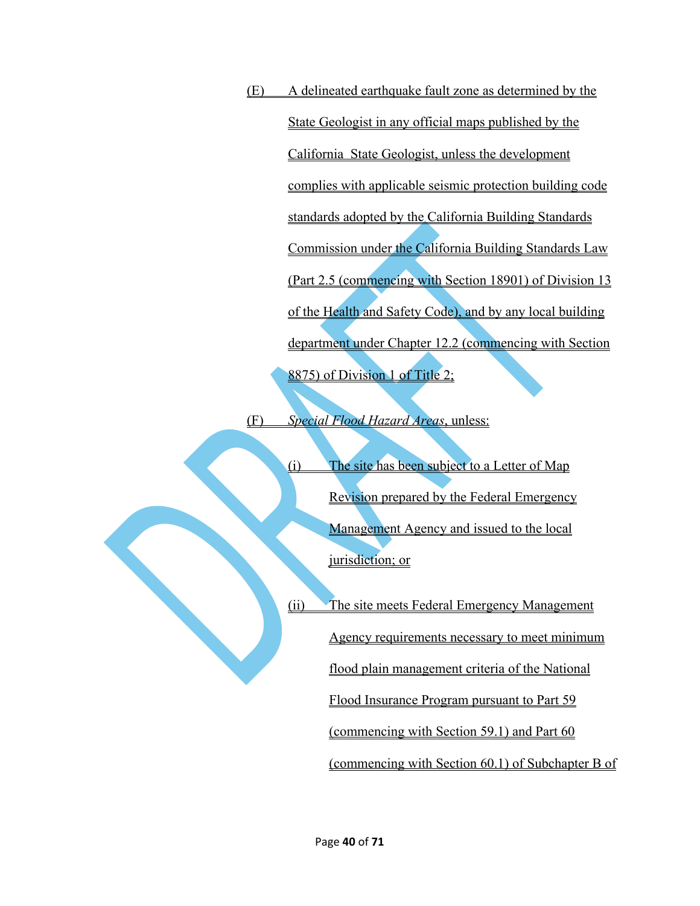(E) A delineated earthquake fault zone as determined by the State Geologist in any official maps published by the California State Geologist, unless the development complies with applicable seismic protection building code standards adopted by the California Building Standards Commission under the California Building Standards Law (Part 2.5 (commencing with Section 18901) of Division 13 of the Health and Safety Code), and by any local building department under Chapter 12.2 (commencing with Section 8875) of Division 1 of Title 2;

(F) *Special Flood Hazard Areas*, unless:

(i) The site has been subject to a Letter of Map Revision prepared by the Federal Emergency Management Agency and issued to the local jurisdiction; or

(ii) The site meets Federal Emergency Management Agency requirements necessary to meet minimum flood plain management criteria of the National Flood Insurance Program pursuant to Part 59 (commencing with Section 59.1) and Part 60 (commencing with Section 60.1) of Subchapter B of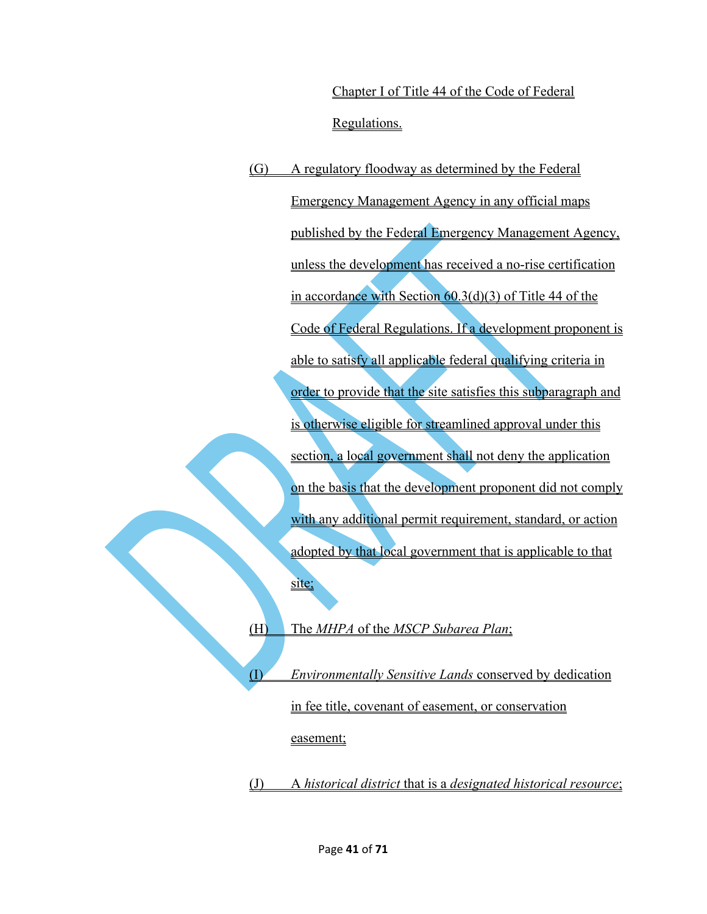Chapter I of Title 44 of the Code of Federal Regulations.

(G) A regulatory floodway as determined by the Federal Emergency Management Agency in any official maps published by the Federal Emergency Management Agency, unless the development has received a no-rise certification in accordance with Section 60.3(d)(3) of Title 44 of the Code of Federal Regulations. If a development proponent is able to satisfy all applicable federal qualifying criteria in order to provide that the site satisfies this subparagraph and is otherwise eligible for streamlined approval under this section, a local government shall not deny the application on the basis that the development proponent did not comply with any additional permit requirement, standard, or action adopted by that local government that is applicable to that site;

(H) The *MHPA* of the *MSCP Subarea Plan*;

(I) *Environmentally Sensitive Lands* conserved by dedication in fee title, covenant of easement, or conservation easement;

(J) A *historical district* that is a *designated historical resource*;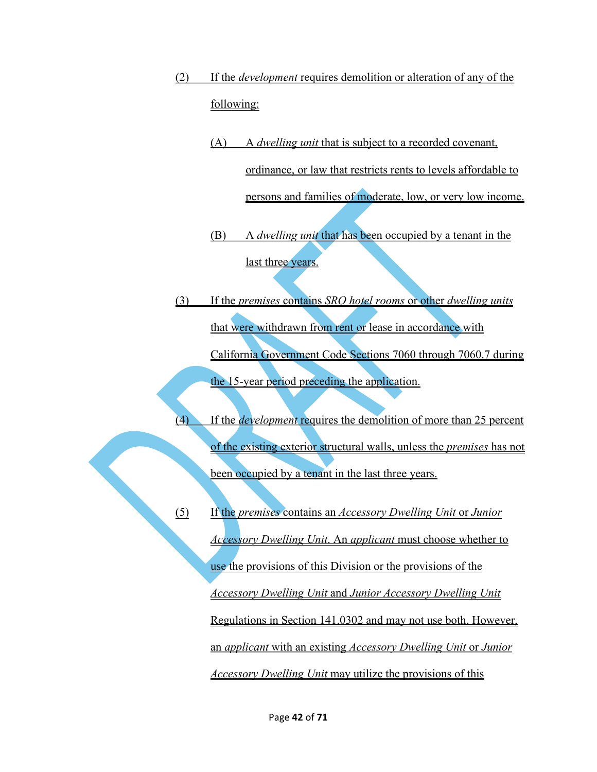(2) If the *development* requires demolition or alteration of any of the following:

(A) A *dwelling unit* that is subject to a recorded covenant, ordinance, or law that restricts rents to levels affordable to persons and families of moderate, low, or very low income.

(B) A *dwelling unit* that has been occupied by a tenant in the last three years.

(3) If the *premises* contains *SRO hotel rooms* or other *dwelling units* that were withdrawn from rent or lease in accordance with California Government Code Sections 7060 through 7060.7 during the 15-year period preceding the application.

(4) If the *development* requires the demolition of more than 25 percent of the existing exterior structural walls, unless the *premises* has not been occupied by a tenant in the last three years.

(5) If the *premises* contains an *Accessory Dwelling Unit* or *Junior Accessory Dwelling Unit*. An *applicant* must choose whether to use the provisions of this Division or the provisions of the *Accessory Dwelling Unit* and *Junior Accessory Dwelling Unit* Regulations in Section 141.0302 and may not use both. However, an *applicant* with an existing *Accessory Dwelling Unit* or *Junior Accessory Dwelling Unit* may utilize the provisions of this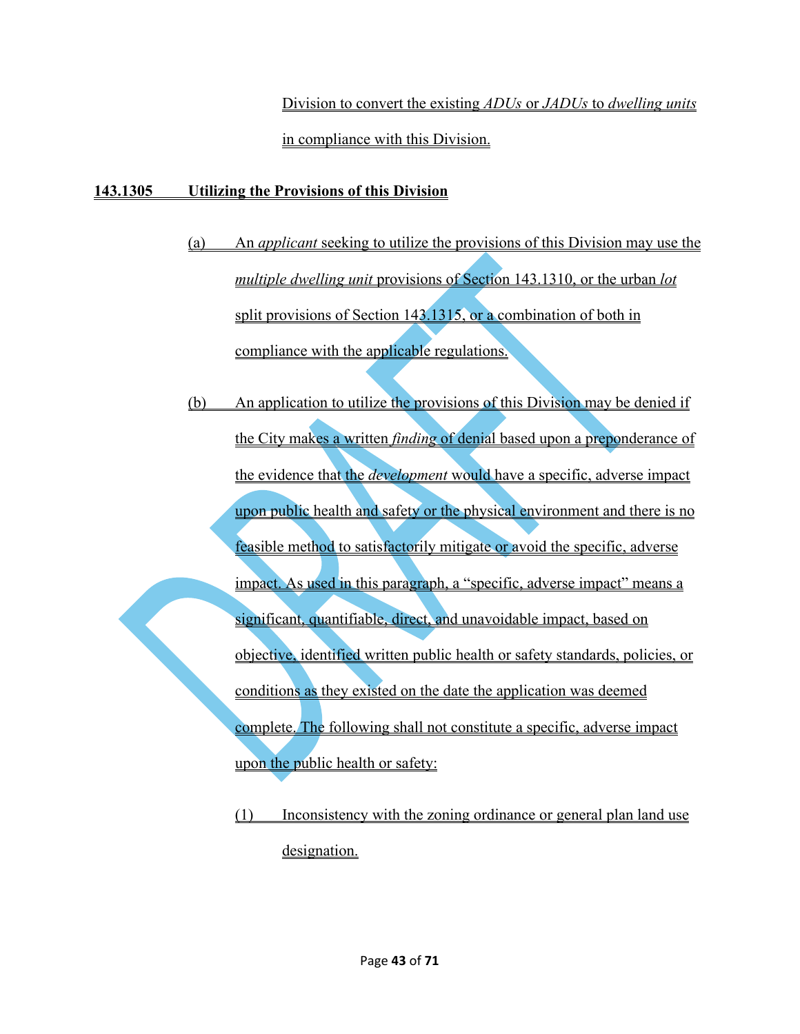Division to convert the existing *ADUs* or *JADUs* to *dwelling units* in compliance with this Division.

**143.1305 Utilizing the Provisions of this Division**

(a) An *applicant* seeking to utilize the provisions of this Division may use the *multiple dwelling unit* provisions of Section 143.1310, or the urban *lot* split provisions of Section 143.1315, or a combination of both in compliance with the applicable regulations.

(b) An application to utilize the provisions of this Division may be denied if the City makes a written *finding* of denial based upon a preponderance of the evidence that the *development* would have a specific, adverse impact upon public health and safety or the physical environment and there is no feasible method to satisfactorily mitigate or avoid the specific, adverse impact. As used in this paragraph, a "specific, adverse impact" means a significant, quantifiable, direct, and unavoidable impact, based on objective, identified written public health or safety standards, policies, or conditions as they existed on the date the application was deemed complete. The following shall not constitute a specific, adverse impact upon the public health or safety:

(1) Inconsistency with the zoning ordinance or general plan land use designation.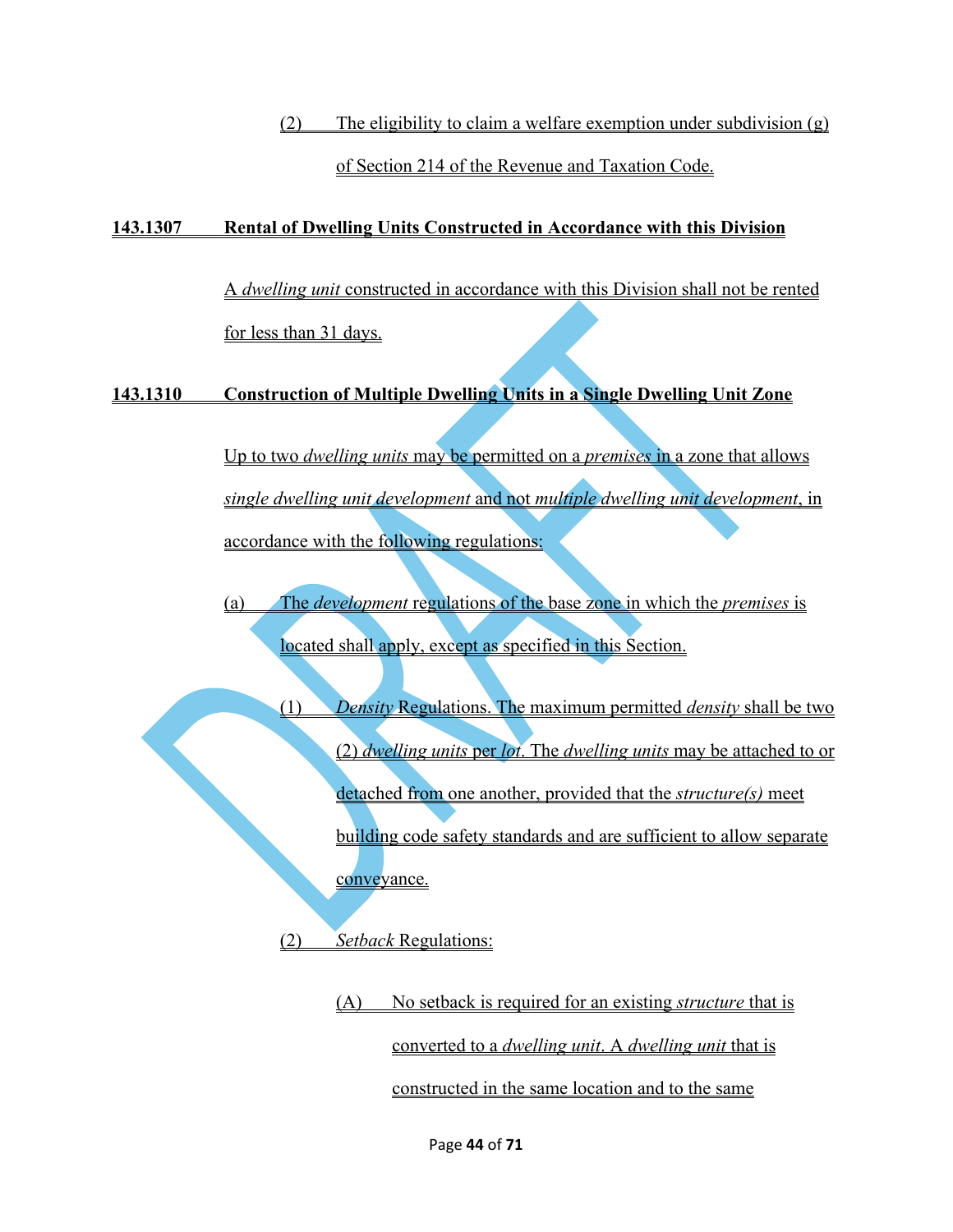(2) The eligibility to claim a welfare exemption under subdivision (g) of Section 214 of the Revenue and Taxation Code.

**143.1307 Rental of Dwelling Units Constructed in Accordance with this Division**

A *dwelling unit* constructed in accordance with this Division shall not be rented for less than 31 days.

**143.1310 Construction of Multiple Dwelling Units in a Single Dwelling Unit Zone**

Up to two *dwelling units* may be permitted on a *premises* in a zone that allows *single dwelling unit development* and not *multiple dwelling unit development*, in accordance with the following regulations:

(a) The *development* regulations of the base zone in which the *premises* is located shall apply, except as specified in this Section.

(1) *Density* Regulations. The maximum permitted *density* shall be two (2) *dwelling units* per *lot*. The *dwelling units* may be attached to or detached from one another, provided that the *structure(s)* meet building code safety standards and are sufficient to allow separate conveyance.

(2) *Setback* Regulations:

(A) No setback is required for an existing *structure* that is converted to a *dwelling unit*. A *dwelling unit* that is constructed in the same location and to the same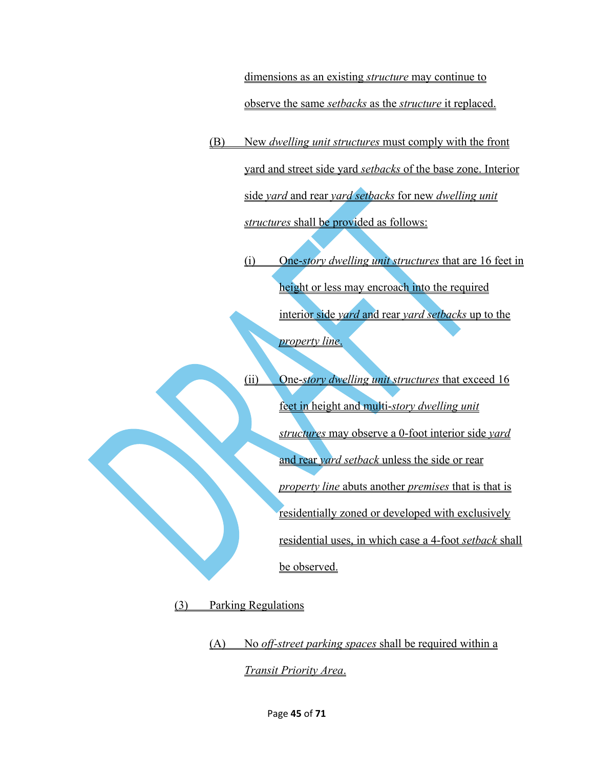dimensions as an existing *structure* may continue to observe the same *setbacks* as the *structure* it replaced.

(B) New *dwelling unit structures* must comply with the front yard and street side yard *setbacks* of the base zone. Interior side *yard* and rear *yard setbacks* for new *dwelling unit structures* shall be provided as follows:

(i) One-*story dwelling unit structures* that are 16 feet in height or less may encroach into the required interior side *yard* and rear *yard setbacks* up to the *property line*.

(ii) One-*story dwelling unit structures* that exceed 16 feet in height and multi-*story dwelling unit structures* may observe a 0-foot interior side *yard* and rear *yard setback* unless the side or rear *property line* abuts another *premises* that is that is residentially zoned or developed with exclusively residential uses, in which case a 4-foot *setback* shall be observed.

(3) Parking Regulations

(A) No *off-street parking spaces* shall be required within a *Transit Priority Area*.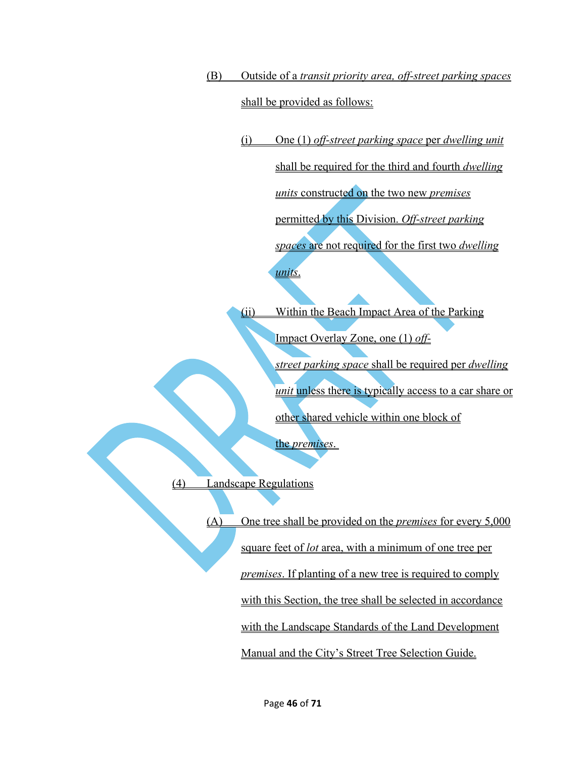(B) Outside of a *transit priority area, off-street parking spaces* shall be provided as follows:

(i) One (1) *off-street parking space* per *dwelling unit* shall be required for the third and fourth *dwelling units* constructed on the two new *premises* permitted by this Division. *Off-street parking spaces* are not required for the first two *dwelling units*.

(ii) Within the Beach Impact Area of the Parking Impact Overlay Zone, one (1) *off-street parking space* shall be required per *dwelling unit* unless there is typically access to a car share or other shared vehicle within one block of the *premises*.

(4) Landscape Regulations

(A) One tree shall be provided on the *premises* for every 5,000 square feet of *lot* area, with a minimum of one tree per *premises*. If planting of a new tree is required to comply with this Section, the tree shall be selected in accordance with the Landscape Standards of the Land Development Manual and the City's Street Tree Selection Guide.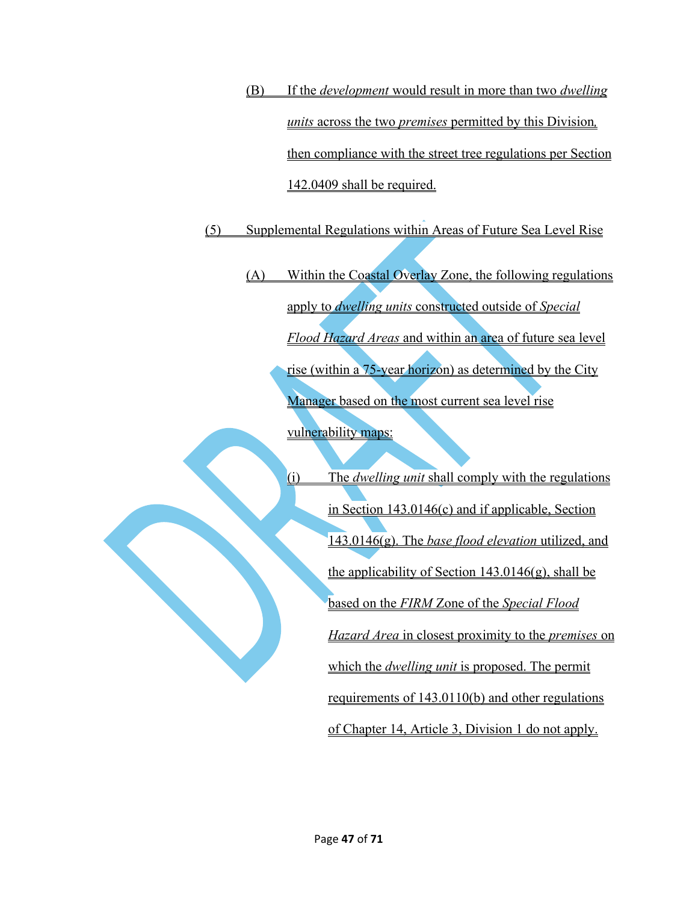(B) If the *development* would result in more than two *dwelling units* across the two *premises* permitted by this Division, then compliance with the street tree regulations per Section 142.0409 shall be required.

(5) Supplemental Regulations within Areas of Future Sea Level Rise

(A) Within the Coastal Overlay Zone, the following regulations apply to *dwelling units* constructed outside of *Special Flood Hazard Areas* and within an area of future sea level rise (within a 75-year horizon) as determined by the City Manager based on the most current sea level rise vulnerability maps:

(i) The *dwelling unit* shall comply with the regulations in Section 143.0146(c) and if applicable, Section 143.0146(g). The *base flood elevation* utilized, and the applicability of Section 143.0146(g), shall be based on the *FIRM* Zone of the *Special Flood Hazard Area* in closest proximity to the *premises* on which the *dwelling unit* is proposed. The permit requirements of 143.0110(b) and other regulations of Chapter 14, Article 3, Division 1 do not apply.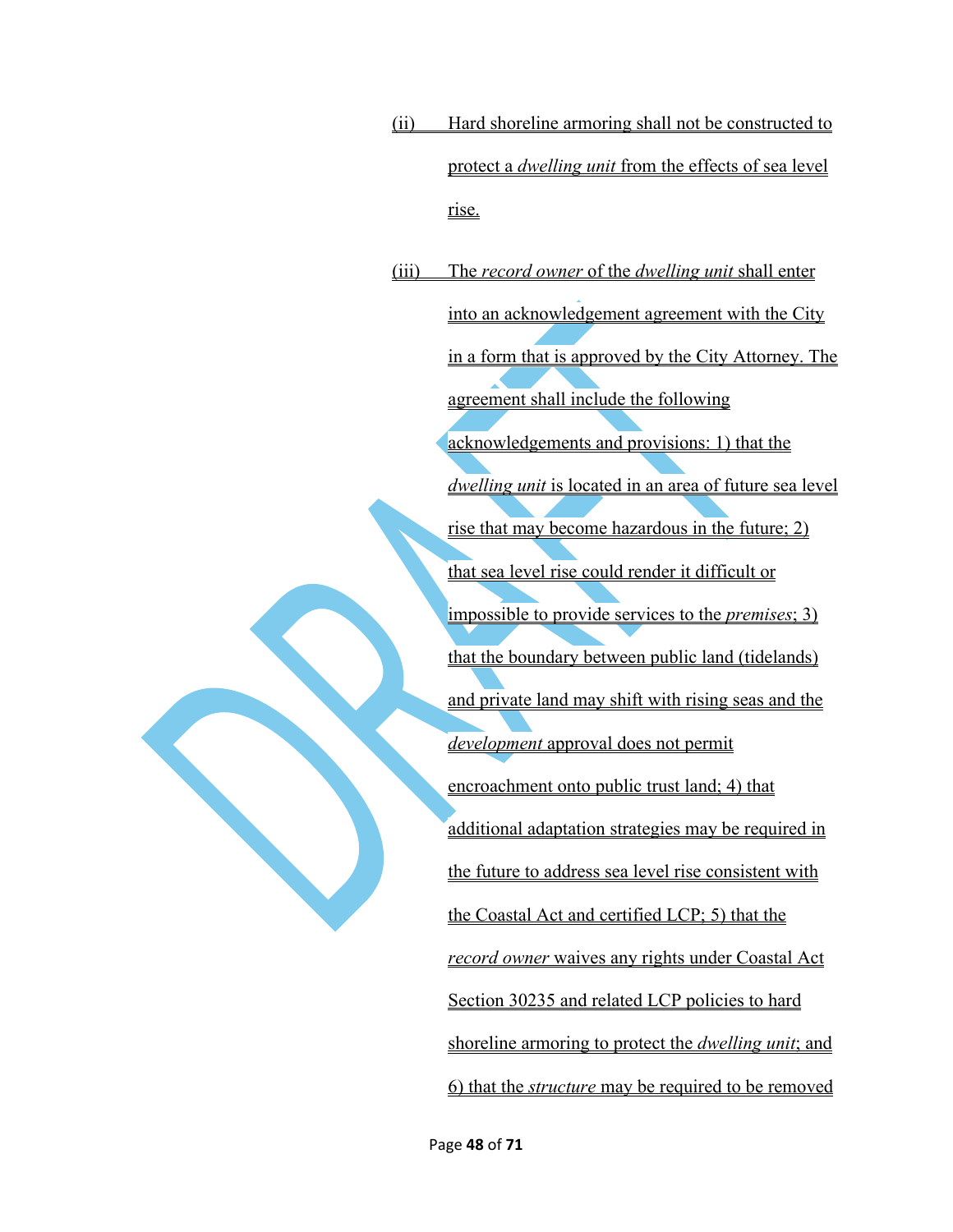(ii) Hard shoreline armoring shall not be constructed to protect a *dwelling unit* from the effects of sea level rise.

(iii) The *record owner* of the *dwelling unit* shall enter into an acknowledgement agreement with the City in a form that is approved by the City Attorney. The agreement shall include the following acknowledgements and provisions: 1) that the *dwelling unit* is located in an area of future sea level rise that may become hazardous in the future; 2) that sea level rise could render it difficult or impossible to provide services to the *premises*; 3) that the boundary between public land (tidelands) and private land may shift with rising seas and the *development* approval does not permit encroachment onto public trust land; 4) that additional adaptation strategies may be required in the future to address sea level rise consistent with the Coastal Act and certified LCP; 5) that the *record owner* waives any rights under Coastal Act Section 30235 and related LCP policies to hard shoreline armoring to protect the *dwelling unit*; and 6) that the *structure* may be required to be removed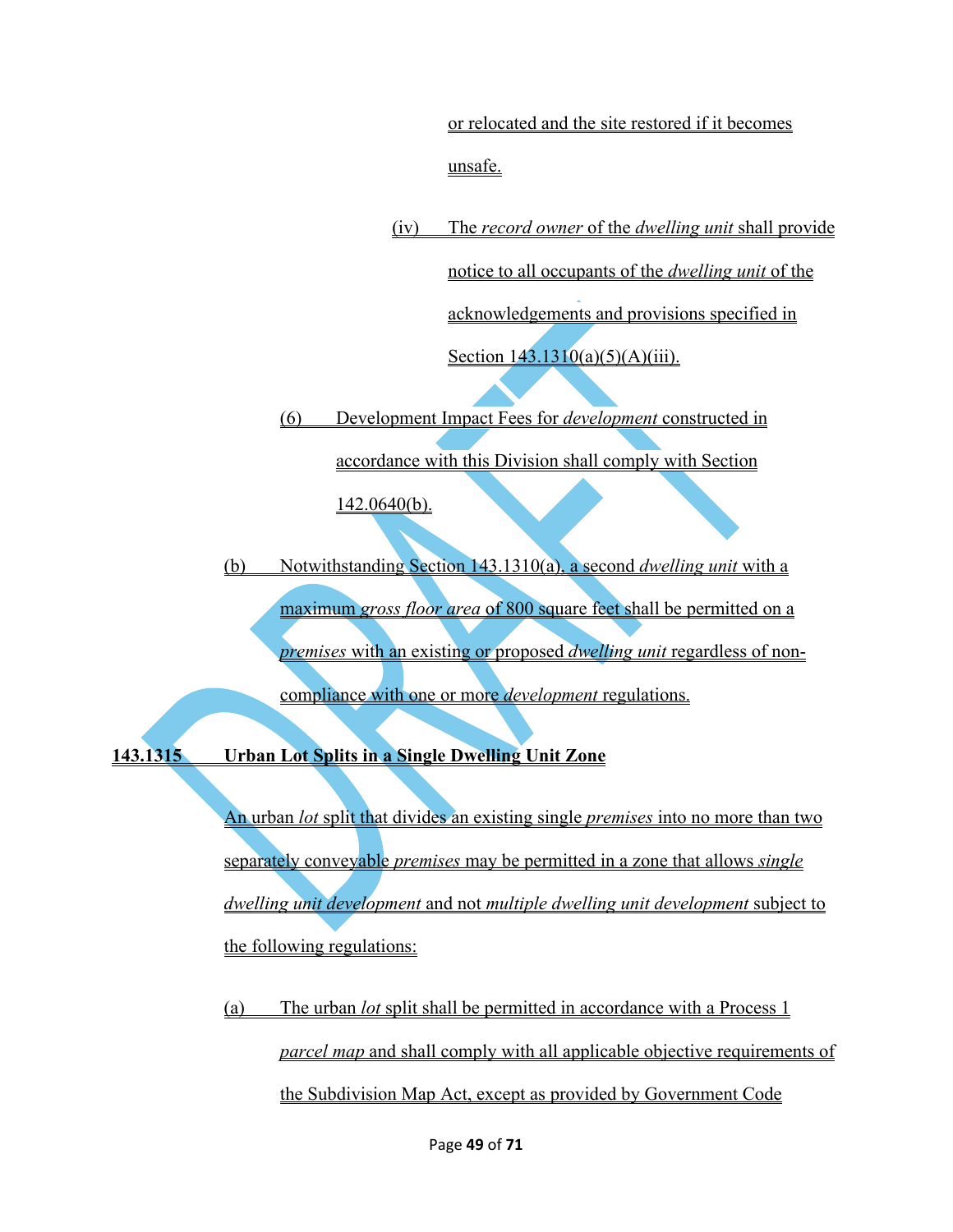or relocated and the site restored if it becomes unsafe.

(iv) The *record owner* of the *dwelling unit* shall provide notice to all occupants of the *dwelling unit* of the acknowledgements and provisions specified in Section 143.1310(a)(5)(A)(iii).

(6) Development Impact Fees for *development* constructed in accordance with this Division shall comply with Section 142.0640(b).

(b) Notwithstanding Section 143.1310(a), a second *dwelling unit* with a maximum *gross floor area* of 800 square feet shall be permitted on a *premises* with an existing or proposed *dwelling unit* regardless of non-compliance with one or more *development* regulations.

**143.1315 Urban Lot Splits in a Single Dwelling Unit Zone**

An urban *lot* split that divides an existing single *premises* into no more than two separately conveyable *premises* may be permitted in a zone that allows *single dwelling unit development* and not *multiple dwelling unit development* subject to the following regulations:

(a) The urban *lot* split shall be permitted in accordance with a Process 1 *parcel map* and shall comply with all applicable objective requirements of the Subdivision Map Act, except as provided by Government Code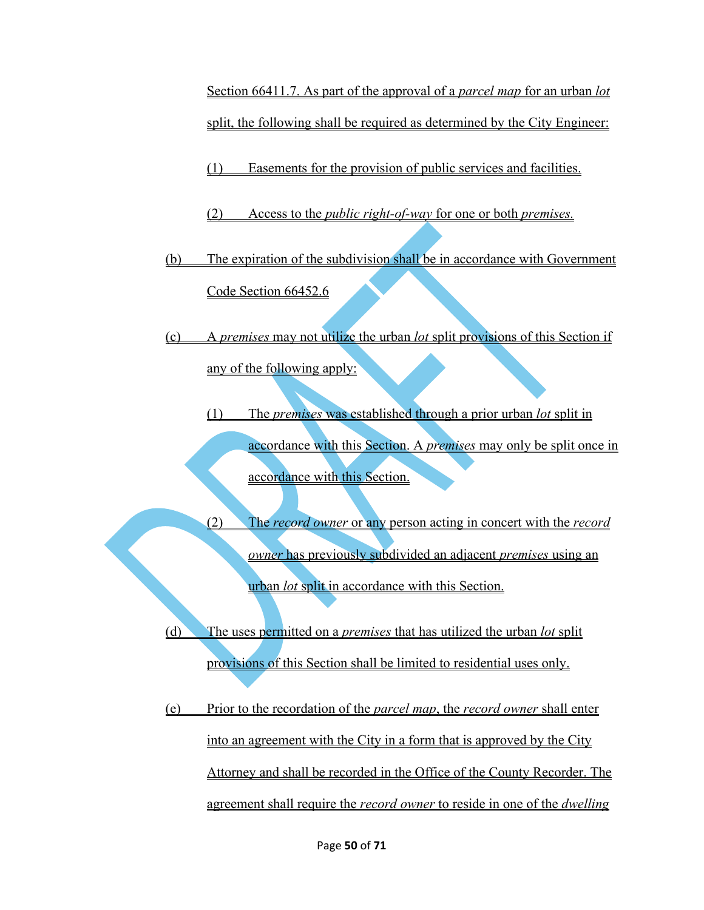Section 66411.7. As part of the approval of a *parcel map* for an urban *lot* split, the following shall be required as determined by the City Engineer:

(1) Easements for the provision of public services and facilities.

(2) Access to the *public right-of-way* for one or both *premises.*

(b) The expiration of the subdivision shall be in accordance with Government Code Section 66452.6

(c) A *premises* may not utilize the urban *lot* split provisions of this Section if any of the following apply:

(1) The *premises* was established through a prior urban *lot* split in accordance with this Section. A *premises* may only be split once in accordance with this Section.

(2) The *record owner* or any person acting in concert with the *record owner* has previously subdivided an adjacent *premises* using an urban *lot* split in accordance with this Section.

(d) The uses permitted on a *premises* that has utilized the urban *lot* split provisions of this Section shall be limited to residential uses only.

(e) Prior to the recordation of the *parcel map*, the *record owner* shall enter into an agreement with the City in a form that is approved by the City Attorney and shall be recorded in the Office of the County Recorder. The agreement shall require the *record owner* to reside in one of the *dwelling*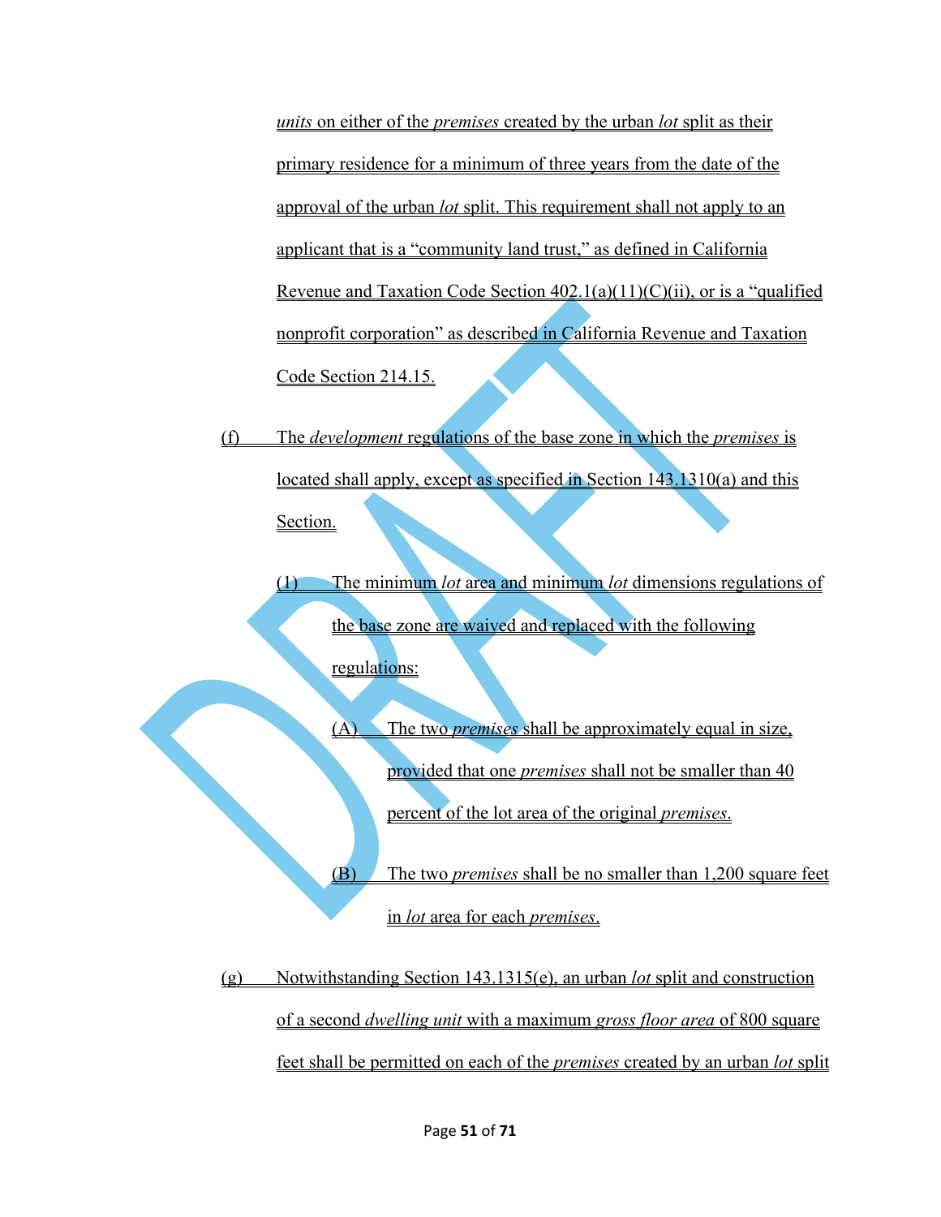units on either of the *premises* created by the urban *lot* split as their primary residence for a minimum of three years from the date of the approval of the urban *lot* split. This requirement shall not apply to an applicant that is a "community land trust," as defined in California Revenue and Taxation Code Section 402.1(a)(11)(C)(ii), or is a "qualified nonprofit corporation" as described in California Revenue and Taxation Code Section 214.15.

(f) The *development* regulations of the base zone in which the *premises* is located shall apply, except as specified in Section 143.1310(a) and this Section.

(1) The minimum *lot* area and minimum *lot* dimensions regulations of the base zone are waived and replaced with the following regulations:

(A) The two *premises* shall be approximately equal in size, provided that one *premises* shall not be smaller than 40 percent of the lot area of the original *premises*.

(B) The two *premises* shall be no smaller than 1,200 square feet in *lot* area for each *premises*.

(g) Notwithstanding Section 143.1315(e), an urban *lot* split and construction of a second *dwelling unit* with a maximum *gross floor area* of 800 square feet shall be permitted on each of the *premises* created by an urban *lot* split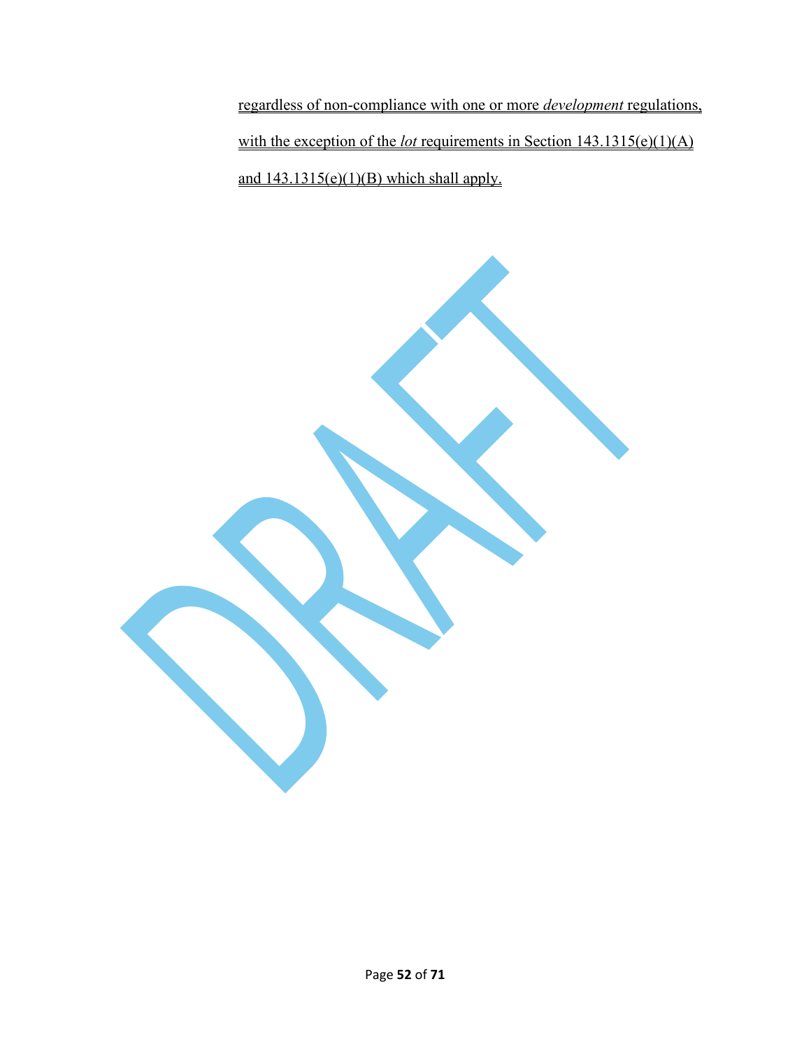regardless of non-compliance with one or more *development* regulations, with the exception of the *lot* requirements in Section 143.1315(e)(1)(A) and 143.1315(e)(1)(B) which shall apply.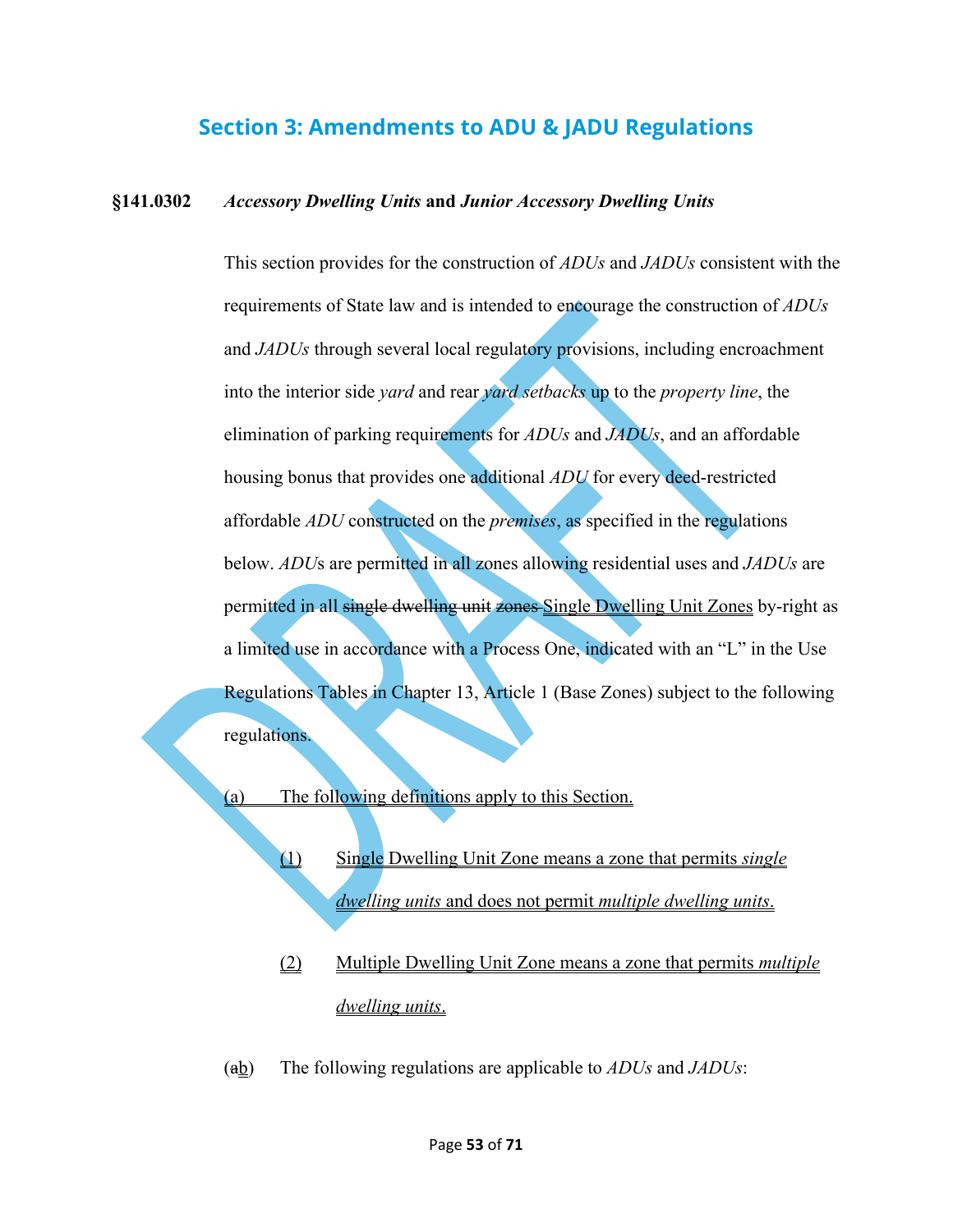## Section 3: Amendments to ADU & JADU Regulations

**§141.0302 *Accessory Dwelling Units* and *Junior Accessory Dwelling Units***

This section provides for the construction of *ADUs* and *JADUs* consistent with the requirements of State law and is intended to encourage the construction of *ADUs* and *JADUs* through several local regulatory provisions, including encroachment into the interior side *yard* and rear *yard setbacks* up to the *property line*, the elimination of parking requirements for *ADUs* and *JADUs*, and an affordable housing bonus that provides one additional *ADU* for every deed-restricted affordable *ADU* constructed on the *premises*, as specified in the regulations below. *ADU*s are permitted in all zones allowing residential uses and *JADUs* are permitted in all ~~single dwelling unit zones~~ <u>Single Dwelling Unit Zones</u> by-right as a limited use in accordance with a Process One, indicated with an "L" in the Use Regulations Tables in Chapter 13, Article 1 (Base Zones) subject to the following regulations.

<u>(a) The following definitions apply to this Section.</u>

<u>(1) Single Dwelling Unit Zone means a zone that permits *single dwelling units* and does not permit *multiple dwelling units*.</u>

<u>(2) Multiple Dwelling Unit Zone means a zone that permits *multiple dwelling units*.</u>

(~~a~~<u>b</u>) The following regulations are applicable to *ADUs* and *JADUs*: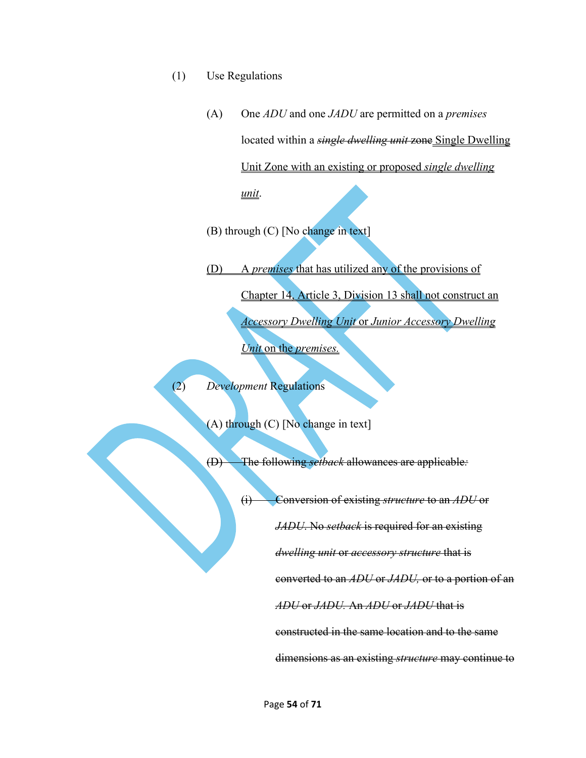(1) Use Regulations

(A) One *ADU* and one *JADU* are permitted on a *premises* located within a ~~*single dwelling unit* zone~~ <u>Single Dwelling Unit Zone with an existing or proposed *single dwelling unit*</u>.

(B) through (C) [No change in text]

<u>(D) A *premises* that has utilized any of the provisions of Chapter 14, Article 3, Division 13 shall not construct an *Accessory Dwelling Unit* or *Junior Accessory Dwelling Unit* on the *premises.*</u>

(2) *Development* Regulations

(A) through (C) [No change in text]

~~(D) The following *setback* allowances are applicable:~~

~~(i) Conversion of existing *structure* to an *ADU* or *JADU*. No *setback* is required for an existing *dwelling unit* or *accessory structure* that is converted to an *ADU* or *JADU,* or to a portion of an *ADU* or *JADU.* An *ADU* or *JADU* that is constructed in the same location and to the same dimensions as an existing *structure* may continue to~~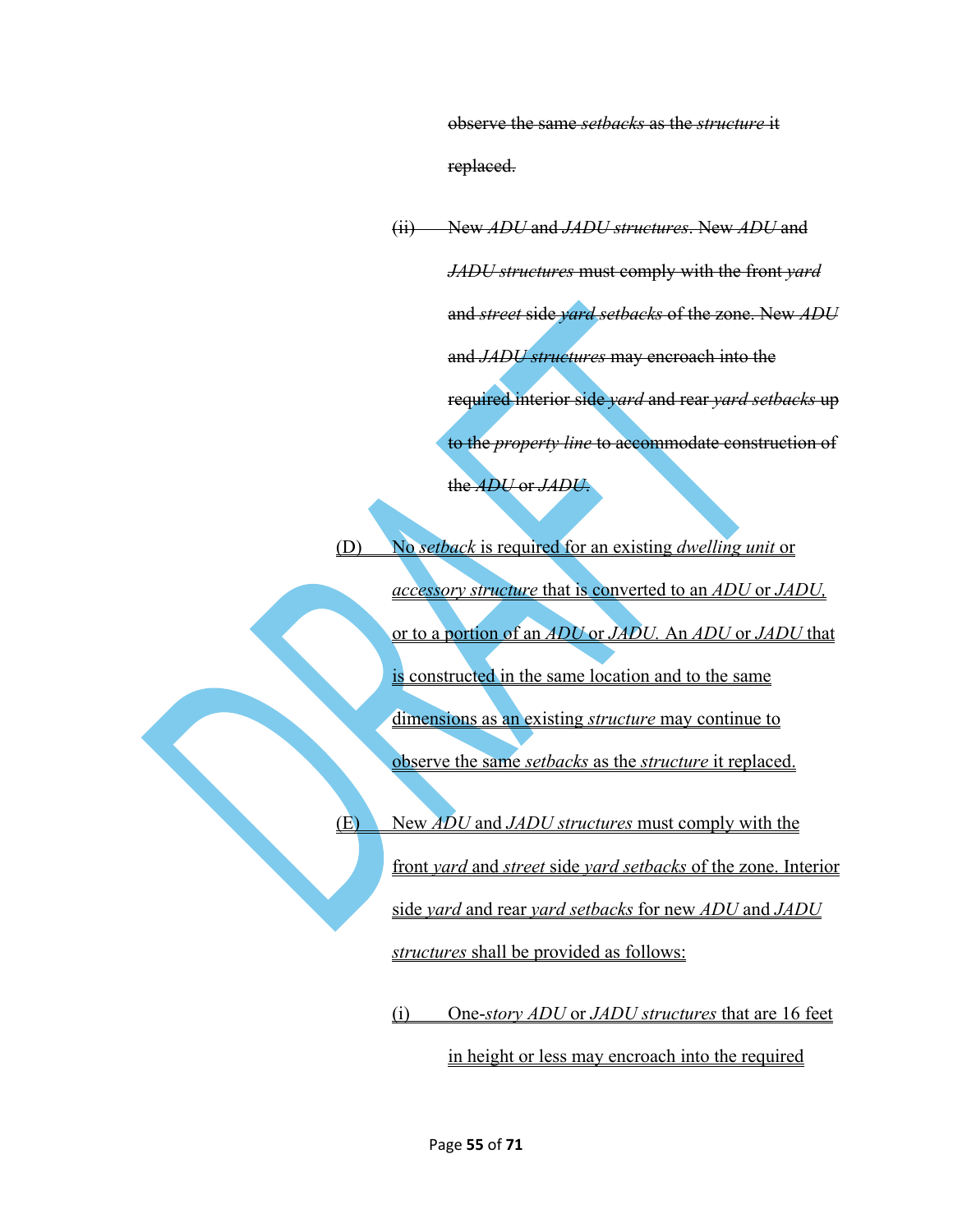~~observe the same *setbacks* as the *structure* it replaced.~~

~~(ii) New *ADU* and *JADU structures*. New *ADU* and *JADU structures* must comply with the front *yard* and *street* side *yard setbacks* of the zone. New *ADU* and *JADU structures* may encroach into the required interior side *yard* and rear *yard setbacks* up to the *property line* to accommodate construction of the *ADU* or *JADU*.~~

<u>(D) No *setback* is required for an existing *dwelling unit* or *accessory structure* that is converted to an *ADU* or *JADU*, or to a portion of an *ADU* or *JADU*. An *ADU* or *JADU* that is constructed in the same location and to the same dimensions as an existing *structure* may continue to observe the same *setbacks* as the *structure* it replaced.</u>

<u>(E) New *ADU* and *JADU structures* must comply with the front *yard* and *street* side *yard setbacks* of the zone. Interior side *yard* and rear *yard setbacks* for new *ADU* and *JADU structures* shall be provided as follows:</u>

<u>(i) One-*story ADU* or *JADU structures* that are 16 feet in height or less may encroach into the required</u>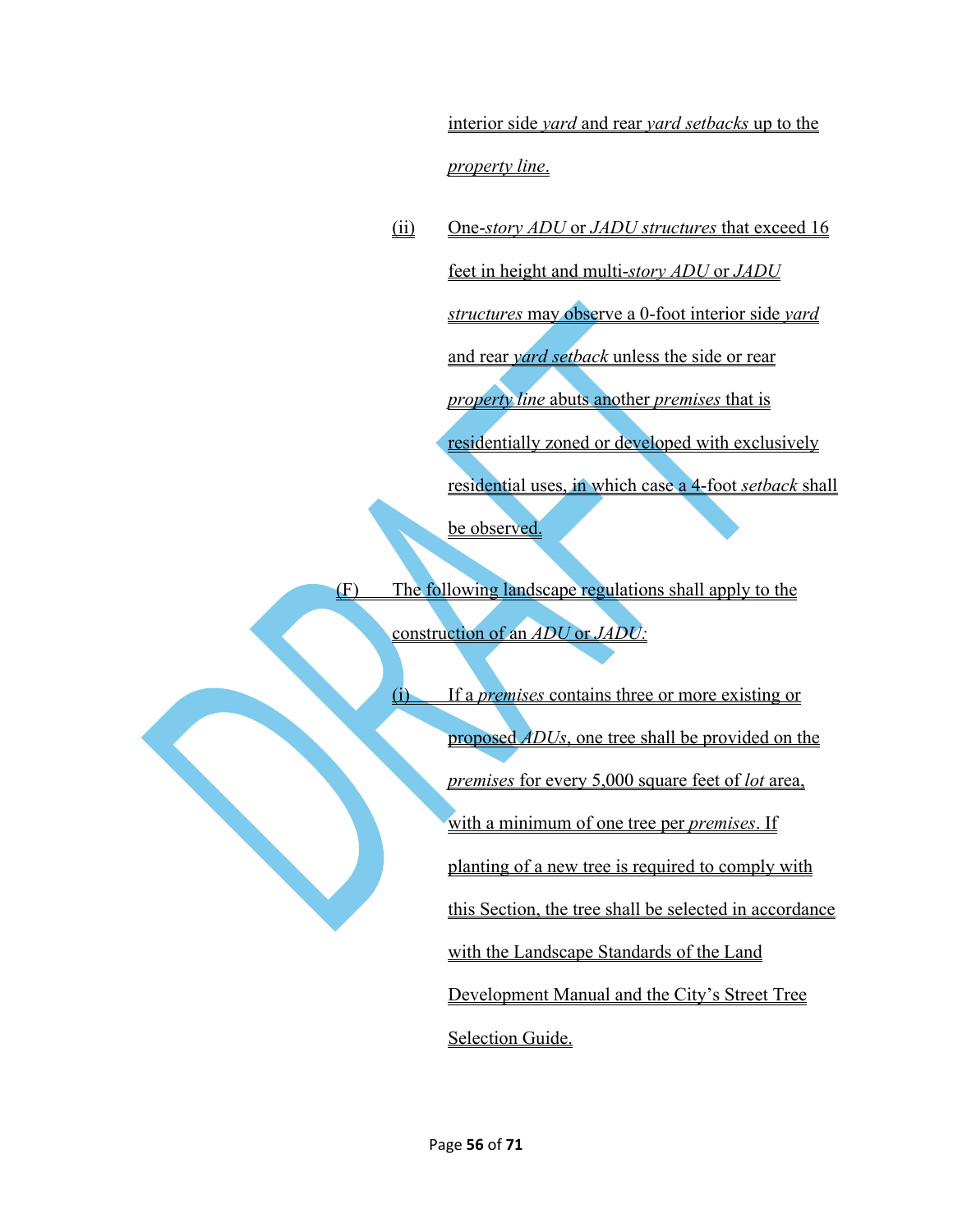interior side *yard* and rear *yard setbacks* up to the *property line*.

(ii) One-*story ADU* or *JADU structures* that exceed 16 feet in height and multi-*story ADU* or *JADU structures* may observe a 0-foot interior side *yard* and rear *yard setback* unless the side or rear *property line* abuts another *premises* that is residentially zoned or developed with exclusively residential uses, in which case a 4-foot *setback* shall be observed.

(F) The following landscape regulations shall apply to the construction of an *ADU* or *JADU:*

(i) If a *premises* contains three or more existing or proposed *ADUs*, one tree shall be provided on the *premises* for every 5,000 square feet of *lot* area, with a minimum of one tree per *premises*. If planting of a new tree is required to comply with this Section, the tree shall be selected in accordance with the Landscape Standards of the Land Development Manual and the City's Street Tree Selection Guide.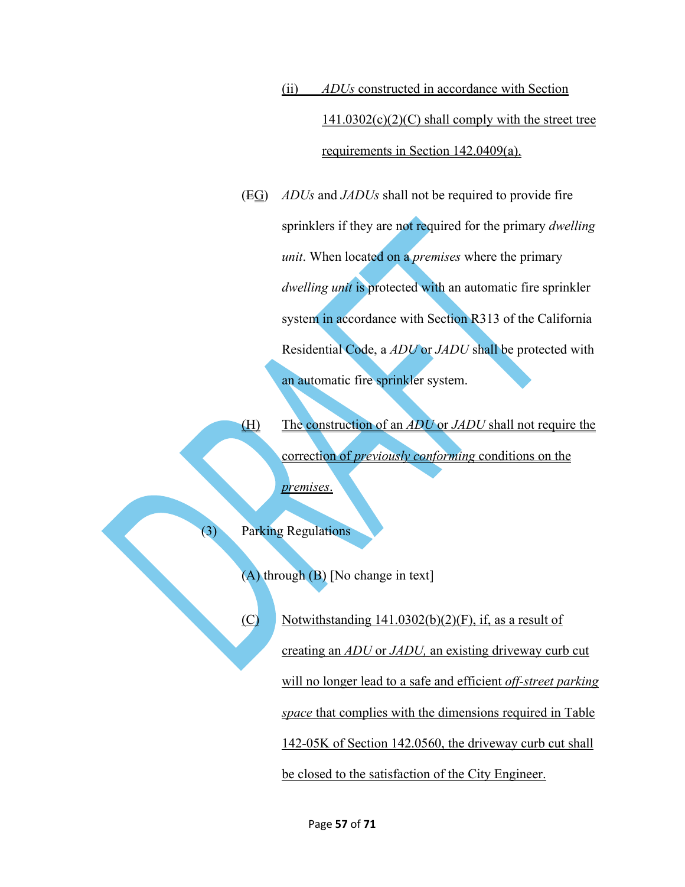(ii) *ADUs* constructed in accordance with Section 141.0302(c)(2)(C) shall comply with the street tree requirements in Section 142.0409(a).

(~~E~~G) *ADUs* and *JADUs* shall not be required to provide fire sprinklers if they are not required for the primary *dwelling unit*. When located on a *premises* where the primary *dwelling unit* is protected with an automatic fire sprinkler system in accordance with Section R313 of the California Residential Code, a *ADU* or *JADU* shall be protected with an automatic fire sprinkler system.

(H) The construction of an *ADU* or *JADU* shall not require the correction of *previously conforming* conditions on the *premises*.

(3) Parking Regulations

(A) through (B) [No change in text]

(C) Notwithstanding 141.0302(b)(2)(F), if, as a result of creating an *ADU* or *JADU,* an existing driveway curb cut will no longer lead to a safe and efficient *off-street parking space* that complies with the dimensions required in Table 142-05K of Section 142.0560, the driveway curb cut shall be closed to the satisfaction of the City Engineer.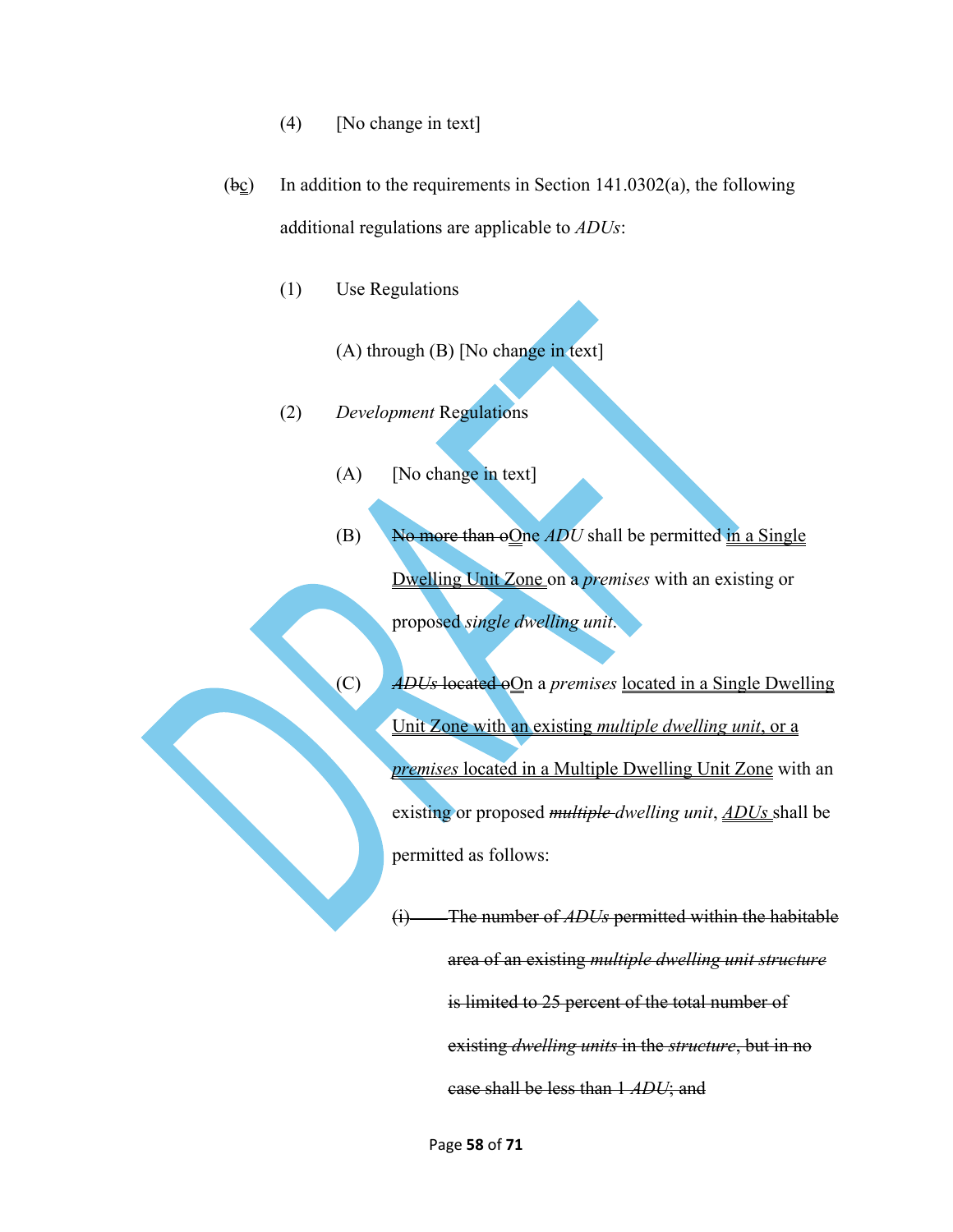(4) [No change in text]

(~~b~~c) In addition to the requirements in Section 141.0302(a), the following additional regulations are applicable to *ADUs*:

(1) Use Regulations

(A) through (B) [No change in text]

(2) *Development* Regulations

(A) [No change in text]

(B) ~~No more than o~~One *ADU* shall be permitted in a Single Dwelling Unit Zone on a *premises* with an existing or proposed *single dwelling unit*.

(C) ~~*ADUs* located o~~On a *premises* located in a Single Dwelling Unit Zone with an existing *multiple dwelling unit*, or a *premises* located in a Multiple Dwelling Unit Zone with an existing or proposed ~~*multiple*~~ *dwelling unit*, *ADUs* shall be permitted as follows:

~~(i) The number of *ADUs* permitted within the habitable area of an existing *multiple dwelling unit structure* is limited to 25 percent of the total number of existing *dwelling units* in the *structure*, but in no case shall be less than 1 *ADU*; and~~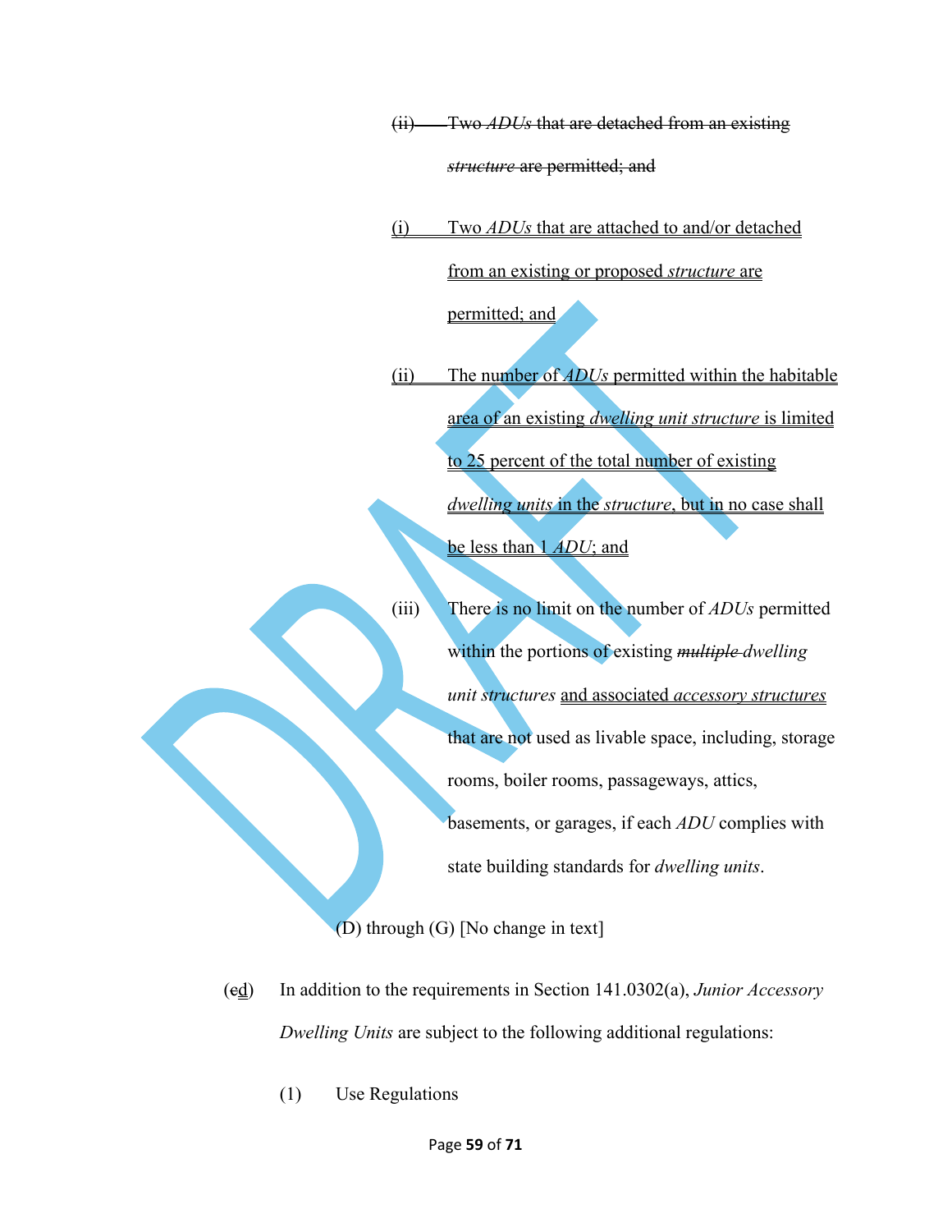~~(ii) Two *ADUs* that are detached from an existing *structure* are permitted; and~~

<u>(i) Two *ADUs* that are attached to and/or detached from an existing or proposed *structure* are permitted; and</u>

<u>(ii) The number of *ADUs* permitted within the habitable area of an existing *dwelling unit structure* is limited to 25 percent of the total number of existing *dwelling units* in the *structure*, but in no case shall be less than 1 *ADU*; and</u>

(iii) There is no limit on the number of *ADUs* permitted within the portions of existing ~~*multiple*~~ *dwelling unit structures* <u>and associated *accessory structures*</u> that are not used as livable space, including, storage rooms, boiler rooms, passageways, attics, basements, or garages, if each *ADU* complies with state building standards for *dwelling units*.

(D) through (G) [No change in text]

(~~c~~<u>d</u>) In addition to the requirements in Section 141.0302(a), *Junior Accessory Dwelling Units* are subject to the following additional regulations:

(1) Use Regulations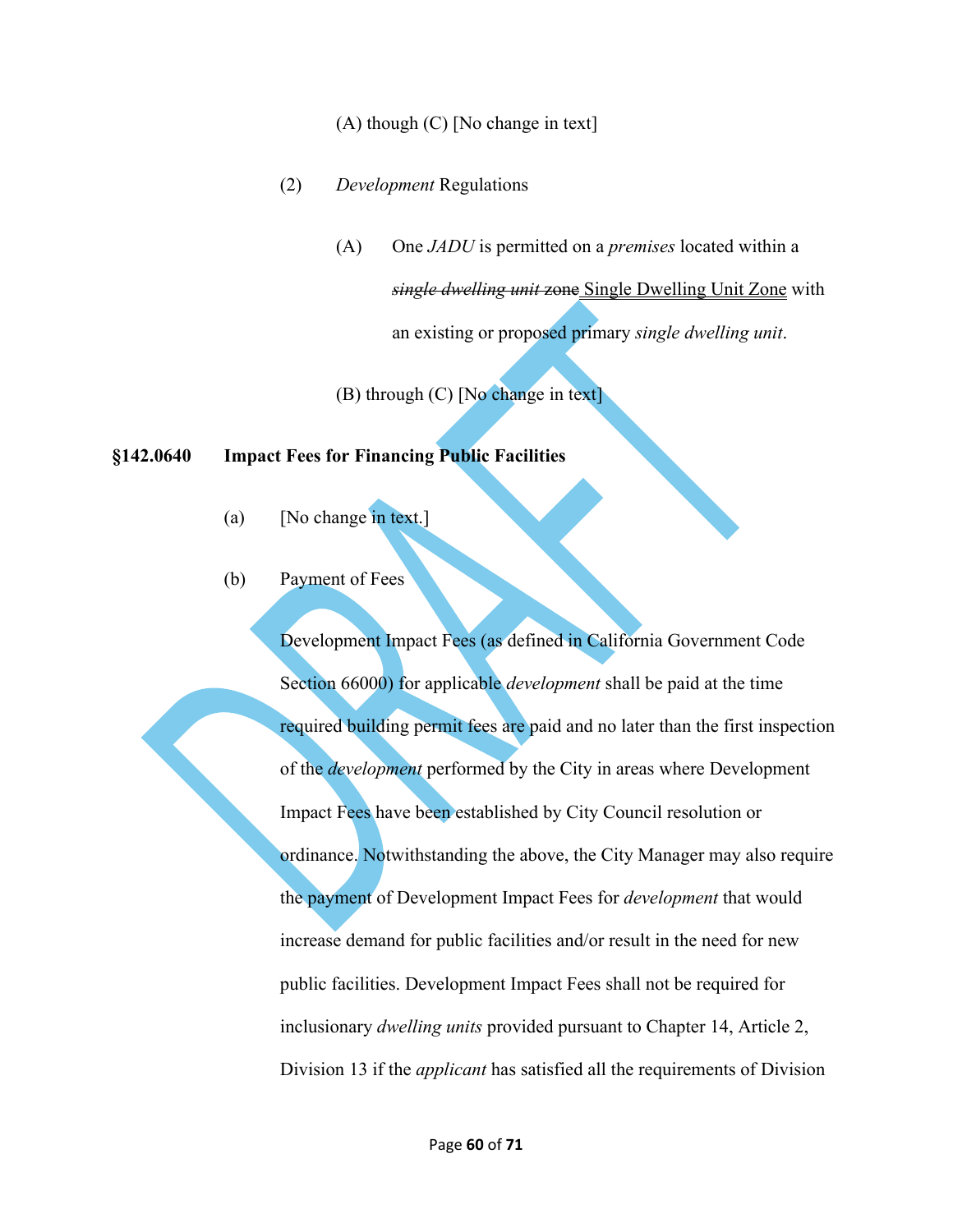(A) though (C) [No change in text]

(2) *Development* Regulations

(A) One *JADU* is permitted on a *premises* located within a ~~*single dwelling unit* zone~~ <u>Single Dwelling Unit Zone</u> with an existing or proposed primary *single dwelling unit*.

(B) through (C) [No change in text]

**§142.0640 Impact Fees for Financing Public Facilities**

(a) [No change in text.]

(b) Payment of Fees

Development Impact Fees (as defined in California Government Code Section 66000) for applicable *development* shall be paid at the time required building permit fees are paid and no later than the first inspection of the *development* performed by the City in areas where Development Impact Fees have been established by City Council resolution or ordinance. Notwithstanding the above, the City Manager may also require the payment of Development Impact Fees for *development* that would increase demand for public facilities and/or result in the need for new public facilities. Development Impact Fees shall not be required for inclusionary *dwelling units* provided pursuant to Chapter 14, Article 2, Division 13 if the *applicant* has satisfied all the requirements of Division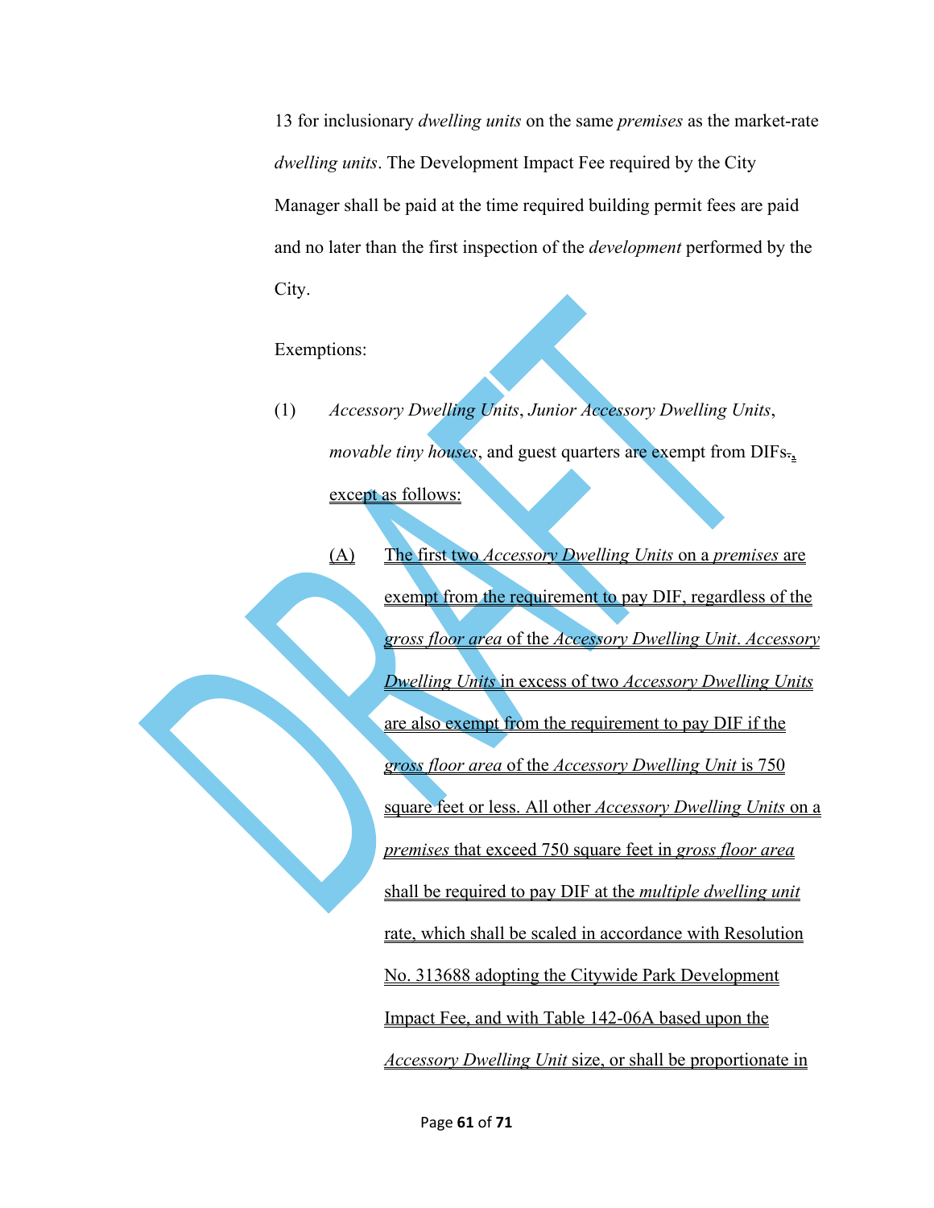13 for inclusionary *dwelling units* on the same *premises* as the market-rate *dwelling units*. The Development Impact Fee required by the City Manager shall be paid at the time required building permit fees are paid and no later than the first inspection of the *development* performed by the City.

Exemptions:

(1) *Accessory Dwelling Units*, *Junior Accessory Dwelling Units*, *movable tiny houses*, and guest quarters are exempt from DIFs~~.~~, except as follows:

(A) The first two *Accessory Dwelling Units* on a *premises* are exempt from the requirement to pay DIF, regardless of the *gross floor area* of the *Accessory Dwelling Unit*. *Accessory Dwelling Units* in excess of two *Accessory Dwelling Units* are also exempt from the requirement to pay DIF if the *gross floor area* of the *Accessory Dwelling Unit* is 750 square feet or less. All other *Accessory Dwelling Units* on a *premises* that exceed 750 square feet in *gross floor area* shall be required to pay DIF at the *multiple dwelling unit* rate, which shall be scaled in accordance with Resolution No. 313688 adopting the Citywide Park Development Impact Fee, and with Table 142-06A based upon the *Accessory Dwelling Unit* size, or shall be proportionate in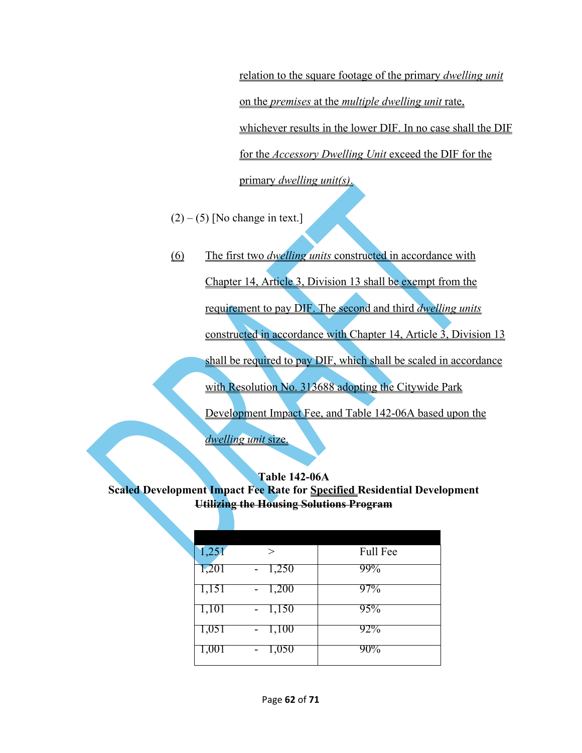relation to the square footage of the primary *dwelling unit* on the *premises* at the *multiple dwelling unit* rate, whichever results in the lower DIF. In no case shall the DIF for the *Accessory Dwelling Unit* exceed the DIF for the primary *dwelling unit(s)*.

(2) – (5) [No change in text.]

(6) The first two *dwelling units* constructed in accordance with Chapter 14, Article 3, Division 13 shall be exempt from the requirement to pay DIF. The second and third *dwelling units* constructed in accordance with Chapter 14, Article 3, Division 13 shall be required to pay DIF, which shall be scaled in accordance with Resolution No. 313688 adopting the Citywide Park Development Impact Fee, and Table 142-06A based upon the *dwelling unit* size.

**Table 142-06A**
**Scaled Development Impact Fee Rate for Specified Residential Development ~~Utilizing the Housing Solutions Program~~**

| | | | |
|---|---|---|---|
| 1,251 | > | | Full Fee |
| 1,201 | - | 1,250 | 99% |
| 1,151 | - | 1,200 | 97% |
| 1,101 | - | 1,150 | 95% |
| 1,051 | - | 1,100 | 92% |
| 1,001 | - | 1,050 | 90% |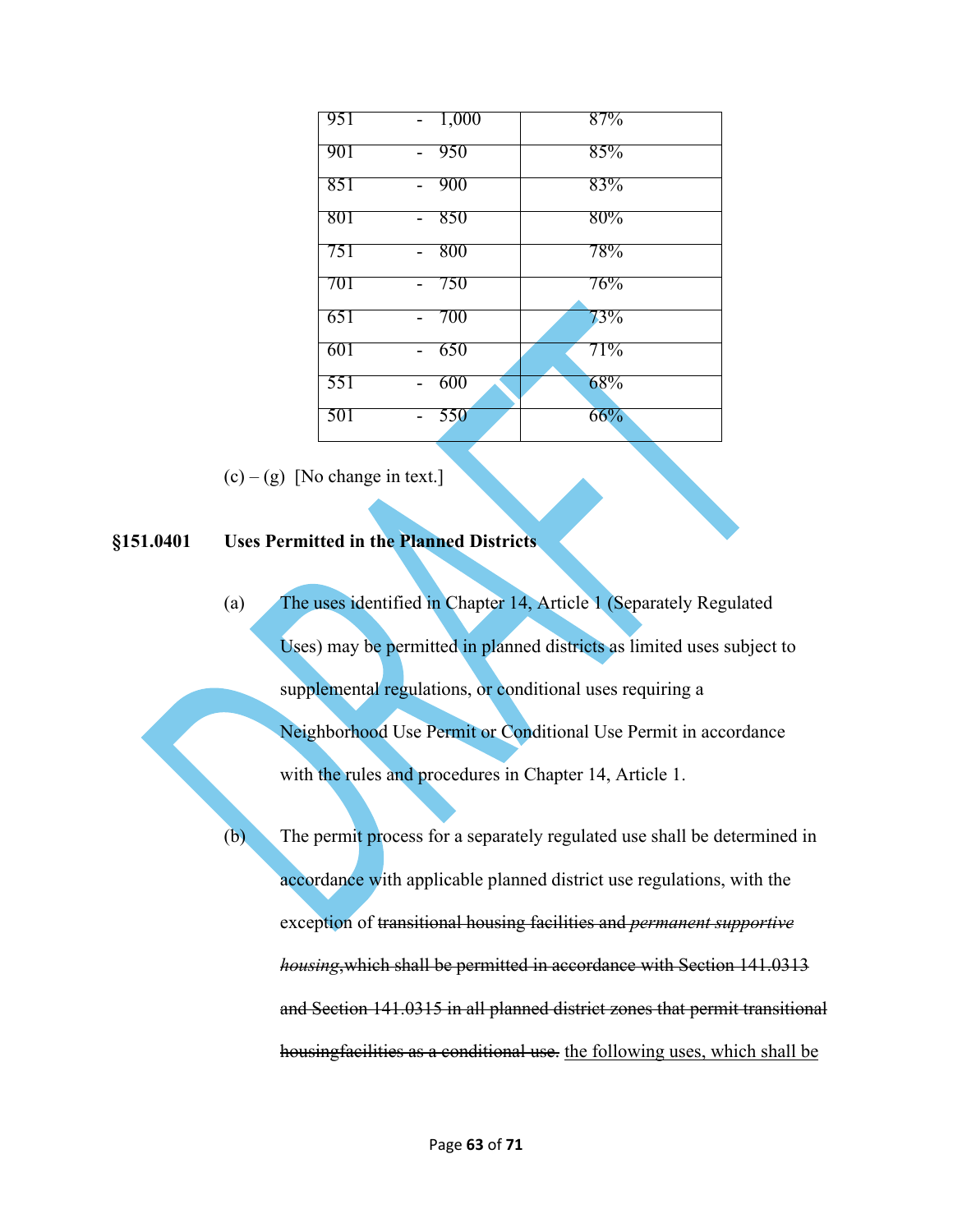| | |
|---|---|
| 951 - 1,000 | 87% |
| 901 - 950 | 85% |
| 851 - 900 | 83% |
| 801 - 850 | 80% |
| 751 - 800 | 78% |
| 701 - 750 | 76% |
| 651 - 700 | 73% |
| 601 - 650 | 71% |
| 551 - 600 | 68% |
| 501 - 550 | 66% |

(c) – (g) [No change in text.]

**§151.0401 Uses Permitted in the Planned Districts**

(a) The uses identified in Chapter 14, Article 1 (Separately Regulated Uses) may be permitted in planned districts as limited uses subject to supplemental regulations, or conditional uses requiring a Neighborhood Use Permit or Conditional Use Permit in accordance with the rules and procedures in Chapter 14, Article 1.

(b) The permit process for a separately regulated use shall be determined in accordance with applicable planned district use regulations, with the exception of ~~transitional housing facilities and *permanent supportive housing*,which shall be permitted in accordance with Section 141.0313 and Section 141.0315 in all planned district zones that permit transitional housingfacilities as a conditional use.~~ <u>the following uses, which shall be</u>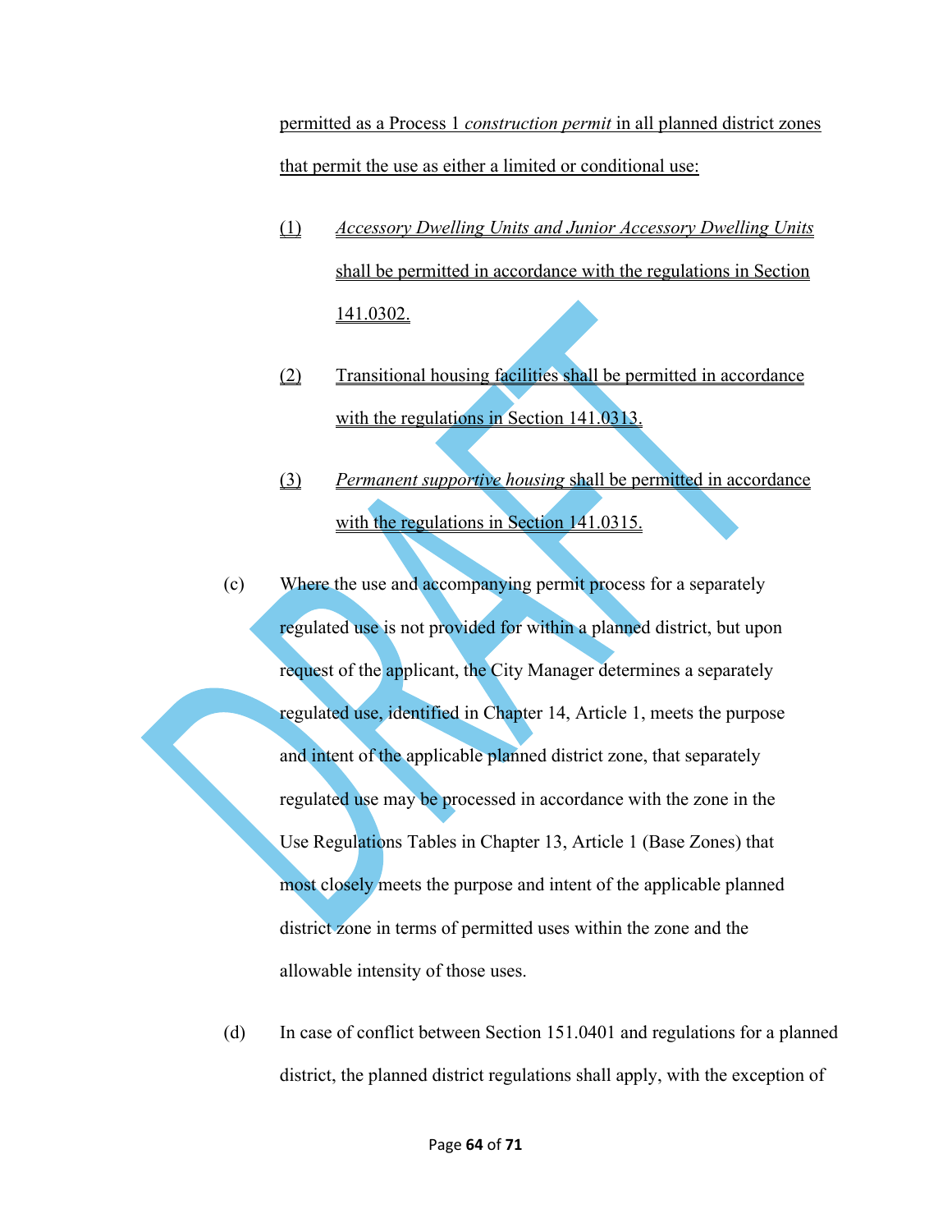<u>permitted as a Process 1 *construction permit* in all planned district zones that permit the use as either a limited or conditional use:</u>

<u>(1)</u> <u>*Accessory Dwelling Units and Junior Accessory Dwelling Units* shall be permitted in accordance with the regulations in Section 141.0302.</u>

<u>(2)</u> <u>Transitional housing facilities shall be permitted in accordance with the regulations in Section 141.0313.</u>

<u>(3)</u> <u>*Permanent supportive housing* shall be permitted in accordance with the regulations in Section 141.0315.</u>

(c) Where the use and accompanying permit process for a separately regulated use is not provided for within a planned district, but upon request of the applicant, the City Manager determines a separately regulated use, identified in Chapter 14, Article 1, meets the purpose and intent of the applicable planned district zone, that separately regulated use may be processed in accordance with the zone in the Use Regulations Tables in Chapter 13, Article 1 (Base Zones) that most closely meets the purpose and intent of the applicable planned district zone in terms of permitted uses within the zone and the allowable intensity of those uses.

(d) In case of conflict between Section 151.0401 and regulations for a planned district, the planned district regulations shall apply, with the exception of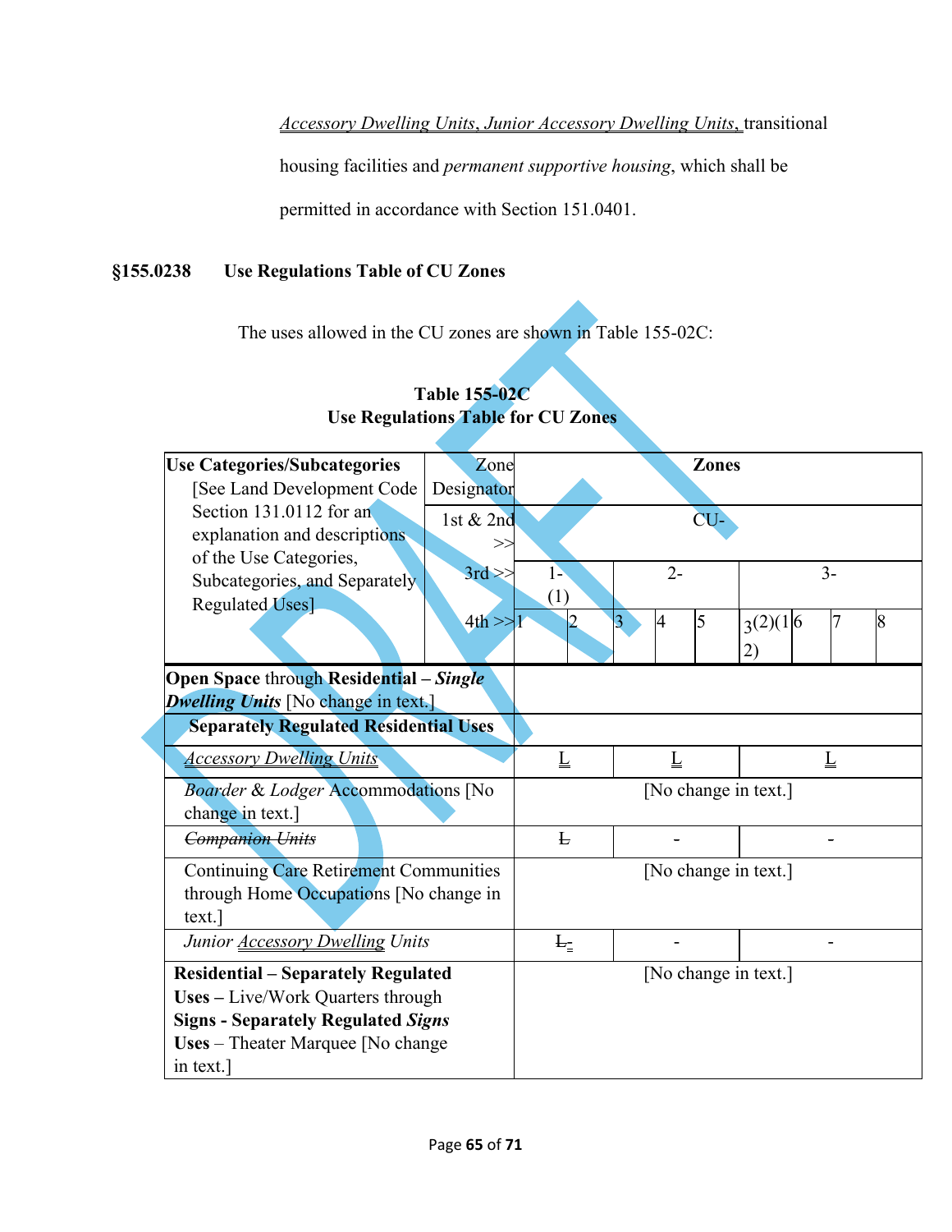<u>*Accessory Dwelling Units*, *Junior Accessory Dwelling Units*,</u> transitional housing facilities and *permanent supportive housing*, which shall be permitted in accordance with Section 151.0401.

## §155.0238 Use Regulations Table of CU Zones

The uses allowed in the CU zones are shown in Table 155-02C:

**Table 155-02C**
**Use Regulations Table for CU Zones**

| Use Categories/Subcategories [See Land Development Code Section 131.0112 for an explanation and descriptions of the Use Categories, Subcategories, and Separately Regulated Uses] | Zone Designator | Zones | | | | | | | |
|---|---|---|---|---|---|---|---|---|---|
| | 1st & 2nd >> | CU- | | | | | | | |
| | 3rd >> | 1-(1) | | 2- | | | 3- | | |
| | 4th >> | 1 | 2 | 3 | 4 | 5 | 3(2)(12) | 6 | 7 | 8 |
| **Open Space** through **Residential** – ***Single Dwelling Units*** [No change in text.] | | | | | | | | | |
| **Separately Regulated Residential Uses** | | | | | | | | | |
| <u>*Accessory Dwelling Units*</u> | | <u>L</u> | | <u>L</u> | | | <u>L</u> | | |
| *Boarder & Lodger* Accommodations [No change in text.] | | [No change in text.] | | | | | | | |
| ~~*Companion Units*~~ | | ~~L~~ | | - | | | - | | |
| Continuing Care Retirement Communities through Home Occupations [No change in text.] | | [No change in text.] | | | | | | | |
| *Junior <u>Accessory Dwelling</u> Units* | | ~~L~~<u>-</u> | | - | | | - | | |
| **Residential – Separately Regulated Uses –** Live/Work Quarters through **Signs - Separately Regulated *Signs* Uses** – Theater Marquee [No change in text.] | | [No change in text.] | | | | | | | |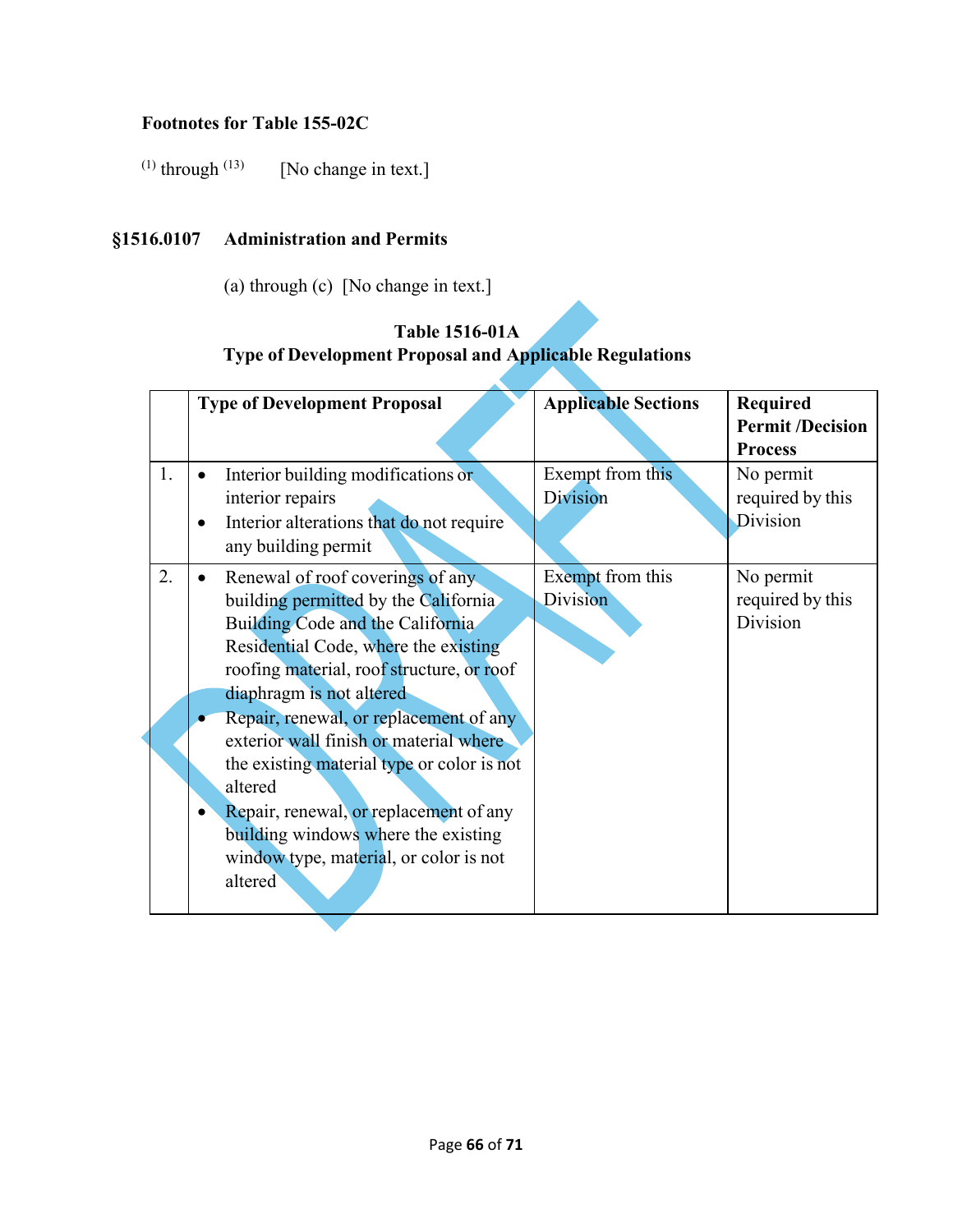**Footnotes for Table 155-02C**

[(1)] through [(13)] [No change in text.]

## §1516.0107 Administration and Permits

(a) through (c) [No change in text.]

**Table 1516-01A**
**Type of Development Proposal and Applicable Regulations**

| | Type of Development Proposal | Applicable Sections | Required Permit /Decision Process |
|---|---|---|---|
| 1. | • Interior building modifications or interior repairs<br>• Interior alterations that do not require any building permit | Exempt from this Division | No permit required by this Division |
| 2. | • Renewal of roof coverings of any building permitted by the California Building Code and the California Residential Code, where the existing roofing material, roof structure, or roof diaphragm is not altered<br>• Repair, renewal, or replacement of any exterior wall finish or material where the existing material type or color is not altered<br>• Repair, renewal, or replacement of any building windows where the existing window type, material, or color is not altered | Exempt from this Division | No permit required by this Division |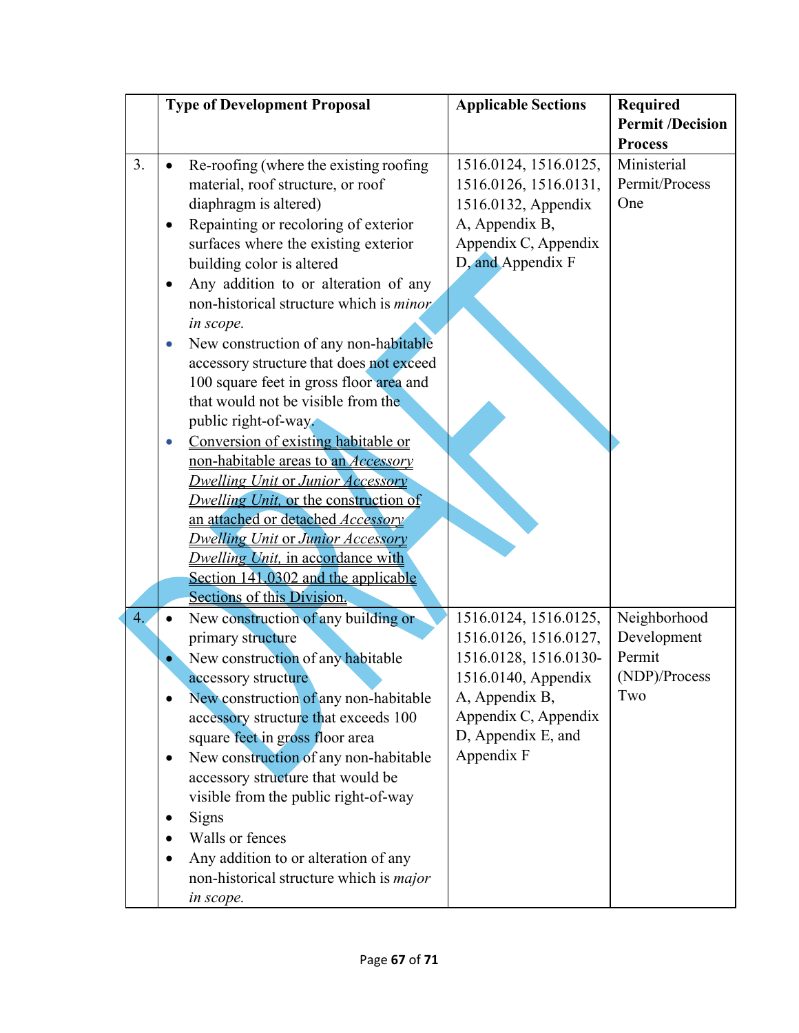| | Type of Development Proposal | Applicable Sections | Required Permit /Decision Process |
|---|---|---|---|
| 3. | • Re-roofing (where the existing roofing material, roof structure, or roof diaphragm is altered)<br>• Repainting or recoloring of exterior surfaces where the existing exterior building color is altered<br>• Any addition to or alteration of any non-historical structure which is *minor in scope.*<br>• New construction of any non-habitable accessory structure that does not exceed 100 square feet in gross floor area and that would not be visible from the public right-of-way.<br>• <u>Conversion of existing habitable or non-habitable areas to an *Accessory Dwelling Unit* or *Junior Accessory Dwelling Unit,* or the construction of an attached or detached *Accessory Dwelling Unit* or *Junior Accessory Dwelling Unit,* in accordance with Section 141.0302 and the applicable Sections of this Division.</u> | 1516.0124, 1516.0125, 1516.0126, 1516.0131, 1516.0132, Appendix A, Appendix B, Appendix C, Appendix D, and Appendix F | Ministerial Permit/Process One |
| 4. | • New construction of any building or primary structure<br>• New construction of any habitable accessory structure<br>• New construction of any non-habitable accessory structure that exceeds 100 square feet in gross floor area<br>• New construction of any non-habitable accessory structure that would be visible from the public right-of-way<br>• Signs<br>• Walls or fences<br>• Any addition to or alteration of any non-historical structure which is *major in scope.* | 1516.0124, 1516.0125, 1516.0126, 1516.0127, 1516.0128, 1516.0130-1516.0140, Appendix A, Appendix B, Appendix C, Appendix D, Appendix E, and Appendix F | Neighborhood Development Permit (NDP)/Process Two |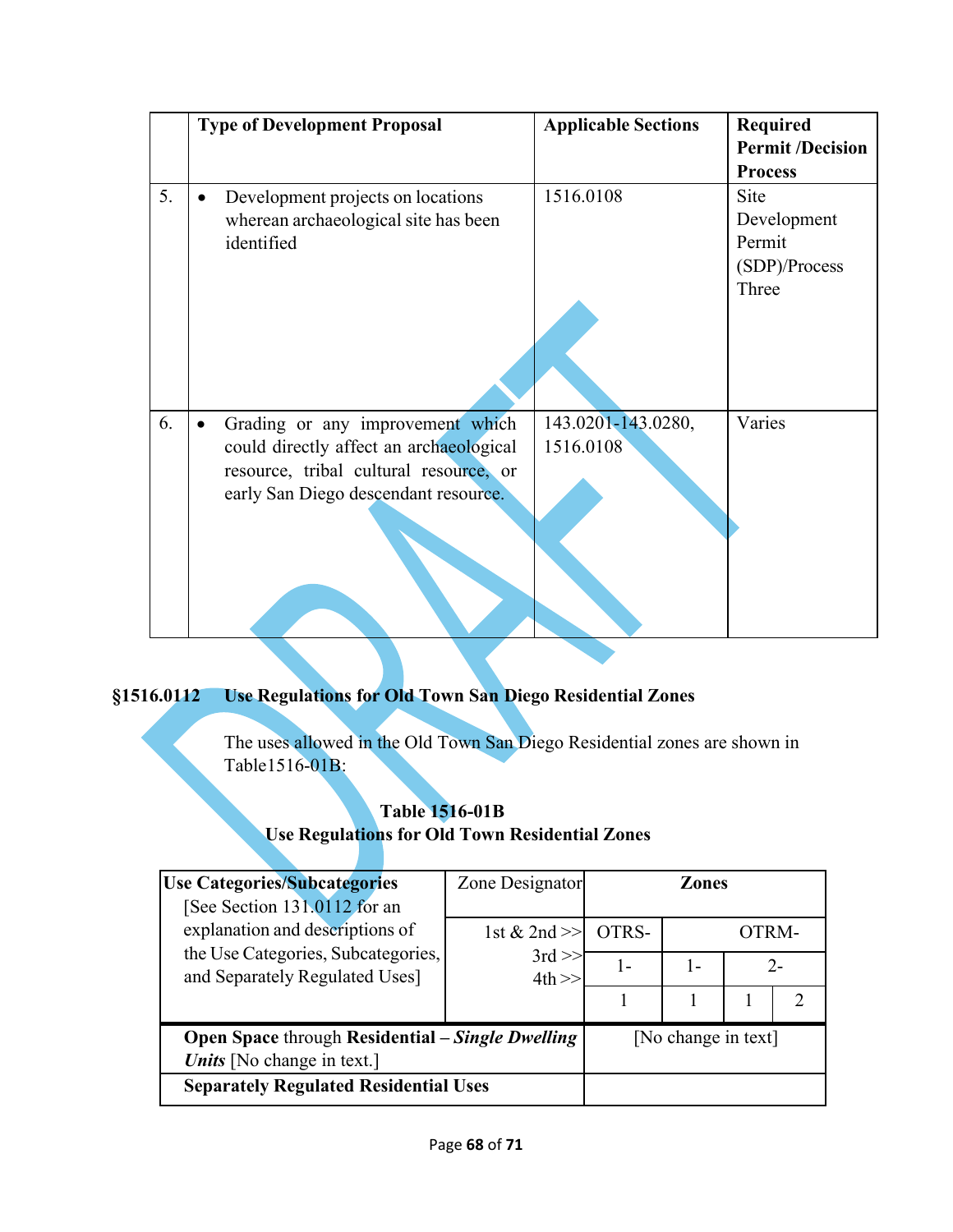|  | Type of Development Proposal | Applicable Sections | Required Permit /Decision Process |
|---|---|---|---|
| 5. | • Development projects on locations wherean archaeological site has been identified | 1516.0108 | Site Development Permit (SDP)/Process Three |
| 6. | • Grading or any improvement which could directly affect an archaeological resource, tribal cultural resource, or early San Diego descendant resource. | 143.0201-143.0280, 1516.0108 | Varies |

**§1516.0112 Use Regulations for Old Town San Diego Residential Zones**

The uses allowed in the Old Town San Diego Residential zones are shown in Table1516-01B:

**Table 1516-01B**
**Use Regulations for Old Town Residential Zones**

| **Use Categories/Subcategories** [See Section 131.0112 for an explanation and descriptions of the Use Categories, Subcategories, and Separately Regulated Uses] | Zone Designator | **Zones** | | | |
|---|---|---|---|---|---|
| | 1st & 2nd >> | OTRS- | OTRM- | | |
| | 3rd >> | 1- | 1- | 2- | |
| | 4th >> | 1 | 1 | 1 | 2 |
| **Open Space** through **Residential** – ***Single Dwelling Units*** [No change in text.] | | [No change in text] | | | |
| **Separately Regulated Residential Uses** | | | | | |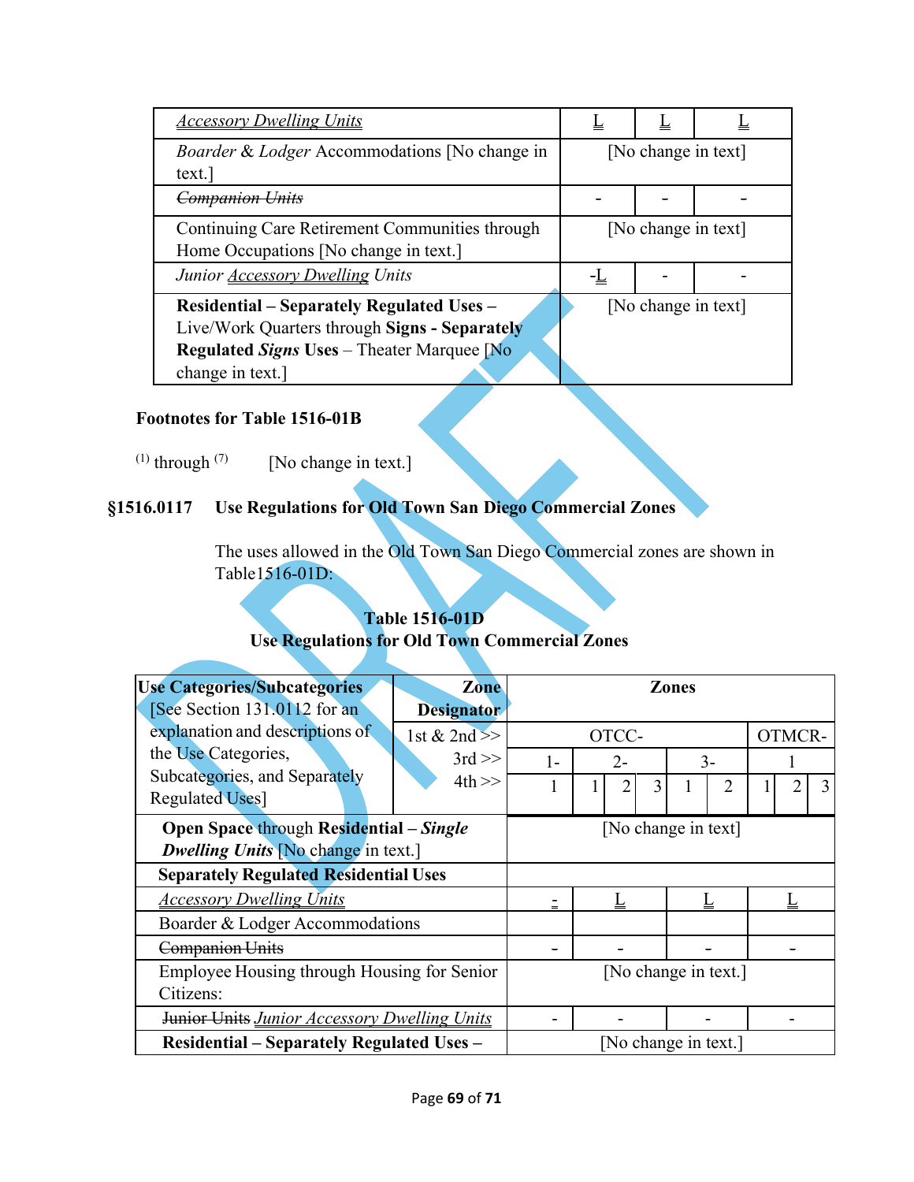| | | | |
|---|---|---|---|
| *Accessory Dwelling Units* | L | L | L |
| *Boarder & Lodger* Accommodations [No change in text.] | [No change in text] | | |
| ~~*Companion Units*~~ | - | - | - |
| Continuing Care Retirement Communities through Home Occupations [No change in text.] | [No change in text] | | |
| *Junior Accessory Dwelling Units* | -L | - | - |
| **Residential – Separately Regulated Uses –** Live/Work Quarters through **Signs - Separately Regulated *Signs* Uses** – Theater Marquee [No change in text.] | [No change in text] | | |

**Footnotes for Table 1516-01B**

(1) through (7) [No change in text.]

## §1516.0117 Use Regulations for Old Town San Diego Commercial Zones

The uses allowed in the Old Town San Diego Commercial zones are shown in Table1516-01D:

**Table 1516-01D**
**Use Regulations for Old Town Commercial Zones**

| Use Categories/Subcategories [See Section 131.0112 for an explanation and descriptions of the Use Categories, Subcategories, and Separately Regulated Uses] | Zone Designator | Zones | | | | | | | | |
|---|---|---|---|---|---|---|---|---|---|---|
| | 1st & 2nd >> | OTCC- | | | | | | OTMCR- | | |
| | 3rd >> | 1- | 2- | | | 3- | | 1 | | |
| | 4th >> | 1 | 1 | 2 | 3 | 1 | 2 | 1 | 2 | 3 |
| **Open Space** through **Residential – *Single Dwelling Units*** [No change in text.] | | [No change in text] | | | | | | | | |
| **Separately Regulated Residential Uses** | | | | | | | | | | |
| *Accessory Dwelling Units* | | - | L | | | L | | L | | |
| Boarder & Lodger Accommodations | | | | | | | | | | |
| ~~Companion Units~~ | | - | - | | | - | | - | | |
| Employee Housing through Housing for Senior Citizens: | | [No change in text.] | | | | | | | | |
| ~~Junior Units~~ *Junior Accessory Dwelling Units* | | - | - | | | - | | - | | |
| **Residential – Separately Regulated Uses –** | | [No change in text.] | | | | | | | | |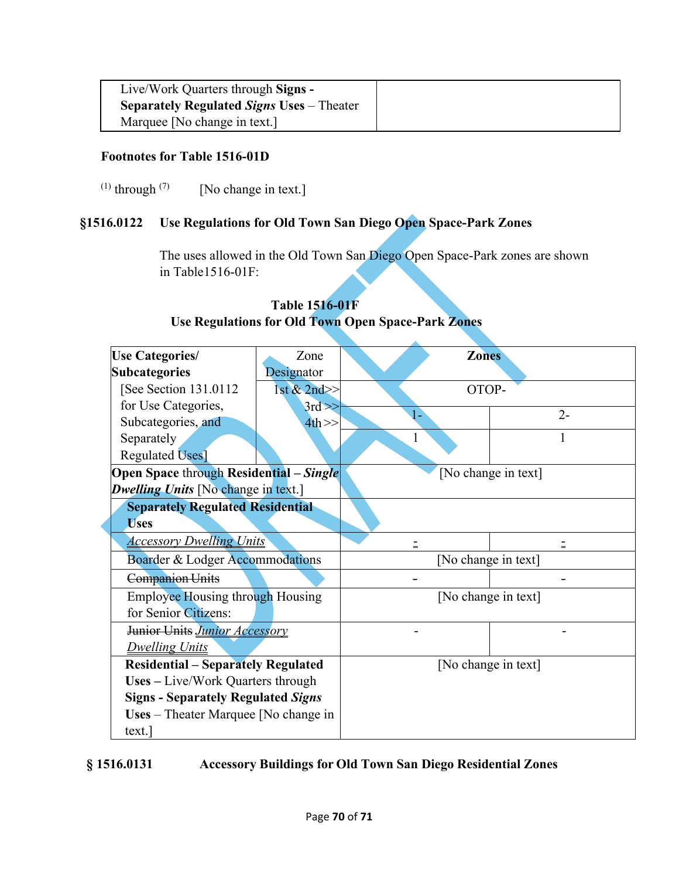| Live/Work Quarters through **Signs - Separately Regulated *Signs* Uses** – Theater Marquee [No change in text.] | |
|---|---|

**Footnotes for Table 1516-01D**

(1) through (7) [No change in text.]

**§1516.0122 Use Regulations for Old Town San Diego Open Space-Park Zones**

The uses allowed in the Old Town San Diego Open Space-Park zones are shown in Table1516-01F:

**Table 1516-01F**
**Use Regulations for Old Town Open Space-Park Zones**

| **Use Categories/ Subcategories** [See Section 131.0112 for Use Categories, Subcategories, and Separately Regulated Uses] | Zone Designator | **Zones** | |
|---|---|---|---|
| | 1st & 2nd>> | OTOP- | |
| | 3rd >> | 1- | 2- |
| | 4th >> | 1 | 1 |
| **Open Space** through **Residential** – ***Single Dwelling Units*** [No change in text.] | | [No change in text] | |
| **Separately Regulated Residential Uses** | | | |
| *Accessory Dwelling Units* | | - | - |
| Boarder & Lodger Accommodations | | [No change in text] | |
| ~~Companion Units~~ | | - | - |
| Employee Housing through Housing for Senior Citizens: | | [No change in text] | |
| ~~Junior Units~~ *Junior Accessory Dwelling Units* | | - | - |
| **Residential – Separately Regulated Uses** – Live/Work Quarters through **Signs - Separately Regulated *Signs* Uses** – Theater Marquee [No change in text.] | | [No change in text] | |

**§ 1516.0131 Accessory Buildings for Old Town San Diego Residential Zones**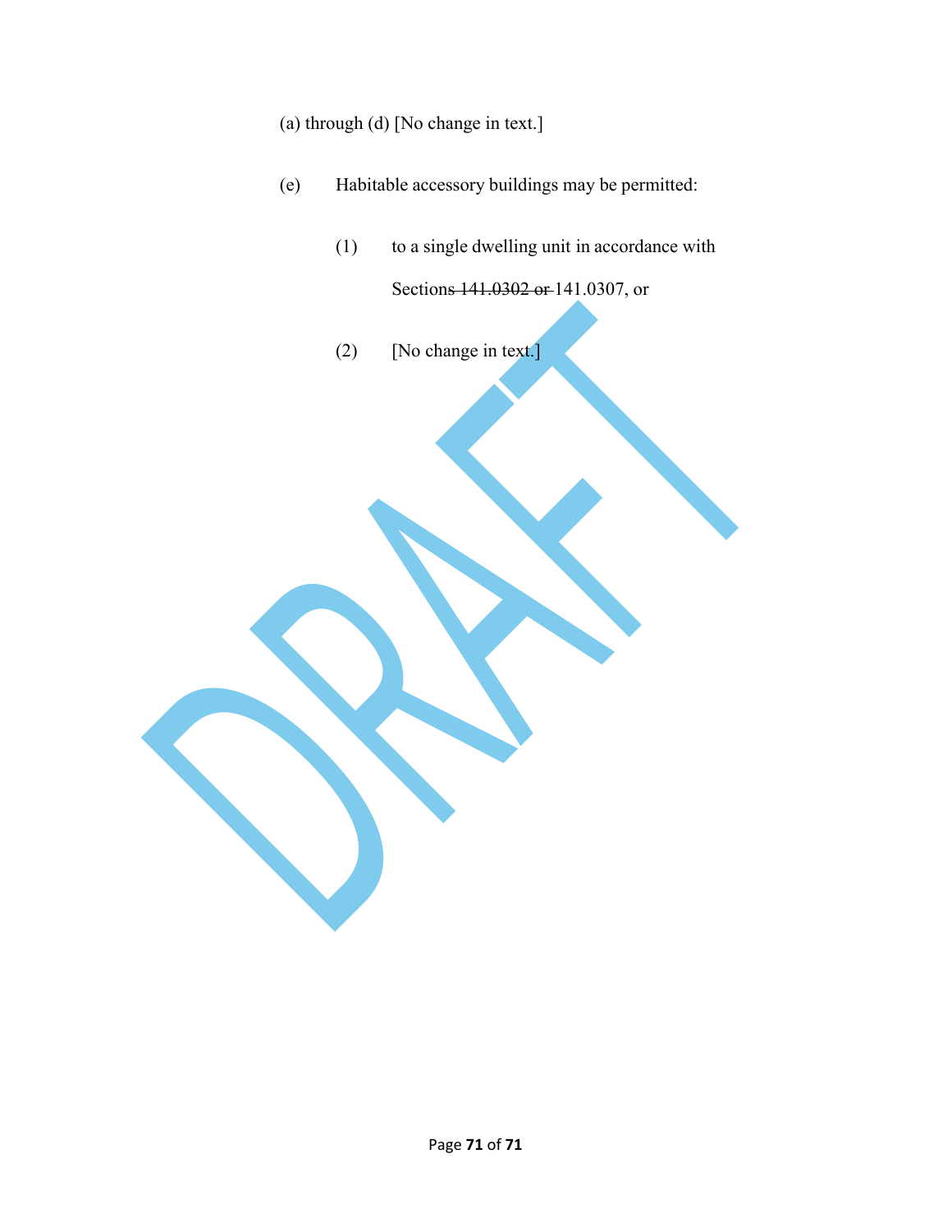(a) through (d) [No change in text.]

(e) Habitable accessory buildings may be permitted:

(1) to a single dwelling unit in accordance with Sections ~~141.0302 or~~ 141.0307, or

(2) [No change in text.]